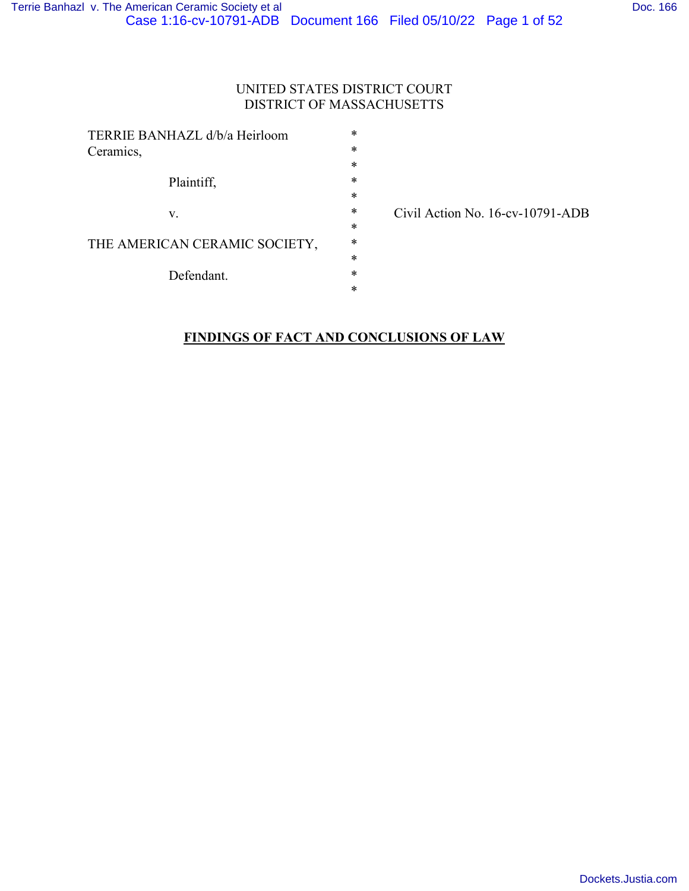UNITED STATES DISTRICT COURT
DISTRICT OF MASSACHUSETTS

| | | |
|---|---|---|
| TERRIE BANHAZL d/b/a Heirloom Ceramics, | * | |
| | * | |
| Plaintiff, | * | |
| | * | |
| v. | * | Civil Action No. 16-cv-10791-ADB |
| | * | |
| THE AMERICAN CERAMIC SOCIETY, | * | |
| | * | |
| Defendant. | * | |
| | * | |

**FINDINGS OF FACT AND CONCLUSIONS OF LAW**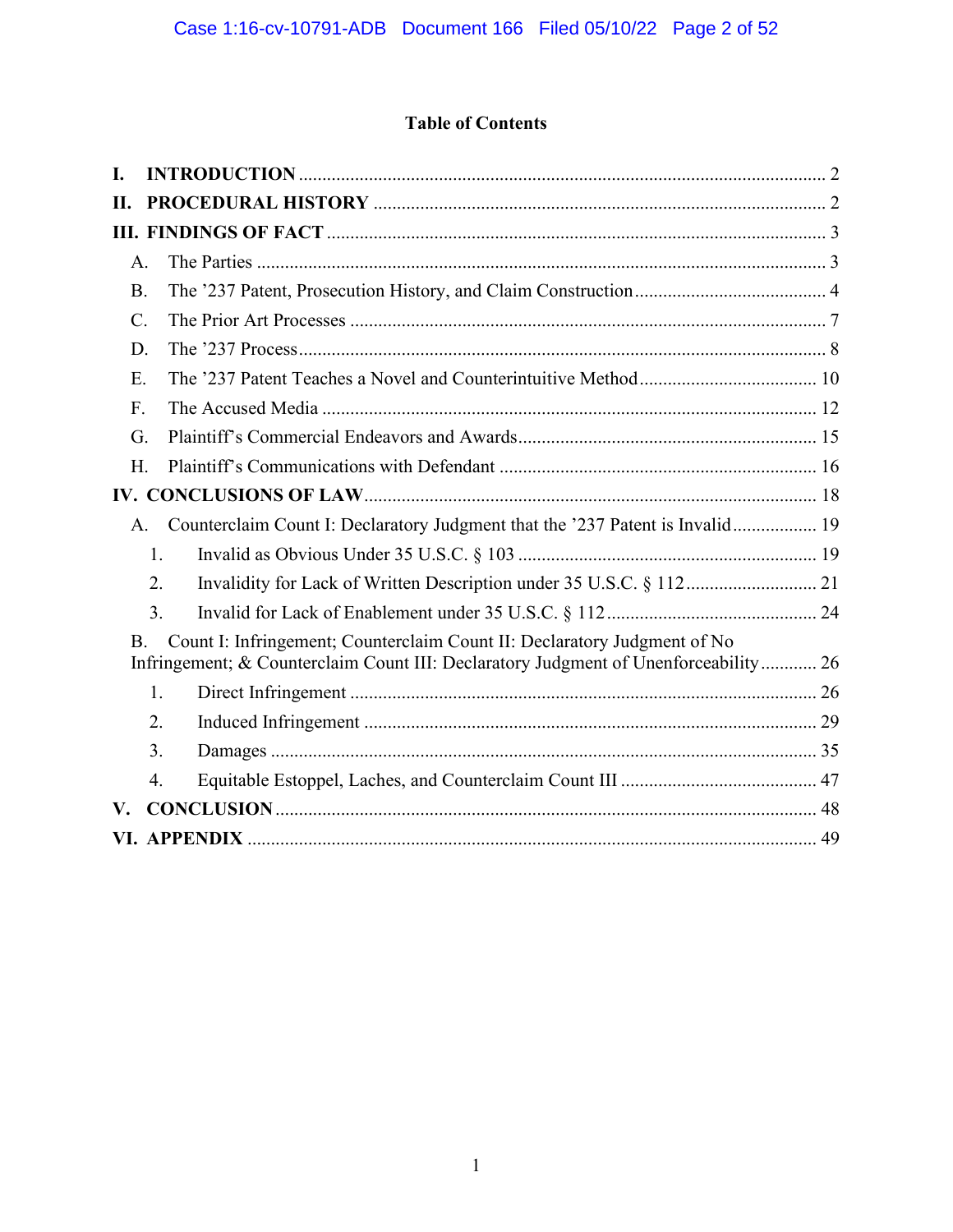## Table of Contents

**I. INTRODUCTION** ........................................................................................................ 2

**II. PROCEDURAL HISTORY** ........................................................................................ 2

**III. FINDINGS OF FACT** .................................................................................................. 3

- A. The Parties ........................................................................................................... 3
- B. The ’237 Patent, Prosecution History, and Claim Construction .......................................... 4
- C. The Prior Art Processes ........................................................................................... 7
- D. The ’237 Process ..................................................................................................... 8
- E. The ’237 Patent Teaches a Novel and Counterintuitive Method ....................................... 10
- F. The Accused Media ................................................................................................ 12
- G. Plaintiff’s Commercial Endeavors and Awards ............................................................. 15
- H. Plaintiff’s Communications with Defendant ................................................................. 16

**IV. CONCLUSIONS OF LAW** ........................................................................................ 18

- A. Counterclaim Count I: Declaratory Judgment that the ’237 Patent is Invalid .................. 19
  1. Invalid as Obvious Under 35 U.S.C. § 103 ................................................................ 19
  2. Invalidity for Lack of Written Description under 35 U.S.C. § 112 ............................ 21
  3. Invalid for Lack of Enablement under 35 U.S.C. § 112 ............................................. 24
- B. Count I: Infringement; Counterclaim Count II: Declaratory Judgment of No Infringement; & Counterclaim Count III: Declaratory Judgment of Unenforceability ............ 26
  1. Direct Infringement .................................................................................................. 26
  2. Induced Infringement ................................................................................................ 29
  3. Damages .................................................................................................................... 35
  4. Equitable Estoppel, Laches, and Counterclaim Count III .......................................... 47

**V. CONCLUSION** ............................................................................................................ 48

**VI. APPENDIX** ................................................................................................................ 49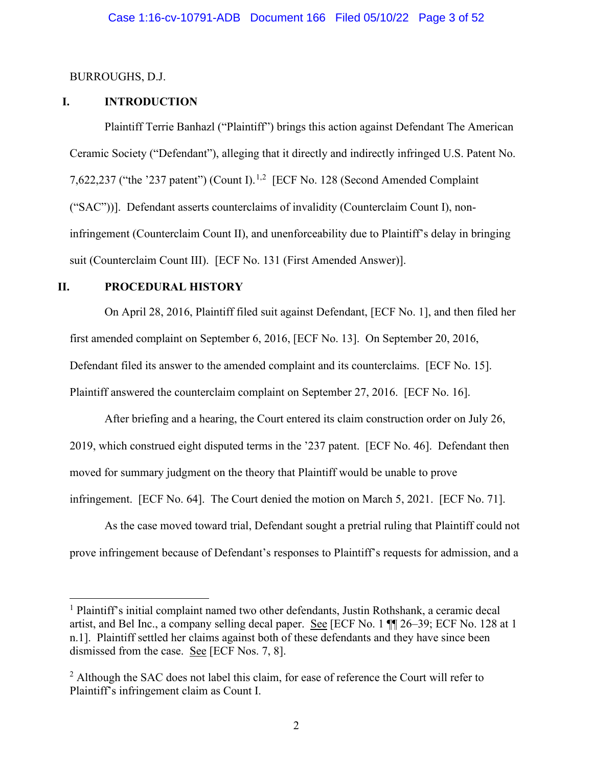BURROUGHS, D.J.

## I. INTRODUCTION

Plaintiff Terrie Banhazl ("Plaintiff") brings this action against Defendant The American Ceramic Society ("Defendant"), alleging that it directly and indirectly infringed U.S. Patent No. 7,622,237 ("the '237 patent") (Count I).[1,2] [ECF No. 128 (Second Amended Complaint ("SAC"))]. Defendant asserts counterclaims of invalidity (Counterclaim Count I), non-infringement (Counterclaim Count II), and unenforceability due to Plaintiff's delay in bringing suit (Counterclaim Count III). [ECF No. 131 (First Amended Answer)].

## II. PROCEDURAL HISTORY

On April 28, 2016, Plaintiff filed suit against Defendant, [ECF No. 1], and then filed her first amended complaint on September 6, 2016, [ECF No. 13]. On September 20, 2016, Defendant filed its answer to the amended complaint and its counterclaims. [ECF No. 15]. Plaintiff answered the counterclaim complaint on September 27, 2016. [ECF No. 16].

After briefing and a hearing, the Court entered its claim construction order on July 26, 2019, which construed eight disputed terms in the '237 patent. [ECF No. 46]. Defendant then moved for summary judgment on the theory that Plaintiff would be unable to prove infringement. [ECF No. 64]. The Court denied the motion on March 5, 2021. [ECF No. 71].

As the case moved toward trial, Defendant sought a pretrial ruling that Plaintiff could not prove infringement because of Defendant's responses to Plaintiff's requests for admission, and a

---

[1] Plaintiff's initial complaint named two other defendants, Justin Rothshank, a ceramic decal artist, and Bel Inc., a company selling decal paper. See [ECF No. 1 ¶¶ 26–39; ECF No. 128 at 1 n.1]. Plaintiff settled her claims against both of these defendants and they have since been dismissed from the case. See [ECF Nos. 7, 8].

[2] Although the SAC does not label this claim, for ease of reference the Court will refer to Plaintiff's infringement claim as Count I.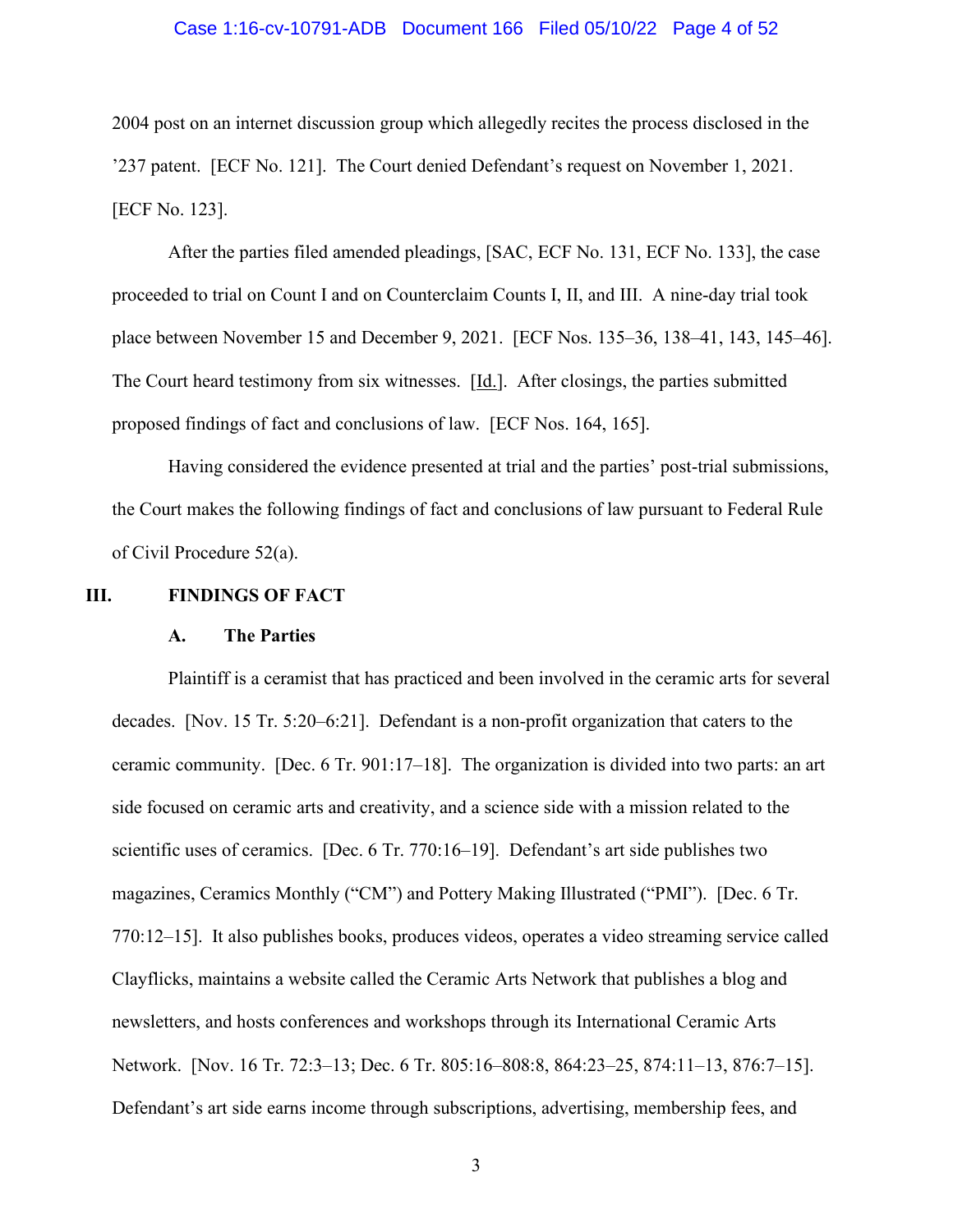2004 post on an internet discussion group which allegedly recites the process disclosed in the '237 patent. [ECF No. 121]. The Court denied Defendant's request on November 1, 2021. [ECF No. 123].

After the parties filed amended pleadings, [SAC, ECF No. 131, ECF No. 133], the case proceeded to trial on Count I and on Counterclaim Counts I, II, and III. A nine-day trial took place between November 15 and December 9, 2021. [ECF Nos. 135–36, 138–41, 143, 145–46]. The Court heard testimony from six witnesses. [Id.]. After closings, the parties submitted proposed findings of fact and conclusions of law. [ECF Nos. 164, 165].

Having considered the evidence presented at trial and the parties' post-trial submissions, the Court makes the following findings of fact and conclusions of law pursuant to Federal Rule of Civil Procedure 52(a).

## III. FINDINGS OF FACT

### A. The Parties

Plaintiff is a ceramist that has practiced and been involved in the ceramic arts for several decades. [Nov. 15 Tr. 5:20–6:21]. Defendant is a non-profit organization that caters to the ceramic community. [Dec. 6 Tr. 901:17–18]. The organization is divided into two parts: an art side focused on ceramic arts and creativity, and a science side with a mission related to the scientific uses of ceramics. [Dec. 6 Tr. 770:16–19]. Defendant's art side publishes two magazines, Ceramics Monthly ("CM") and Pottery Making Illustrated ("PMI"). [Dec. 6 Tr. 770:12–15]. It also publishes books, produces videos, operates a video streaming service called Clayflicks, maintains a website called the Ceramic Arts Network that publishes a blog and newsletters, and hosts conferences and workshops through its International Ceramic Arts Network. [Nov. 16 Tr. 72:3–13; Dec. 6 Tr. 805:16–808:8, 864:23–25, 874:11–13, 876:7–15]. Defendant's art side earns income through subscriptions, advertising, membership fees, and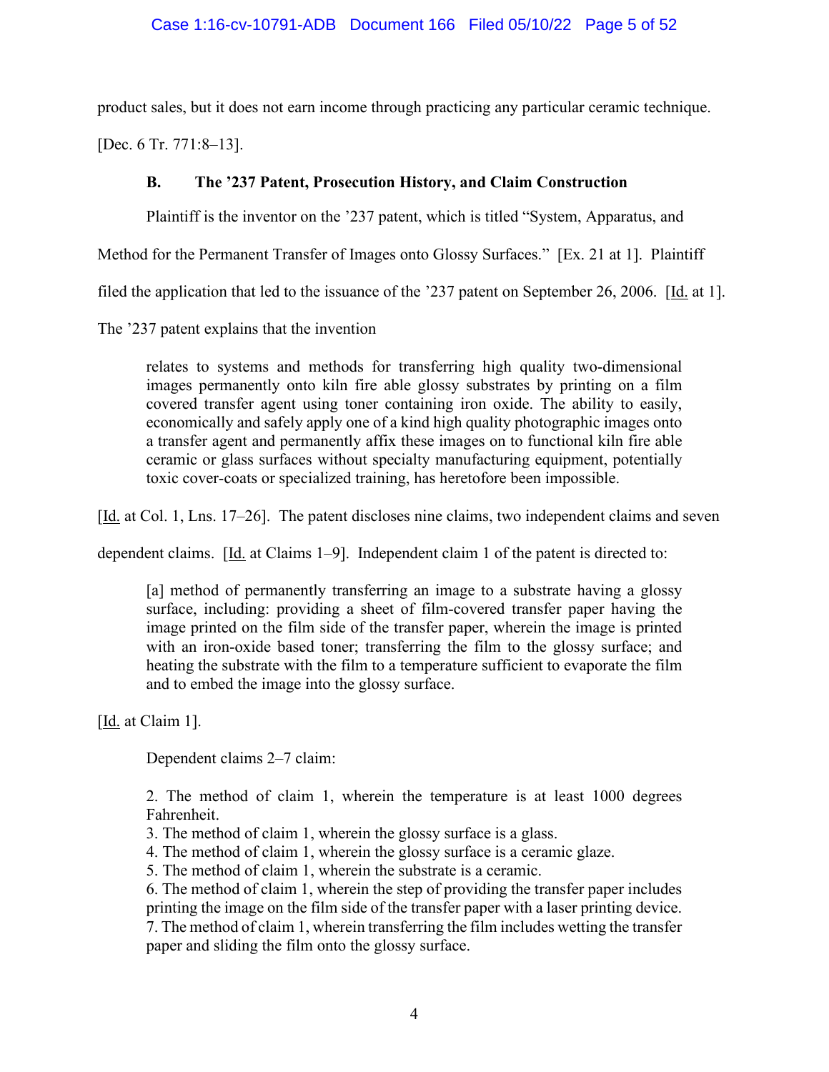product sales, but it does not earn income through practicing any particular ceramic technique. [Dec. 6 Tr. 771:8–13].

### B. The '237 Patent, Prosecution History, and Claim Construction

Plaintiff is the inventor on the '237 patent, which is titled "System, Apparatus, and Method for the Permanent Transfer of Images onto Glossy Surfaces." [Ex. 21 at 1]. Plaintiff filed the application that led to the issuance of the '237 patent on September 26, 2006. [Id. at 1]. The '237 patent explains that the invention

> relates to systems and methods for transferring high quality two-dimensional images permanently onto kiln fire able glossy substrates by printing on a film covered transfer agent using toner containing iron oxide. The ability to easily, economically and safely apply one of a kind high quality photographic images onto a transfer agent and permanently affix these images on to functional kiln fire able ceramic or glass surfaces without specialty manufacturing equipment, potentially toxic cover-coats or specialized training, has heretofore been impossible.

[Id. at Col. 1, Lns. 17–26]. The patent discloses nine claims, two independent claims and seven dependent claims. [Id. at Claims 1–9]. Independent claim 1 of the patent is directed to:

> [a] method of permanently transferring an image to a substrate having a glossy surface, including: providing a sheet of film-covered transfer paper having the image printed on the film side of the transfer paper, wherein the image is printed with an iron-oxide based toner; transferring the film to the glossy surface; and heating the substrate with the film to a temperature sufficient to evaporate the film and to embed the image into the glossy surface.

[Id. at Claim 1].

Dependent claims 2–7 claim:

> 2. The method of claim 1, wherein the temperature is at least 1000 degrees Fahrenheit.
> 3. The method of claim 1, wherein the glossy surface is a glass.
> 4. The method of claim 1, wherein the glossy surface is a ceramic glaze.
> 5. The method of claim 1, wherein the substrate is a ceramic.
> 6. The method of claim 1, wherein the step of providing the transfer paper includes printing the image on the film side of the transfer paper with a laser printing device.
> 7. The method of claim 1, wherein transferring the film includes wetting the transfer paper and sliding the film onto the glossy surface.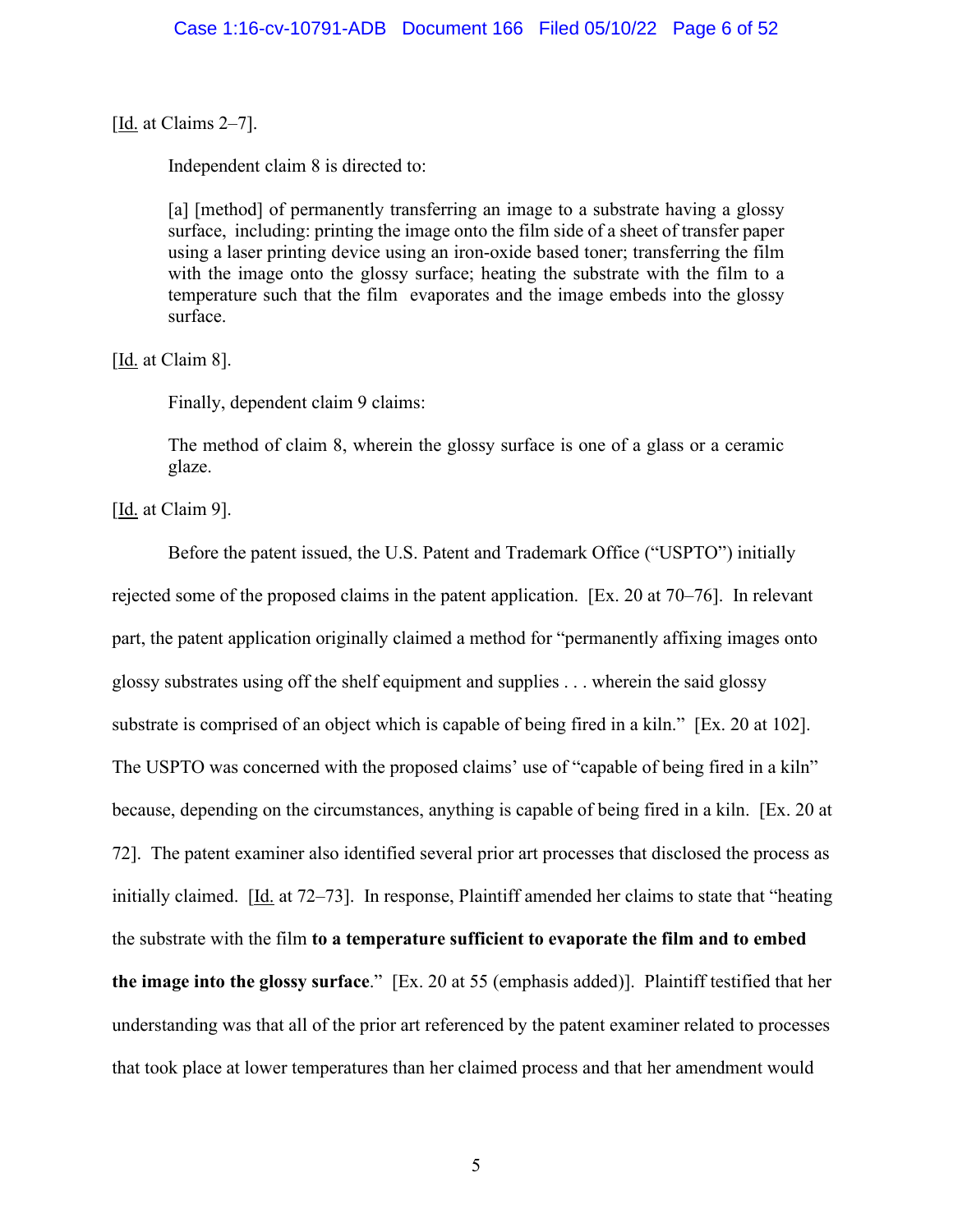[Id. at Claims 2–7].

Independent claim 8 is directed to:

> [a] [method] of permanently transferring an image to a substrate having a glossy surface, including: printing the image onto the film side of a sheet of transfer paper using a laser printing device using an iron-oxide based toner; transferring the film with the image onto the glossy surface; heating the substrate with the film to a temperature such that the film evaporates and the image embeds into the glossy surface.

[Id. at Claim 8].

Finally, dependent claim 9 claims:

> The method of claim 8, wherein the glossy surface is one of a glass or a ceramic glaze.

[Id. at Claim 9].

Before the patent issued, the U.S. Patent and Trademark Office ("USPTO") initially rejected some of the proposed claims in the patent application. [Ex. 20 at 70–76]. In relevant part, the patent application originally claimed a method for "permanently affixing images onto glossy substrates using off the shelf equipment and supplies . . . wherein the said glossy substrate is comprised of an object which is capable of being fired in a kiln." [Ex. 20 at 102]. The USPTO was concerned with the proposed claims' use of "capable of being fired in a kiln" because, depending on the circumstances, anything is capable of being fired in a kiln. [Ex. 20 at 72]. The patent examiner also identified several prior art processes that disclosed the process as initially claimed. [Id. at 72–73]. In response, Plaintiff amended her claims to state that "heating the substrate with the film **to a temperature sufficient to evaporate the film and to embed the image into the glossy surface**." [Ex. 20 at 55 (emphasis added)]. Plaintiff testified that her understanding was that all of the prior art referenced by the patent examiner related to processes that took place at lower temperatures than her claimed process and that her amendment would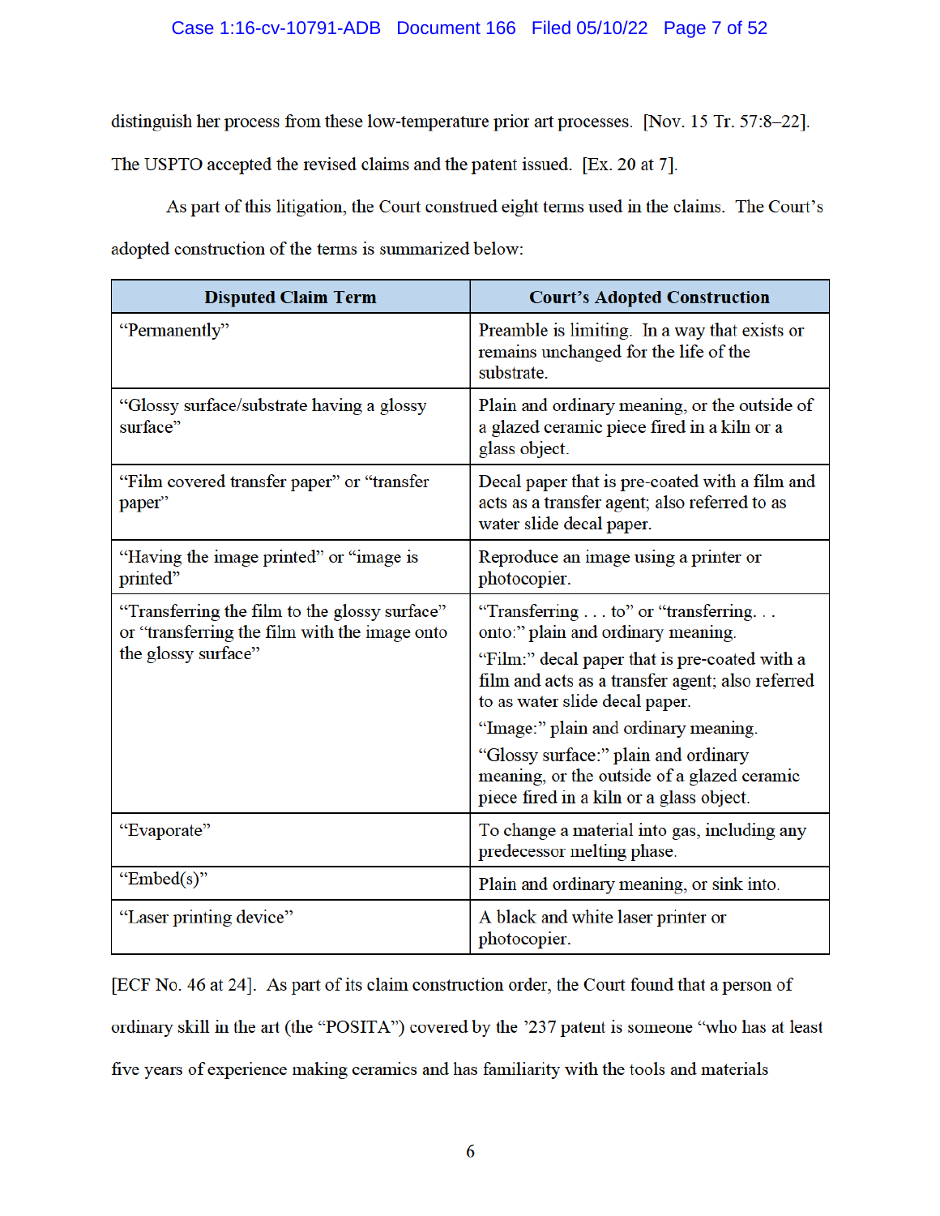distinguish her process from these low-temperature prior art processes. [Nov. 15 Tr. 57:8–22]. The USPTO accepted the revised claims and the patent issued. [Ex. 20 at 7].

As part of this litigation, the Court construed eight terms used in the claims. The Court's adopted construction of the terms is summarized below:

| Disputed Claim Term | Court's Adopted Construction |
|---|---|
| "Permanently" | Preamble is limiting. In a way that exists or remains unchanged for the life of the substrate. |
| "Glossy surface/substrate having a glossy surface" | Plain and ordinary meaning, or the outside of a glazed ceramic piece fired in a kiln or a glass object. |
| "Film covered transfer paper" or "transfer paper" | Decal paper that is pre-coated with a film and acts as a transfer agent; also referred to as water slide decal paper. |
| "Having the image printed" or "image is printed" | Reproduce an image using a printer or photocopier. |
| "Transferring the film to the glossy surface" or "transferring the film with the image onto the glossy surface" | "Transferring . . . to" or "transferring. . . onto:" plain and ordinary meaning.<br>"Film:" decal paper that is pre-coated with a film and acts as a transfer agent; also referred to as water slide decal paper.<br>"Image:" plain and ordinary meaning.<br>"Glossy surface:" plain and ordinary meaning, or the outside of a glazed ceramic piece fired in a kiln or a glass object. |
| "Evaporate" | To change a material into gas, including any predecessor melting phase. |
| "Embed(s)" | Plain and ordinary meaning, or sink into. |
| "Laser printing device" | A black and white laser printer or photocopier. |

[ECF No. 46 at 24]. As part of its claim construction order, the Court found that a person of ordinary skill in the art (the "POSITA") covered by the '237 patent is someone "who has at least five years of experience making ceramics and has familiarity with the tools and materials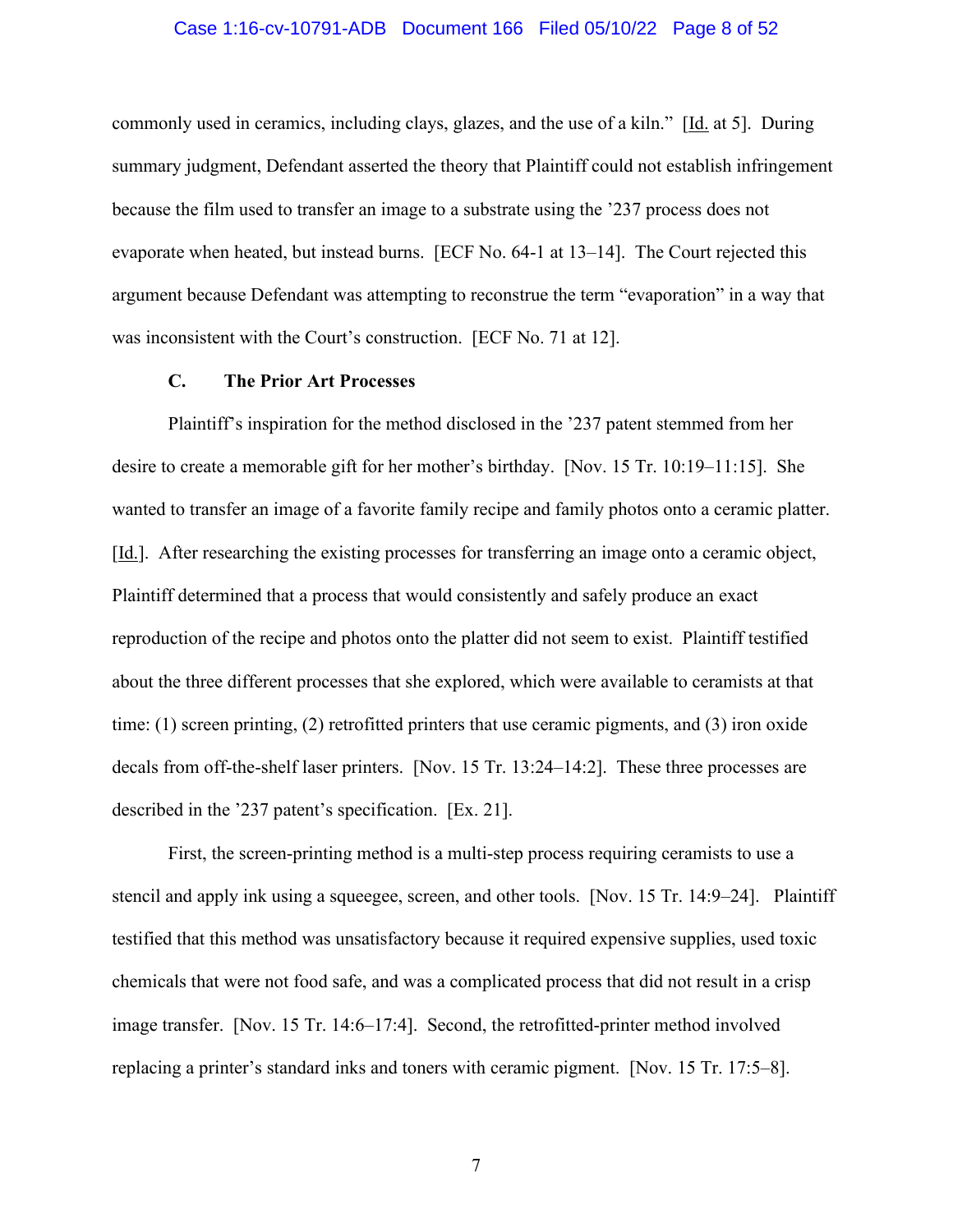commonly used in ceramics, including clays, glazes, and the use of a kiln." [Id. at 5]. During summary judgment, Defendant asserted the theory that Plaintiff could not establish infringement because the film used to transfer an image to a substrate using the '237 process does not evaporate when heated, but instead burns. [ECF No. 64-1 at 13–14]. The Court rejected this argument because Defendant was attempting to reconstrue the term "evaporation" in a way that was inconsistent with the Court's construction. [ECF No. 71 at 12].

### C. The Prior Art Processes

Plaintiff's inspiration for the method disclosed in the '237 patent stemmed from her desire to create a memorable gift for her mother's birthday. [Nov. 15 Tr. 10:19–11:15]. She wanted to transfer an image of a favorite family recipe and family photos onto a ceramic platter. [Id.]. After researching the existing processes for transferring an image onto a ceramic object, Plaintiff determined that a process that would consistently and safely produce an exact reproduction of the recipe and photos onto the platter did not seem to exist. Plaintiff testified about the three different processes that she explored, which were available to ceramists at that time: (1) screen printing, (2) retrofitted printers that use ceramic pigments, and (3) iron oxide decals from off-the-shelf laser printers. [Nov. 15 Tr. 13:24–14:2]. These three processes are described in the '237 patent's specification. [Ex. 21].

First, the screen-printing method is a multi-step process requiring ceramists to use a stencil and apply ink using a squeegee, screen, and other tools. [Nov. 15 Tr. 14:9–24]. Plaintiff testified that this method was unsatisfactory because it required expensive supplies, used toxic chemicals that were not food safe, and was a complicated process that did not result in a crisp image transfer. [Nov. 15 Tr. 14:6–17:4]. Second, the retrofitted-printer method involved replacing a printer's standard inks and toners with ceramic pigment. [Nov. 15 Tr. 17:5–8].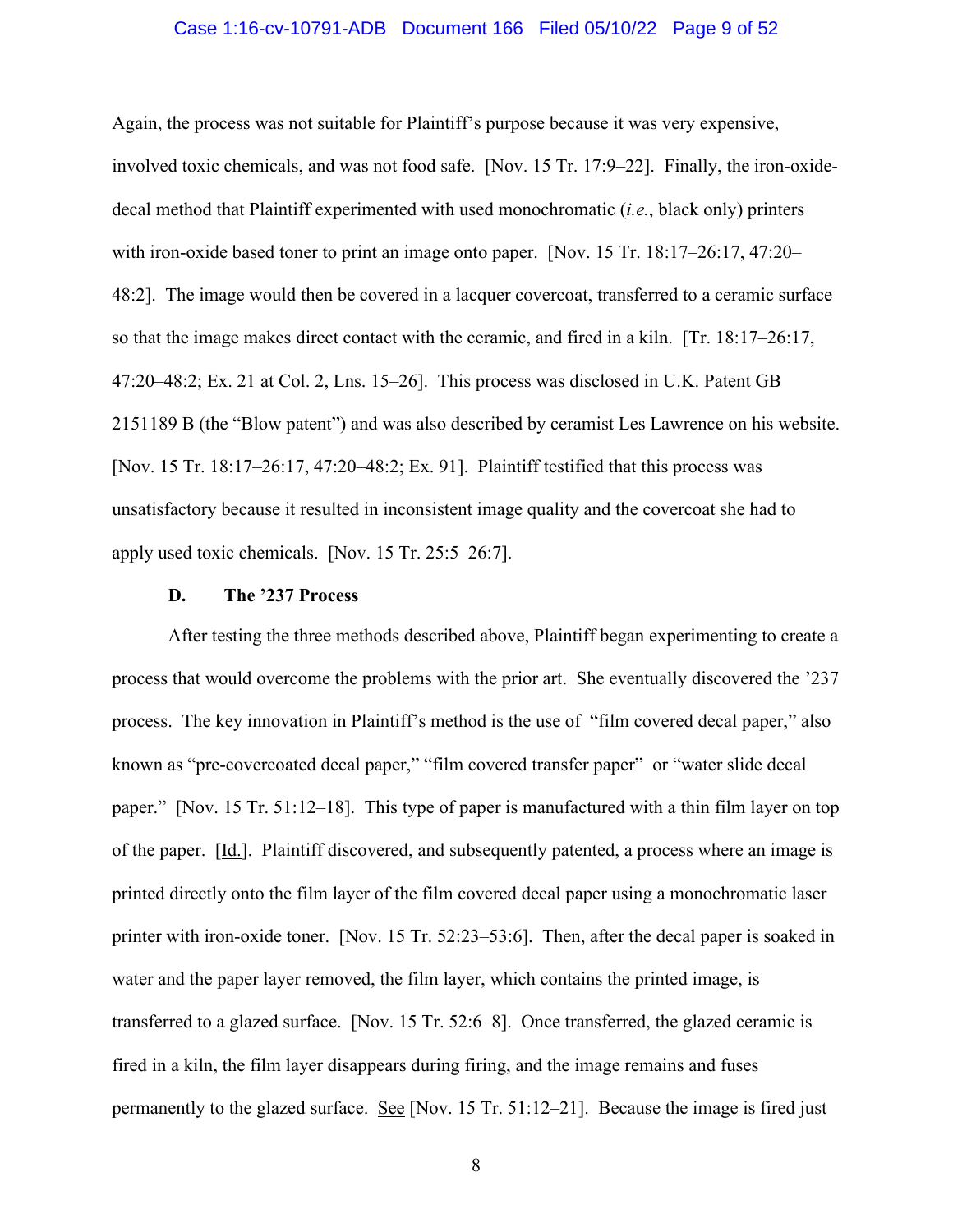Again, the process was not suitable for Plaintiff's purpose because it was very expensive, involved toxic chemicals, and was not food safe. [Nov. 15 Tr. 17:9–22]. Finally, the iron-oxide-decal method that Plaintiff experimented with used monochromatic (*i.e.*, black only) printers with iron-oxide based toner to print an image onto paper. [Nov. 15 Tr. 18:17–26:17, 47:20–48:2]. The image would then be covered in a lacquer covercoat, transferred to a ceramic surface so that the image makes direct contact with the ceramic, and fired in a kiln. [Tr. 18:17–26:17, 47:20–48:2; Ex. 21 at Col. 2, Lns. 15–26]. This process was disclosed in U.K. Patent GB 2151189 B (the "Blow patent") and was also described by ceramist Les Lawrence on his website. [Nov. 15 Tr. 18:17–26:17, 47:20–48:2; Ex. 91]. Plaintiff testified that this process was unsatisfactory because it resulted in inconsistent image quality and the covercoat she had to apply used toxic chemicals. [Nov. 15 Tr. 25:5–26:7].

### D. The '237 Process

After testing the three methods described above, Plaintiff began experimenting to create a process that would overcome the problems with the prior art. She eventually discovered the '237 process. The key innovation in Plaintiff's method is the use of "film covered decal paper," also known as "pre-covercoated decal paper," "film covered transfer paper" or "water slide decal paper." [Nov. 15 Tr. 51:12–18]. This type of paper is manufactured with a thin film layer on top of the paper. [Id.]. Plaintiff discovered, and subsequently patented, a process where an image is printed directly onto the film layer of the film covered decal paper using a monochromatic laser printer with iron-oxide toner. [Nov. 15 Tr. 52:23–53:6]. Then, after the decal paper is soaked in water and the paper layer removed, the film layer, which contains the printed image, is transferred to a glazed surface. [Nov. 15 Tr. 52:6–8]. Once transferred, the glazed ceramic is fired in a kiln, the film layer disappears during firing, and the image remains and fuses permanently to the glazed surface. See [Nov. 15 Tr. 51:12–21]. Because the image is fired just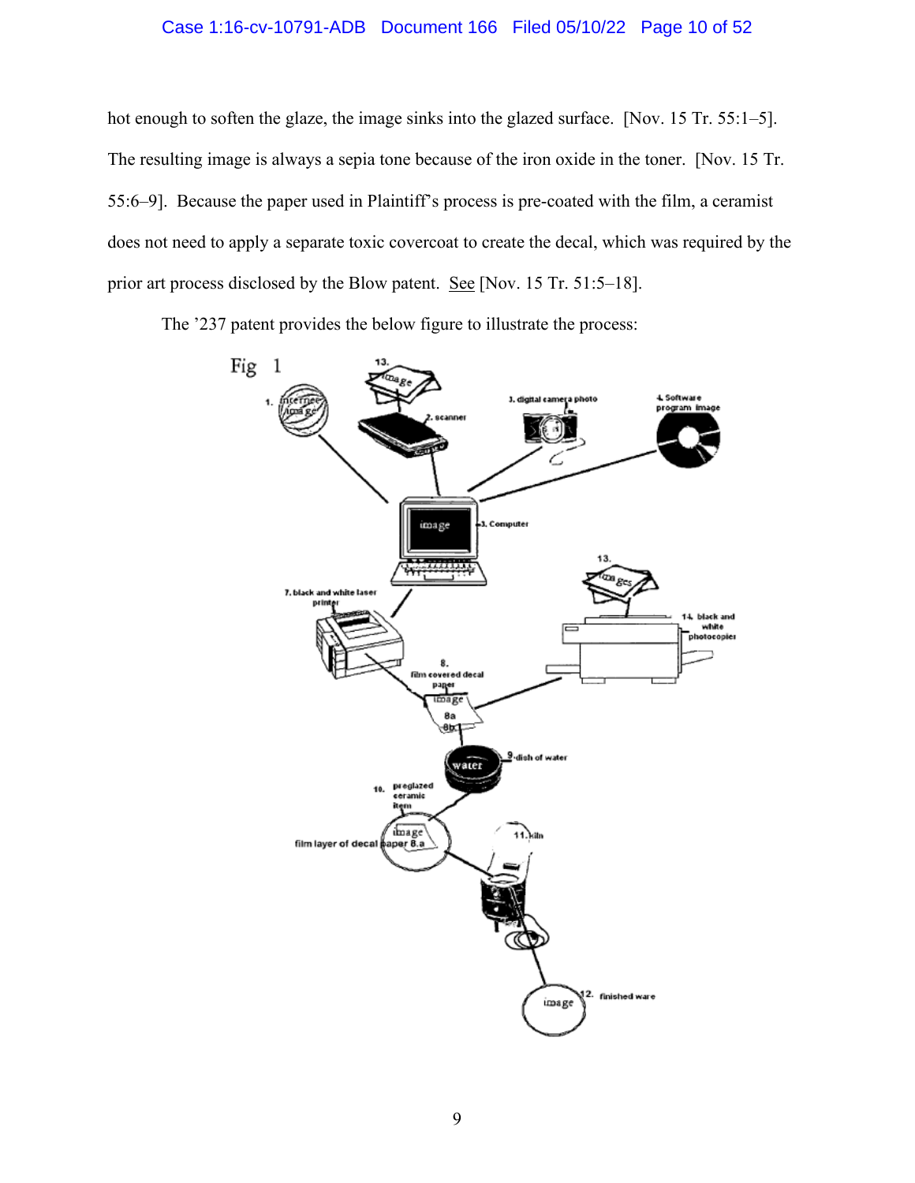hot enough to soften the glaze, the image sinks into the glazed surface. [Nov. 15 Tr. 55:1–5]. The resulting image is always a sepia tone because of the iron oxide in the toner. [Nov. 15 Tr. 55:6–9]. Because the paper used in Plaintiff's process is pre-coated with the film, a ceramist does not need to apply a separate toxic covercoat to create the decal, which was required by the prior art process disclosed by the Blow patent. See [Nov. 15 Tr. 51:5–18].

The '237 patent provides the below figure to illustrate the process: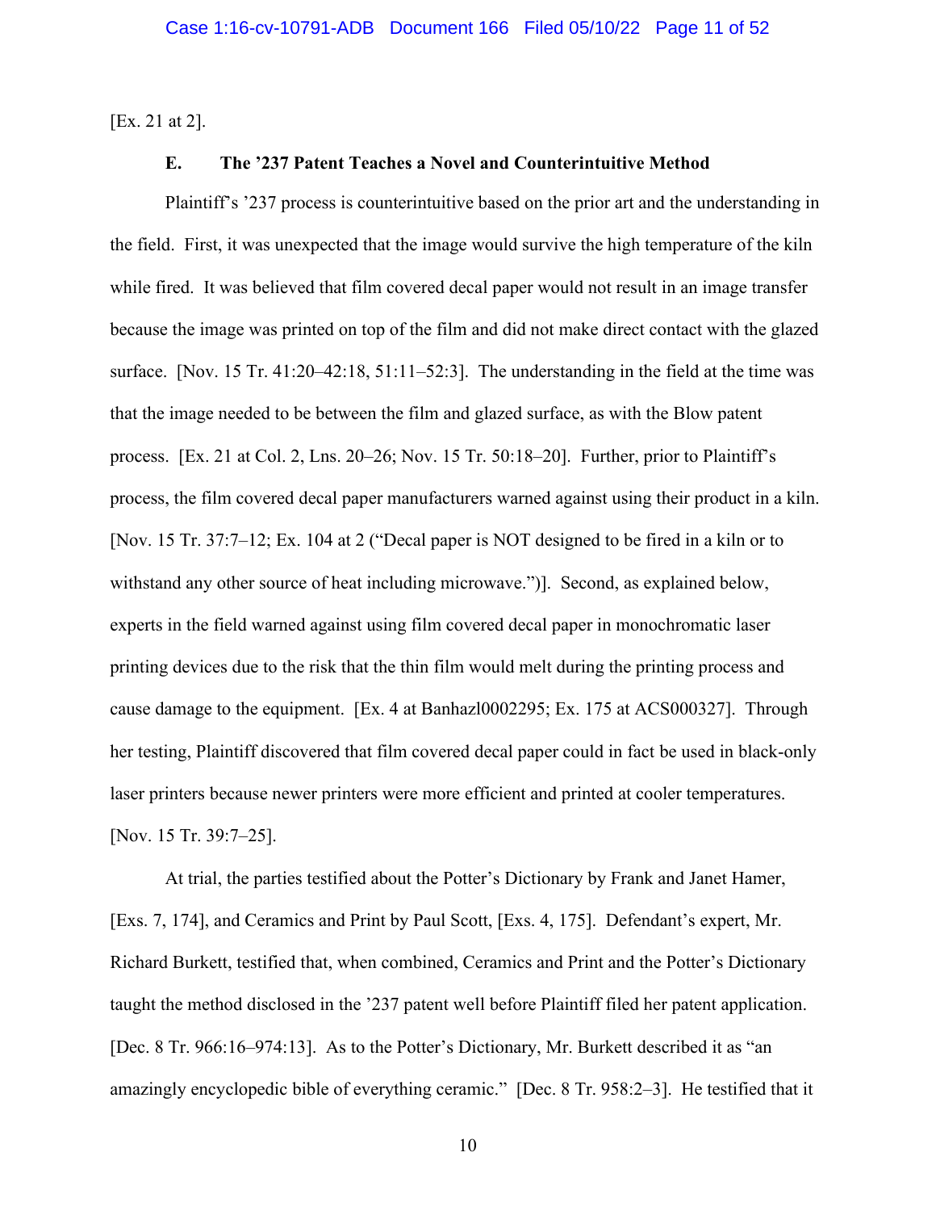[Ex. 21 at 2].

### E. The '237 Patent Teaches a Novel and Counterintuitive Method

Plaintiff's '237 process is counterintuitive based on the prior art and the understanding in the field. First, it was unexpected that the image would survive the high temperature of the kiln while fired. It was believed that film covered decal paper would not result in an image transfer because the image was printed on top of the film and did not make direct contact with the glazed surface. [Nov. 15 Tr. 41:20–42:18, 51:11–52:3]. The understanding in the field at the time was that the image needed to be between the film and glazed surface, as with the Blow patent process. [Ex. 21 at Col. 2, Lns. 20–26; Nov. 15 Tr. 50:18–20]. Further, prior to Plaintiff's process, the film covered decal paper manufacturers warned against using their product in a kiln. [Nov. 15 Tr. 37:7–12; Ex. 104 at 2 ("Decal paper is NOT designed to be fired in a kiln or to withstand any other source of heat including microwave.")]. Second, as explained below, experts in the field warned against using film covered decal paper in monochromatic laser printing devices due to the risk that the thin film would melt during the printing process and cause damage to the equipment. [Ex. 4 at Banhazl0002295; Ex. 175 at ACS000327]. Through her testing, Plaintiff discovered that film covered decal paper could in fact be used in black-only laser printers because newer printers were more efficient and printed at cooler temperatures. [Nov. 15 Tr. 39:7–25].

At trial, the parties testified about the Potter's Dictionary by Frank and Janet Hamer, [Exs. 7, 174], and Ceramics and Print by Paul Scott, [Exs. 4, 175]. Defendant's expert, Mr. Richard Burkett, testified that, when combined, Ceramics and Print and the Potter's Dictionary taught the method disclosed in the '237 patent well before Plaintiff filed her patent application. [Dec. 8 Tr. 966:16–974:13]. As to the Potter's Dictionary, Mr. Burkett described it as "an amazingly encyclopedic bible of everything ceramic." [Dec. 8 Tr. 958:2–3]. He testified that it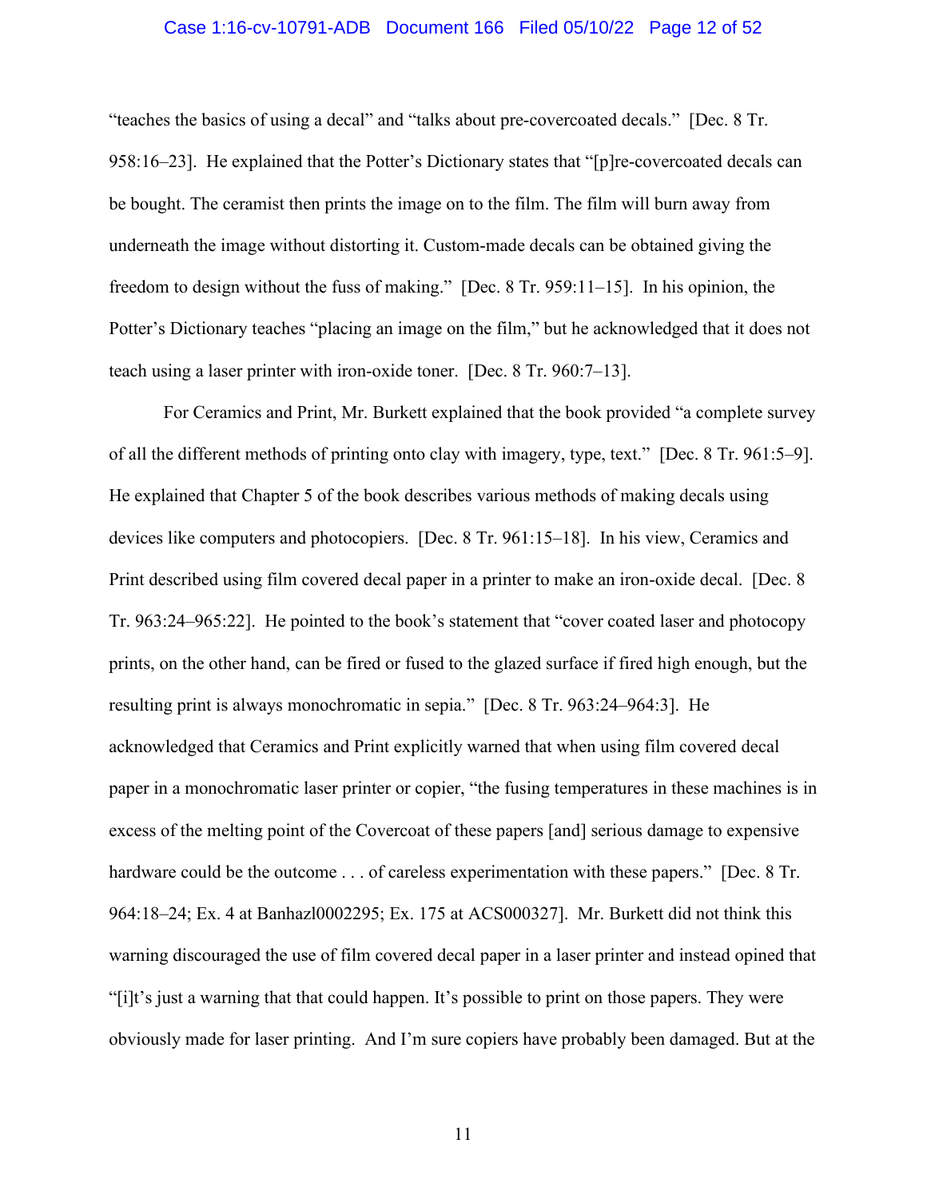"teaches the basics of using a decal" and "talks about pre-covercoated decals." [Dec. 8 Tr. 958:16–23]. He explained that the Potter's Dictionary states that "[p]re-covercoated decals can be bought. The ceramist then prints the image on to the film. The film will burn away from underneath the image without distorting it. Custom-made decals can be obtained giving the freedom to design without the fuss of making." [Dec. 8 Tr. 959:11–15]. In his opinion, the Potter's Dictionary teaches "placing an image on the film," but he acknowledged that it does not teach using a laser printer with iron-oxide toner. [Dec. 8 Tr. 960:7–13].

For Ceramics and Print, Mr. Burkett explained that the book provided "a complete survey of all the different methods of printing onto clay with imagery, type, text." [Dec. 8 Tr. 961:5–9]. He explained that Chapter 5 of the book describes various methods of making decals using devices like computers and photocopiers. [Dec. 8 Tr. 961:15–18]. In his view, Ceramics and Print described using film covered decal paper in a printer to make an iron-oxide decal. [Dec. 8 Tr. 963:24–965:22]. He pointed to the book's statement that "cover coated laser and photocopy prints, on the other hand, can be fired or fused to the glazed surface if fired high enough, but the resulting print is always monochromatic in sepia." [Dec. 8 Tr. 963:24–964:3]. He acknowledged that Ceramics and Print explicitly warned that when using film covered decal paper in a monochromatic laser printer or copier, "the fusing temperatures in these machines is in excess of the melting point of the Covercoat of these papers [and] serious damage to expensive hardware could be the outcome . . . of careless experimentation with these papers." [Dec. 8 Tr. 964:18–24; Ex. 4 at Banhazl0002295; Ex. 175 at ACS000327]. Mr. Burkett did not think this warning discouraged the use of film covered decal paper in a laser printer and instead opined that "[i]t's just a warning that that could happen. It's possible to print on those papers. They were obviously made for laser printing. And I'm sure copiers have probably been damaged. But at the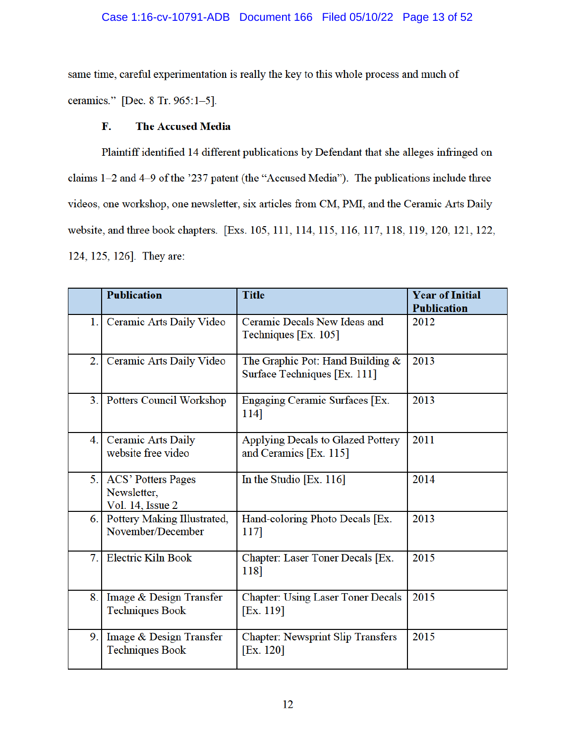same time, careful experimentation is really the key to this whole process and much of ceramics." [Dec. 8 Tr. 965:1–5].

### F. The Accused Media

Plaintiff identified 14 different publications by Defendant that she alleges infringed on claims 1–2 and 4–9 of the '237 patent (the "Accused Media"). The publications include three videos, one workshop, one newsletter, six articles from CM, PMI, and the Ceramic Arts Daily website, and three book chapters. [Exs. 105, 111, 114, 115, 116, 117, 118, 119, 120, 121, 122, 124, 125, 126]. They are:

| | **Publication** | **Title** | **Year of Initial Publication** |
|---|---|---|---|
| 1. | Ceramic Arts Daily Video | Ceramic Decals New Ideas and Techniques [Ex. 105] | 2012 |
| 2. | Ceramic Arts Daily Video | The Graphic Pot: Hand Building & Surface Techniques [Ex. 111] | 2013 |
| 3. | Potters Council Workshop | Engaging Ceramic Surfaces [Ex. 114] | 2013 |
| 4. | Ceramic Arts Daily website free video | Applying Decals to Glazed Pottery and Ceramics [Ex. 115] | 2011 |
| 5. | ACS' Potters Pages Newsletter, Vol. 14, Issue 2 | In the Studio [Ex. 116] | 2014 |
| 6. | Pottery Making Illustrated, November/December | Hand-coloring Photo Decals [Ex. 117] | 2013 |
| 7. | Electric Kiln Book | Chapter: Laser Toner Decals [Ex. 118] | 2015 |
| 8. | Image & Design Transfer Techniques Book | Chapter: Using Laser Toner Decals [Ex. 119] | 2015 |
| 9. | Image & Design Transfer Techniques Book | Chapter: Newsprint Slip Transfers [Ex. 120] | 2015 |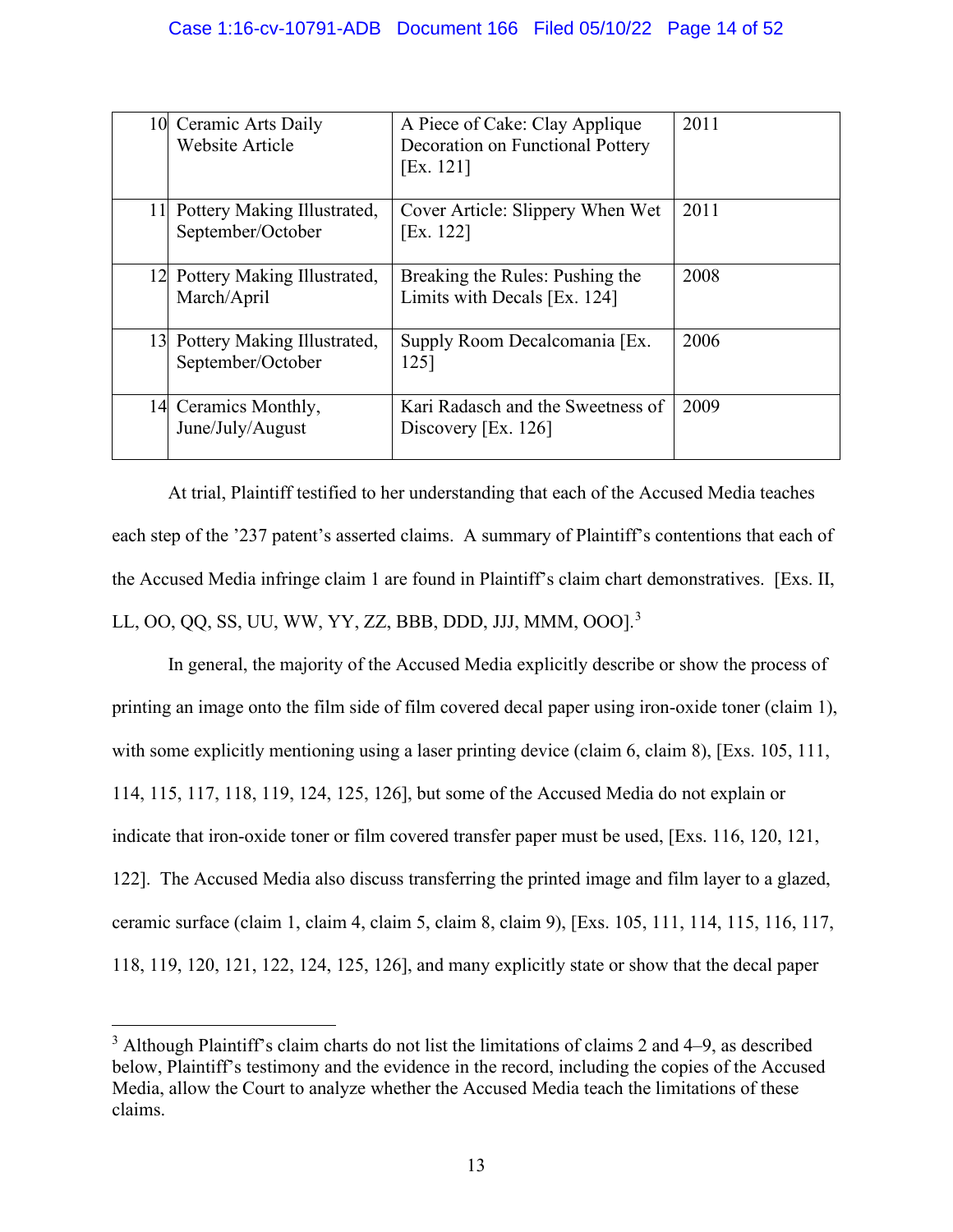| | | | |
|---|---|---|---|
| 10 | Ceramic Arts Daily Website Article | A Piece of Cake: Clay Applique Decoration on Functional Pottery [Ex. 121] | 2011 |
| 11 | Pottery Making Illustrated, September/October | Cover Article: Slippery When Wet [Ex. 122] | 2011 |
| 12 | Pottery Making Illustrated, March/April | Breaking the Rules: Pushing the Limits with Decals [Ex. 124] | 2008 |
| 13 | Pottery Making Illustrated, September/October | Supply Room Decalcomania [Ex. 125] | 2006 |
| 14 | Ceramics Monthly, June/July/August | Kari Radasch and the Sweetness of Discovery [Ex. 126] | 2009 |

At trial, Plaintiff testified to her understanding that each of the Accused Media teaches each step of the '237 patent's asserted claims. A summary of Plaintiff's contentions that each of the Accused Media infringe claim 1 are found in Plaintiff's claim chart demonstratives. [Exs. II, LL, OO, QQ, SS, UU, WW, YY, ZZ, BBB, DDD, JJJ, MMM, OOO].[3]

In general, the majority of the Accused Media explicitly describe or show the process of printing an image onto the film side of film covered decal paper using iron-oxide toner (claim 1), with some explicitly mentioning using a laser printing device (claim 6, claim 8), [Exs. 105, 111, 114, 115, 117, 118, 119, 124, 125, 126], but some of the Accused Media do not explain or indicate that iron-oxide toner or film covered transfer paper must be used, [Exs. 116, 120, 121, 122]. The Accused Media also discuss transferring the printed image and film layer to a glazed, ceramic surface (claim 1, claim 4, claim 5, claim 8, claim 9), [Exs. 105, 111, 114, 115, 116, 117, 118, 119, 120, 121, 122, 124, 125, 126], and many explicitly state or show that the decal paper

[3] Although Plaintiff's claim charts do not list the limitations of claims 2 and 4–9, as described below, Plaintiff's testimony and the evidence in the record, including the copies of the Accused Media, allow the Court to analyze whether the Accused Media teach the limitations of these claims.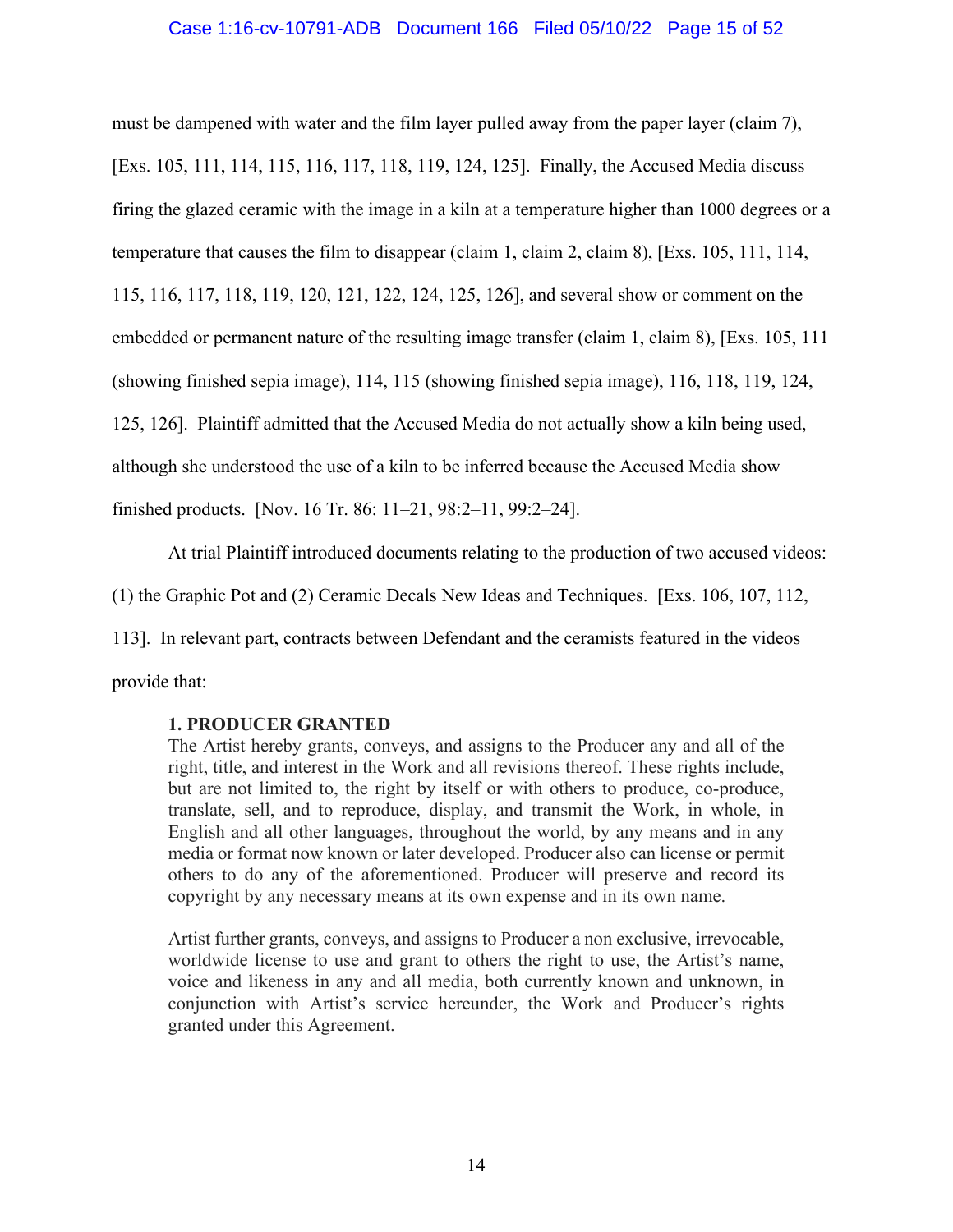must be dampened with water and the film layer pulled away from the paper layer (claim 7), [Exs. 105, 111, 114, 115, 116, 117, 118, 119, 124, 125]. Finally, the Accused Media discuss firing the glazed ceramic with the image in a kiln at a temperature higher than 1000 degrees or a temperature that causes the film to disappear (claim 1, claim 2, claim 8), [Exs. 105, 111, 114, 115, 116, 117, 118, 119, 120, 121, 122, 124, 125, 126], and several show or comment on the embedded or permanent nature of the resulting image transfer (claim 1, claim 8), [Exs. 105, 111 (showing finished sepia image), 114, 115 (showing finished sepia image), 116, 118, 119, 124, 125, 126]. Plaintiff admitted that the Accused Media do not actually show a kiln being used, although she understood the use of a kiln to be inferred because the Accused Media show finished products. [Nov. 16 Tr. 86: 11–21, 98:2–11, 99:2–24].

At trial Plaintiff introduced documents relating to the production of two accused videos: (1) the Graphic Pot and (2) Ceramic Decals New Ideas and Techniques. [Exs. 106, 107, 112, 113]. In relevant part, contracts between Defendant and the ceramists featured in the videos provide that:

> **1. PRODUCER GRANTED**
> The Artist hereby grants, conveys, and assigns to the Producer any and all of the right, title, and interest in the Work and all revisions thereof. These rights include, but are not limited to, the right by itself or with others to produce, co-produce, translate, sell, and to reproduce, display, and transmit the Work, in whole, in English and all other languages, throughout the world, by any means and in any media or format now known or later developed. Producer also can license or permit others to do any of the aforementioned. Producer will preserve and record its copyright by any necessary means at its own expense and in its own name.
>
> Artist further grants, conveys, and assigns to Producer a non exclusive, irrevocable, worldwide license to use and grant to others the right to use, the Artist's name, voice and likeness in any and all media, both currently known and unknown, in conjunction with Artist's service hereunder, the Work and Producer's rights granted under this Agreement.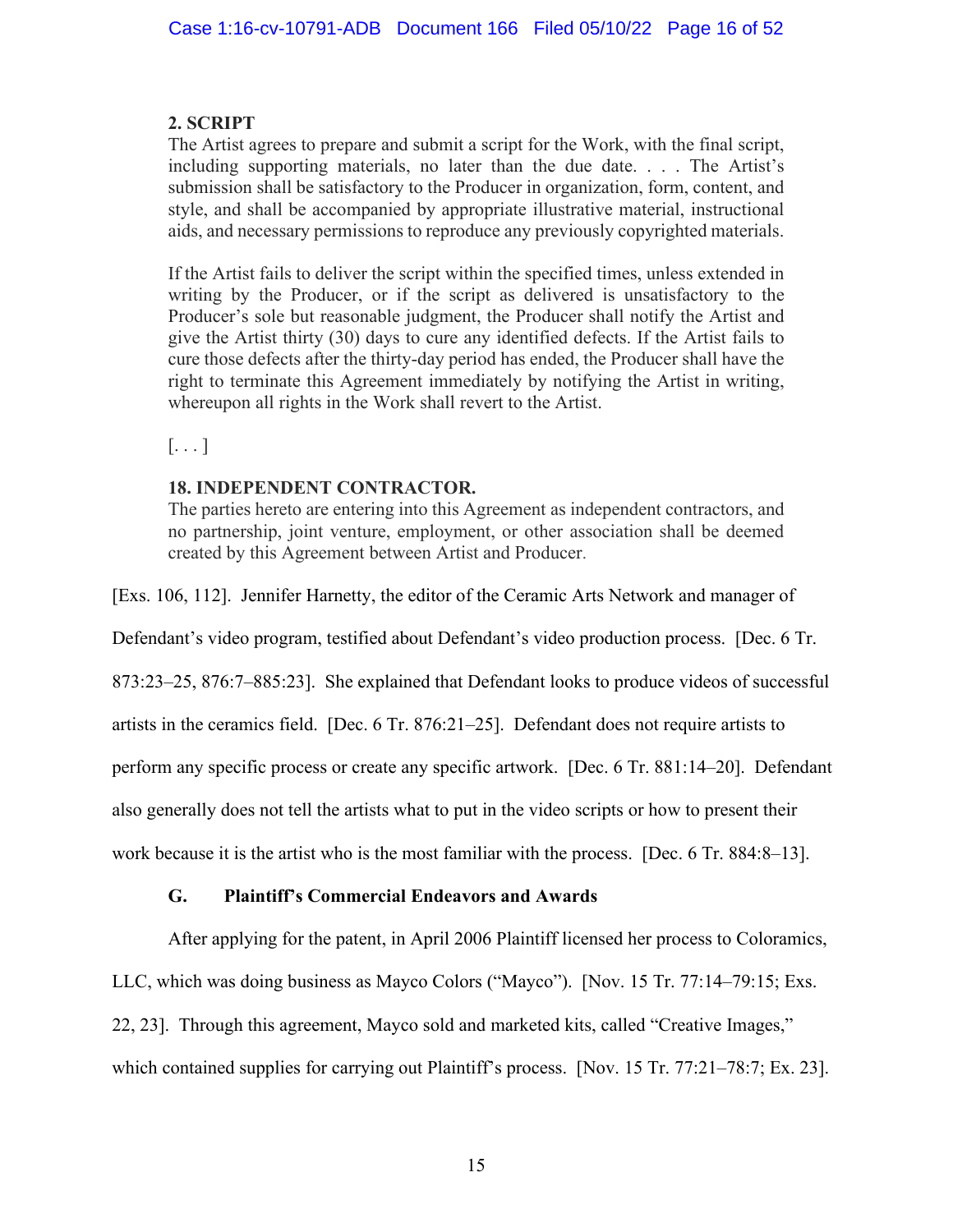> **2. SCRIPT**
> The Artist agrees to prepare and submit a script for the Work, with the final script, including supporting materials, no later than the due date. . . . The Artist's submission shall be satisfactory to the Producer in organization, form, content, and style, and shall be accompanied by appropriate illustrative material, instructional aids, and necessary permissions to reproduce any previously copyrighted materials.
>
> If the Artist fails to deliver the script within the specified times, unless extended in writing by the Producer, or if the script as delivered is unsatisfactory to the Producer's sole but reasonable judgment, the Producer shall notify the Artist and give the Artist thirty (30) days to cure any identified defects. If the Artist fails to cure those defects after the thirty-day period has ended, the Producer shall have the right to terminate this Agreement immediately by notifying the Artist in writing, whereupon all rights in the Work shall revert to the Artist.
>
> [. . . ]
>
> **18. INDEPENDENT CONTRACTOR.**
> The parties hereto are entering into this Agreement as independent contractors, and no partnership, joint venture, employment, or other association shall be deemed created by this Agreement between Artist and Producer.

[Exs. 106, 112]. Jennifer Harnetty, the editor of the Ceramic Arts Network and manager of Defendant's video program, testified about Defendant's video production process. [Dec. 6 Tr. 873:23–25, 876:7–885:23]. She explained that Defendant looks to produce videos of successful artists in the ceramics field. [Dec. 6 Tr. 876:21–25]. Defendant does not require artists to perform any specific process or create any specific artwork. [Dec. 6 Tr. 881:14–20]. Defendant also generally does not tell the artists what to put in the video scripts or how to present their work because it is the artist who is the most familiar with the process. [Dec. 6 Tr. 884:8–13].

### G. Plaintiff's Commercial Endeavors and Awards

After applying for the patent, in April 2006 Plaintiff licensed her process to Coloramics, LLC, which was doing business as Mayco Colors ("Mayco"). [Nov. 15 Tr. 77:14–79:15; Exs. 22, 23]. Through this agreement, Mayco sold and marketed kits, called "Creative Images," which contained supplies for carrying out Plaintiff's process. [Nov. 15 Tr. 77:21–78:7; Ex. 23].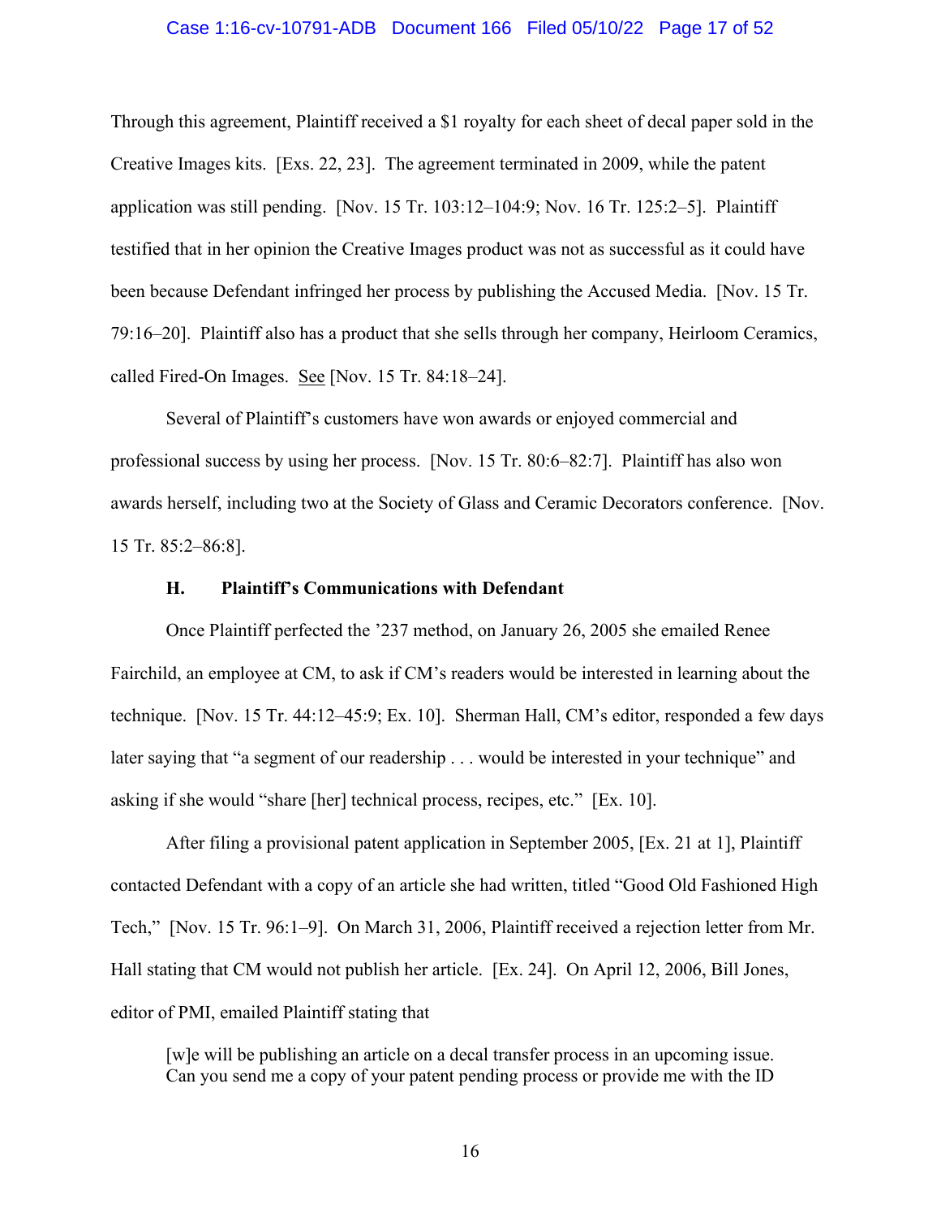Through this agreement, Plaintiff received a $1 royalty for each sheet of decal paper sold in the Creative Images kits. [Exs. 22, 23]. The agreement terminated in 2009, while the patent application was still pending. [Nov. 15 Tr. 103:12–104:9; Nov. 16 Tr. 125:2–5]. Plaintiff testified that in her opinion the Creative Images product was not as successful as it could have been because Defendant infringed her process by publishing the Accused Media. [Nov. 15 Tr. 79:16–20]. Plaintiff also has a product that she sells through her company, Heirloom Ceramics, called Fired-On Images. See [Nov. 15 Tr. 84:18–24].

Several of Plaintiff's customers have won awards or enjoyed commercial and professional success by using her process. [Nov. 15 Tr. 80:6–82:7]. Plaintiff has also won awards herself, including two at the Society of Glass and Ceramic Decorators conference. [Nov. 15 Tr. 85:2–86:8].

### H. Plaintiff's Communications with Defendant

Once Plaintiff perfected the '237 method, on January 26, 2005 she emailed Renee Fairchild, an employee at CM, to ask if CM's readers would be interested in learning about the technique. [Nov. 15 Tr. 44:12–45:9; Ex. 10]. Sherman Hall, CM's editor, responded a few days later saying that "a segment of our readership . . . would be interested in your technique" and asking if she would "share [her] technical process, recipes, etc." [Ex. 10].

After filing a provisional patent application in September 2005, [Ex. 21 at 1], Plaintiff contacted Defendant with a copy of an article she had written, titled "Good Old Fashioned High Tech," [Nov. 15 Tr. 96:1–9]. On March 31, 2006, Plaintiff received a rejection letter from Mr. Hall stating that CM would not publish her article. [Ex. 24]. On April 12, 2006, Bill Jones, editor of PMI, emailed Plaintiff stating that

> [w]e will be publishing an article on a decal transfer process in an upcoming issue. Can you send me a copy of your patent pending process or provide me with the ID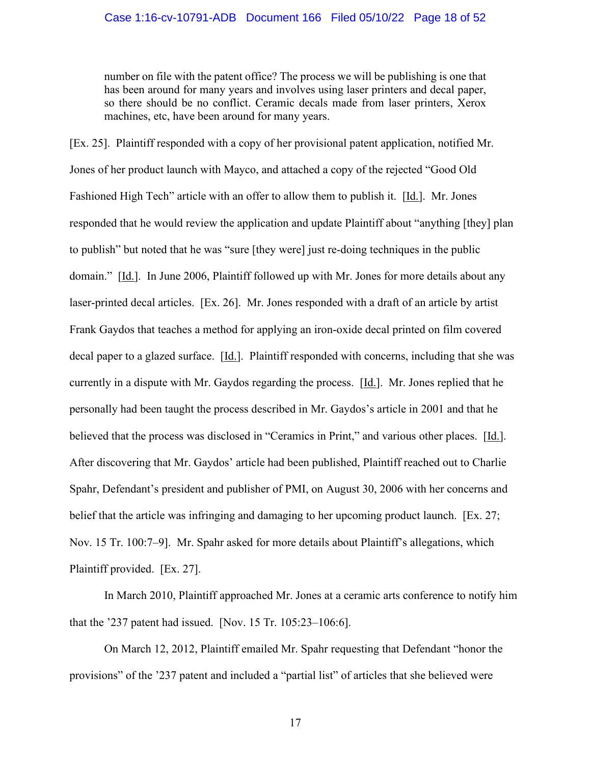> number on file with the patent office? The process we will be publishing is one that has been around for many years and involves using laser printers and decal paper, so there should be no conflict. Ceramic decals made from laser printers, Xerox machines, etc, have been around for many years.

[Ex. 25]. Plaintiff responded with a copy of her provisional patent application, notified Mr. Jones of her product launch with Mayco, and attached a copy of the rejected "Good Old Fashioned High Tech" article with an offer to allow them to publish it. [Id.]. Mr. Jones responded that he would review the application and update Plaintiff about "anything [they] plan to publish" but noted that he was "sure [they were] just re-doing techniques in the public domain." [Id.]. In June 2006, Plaintiff followed up with Mr. Jones for more details about any laser-printed decal articles. [Ex. 26]. Mr. Jones responded with a draft of an article by artist Frank Gaydos that teaches a method for applying an iron-oxide decal printed on film covered decal paper to a glazed surface. [Id.]. Plaintiff responded with concerns, including that she was currently in a dispute with Mr. Gaydos regarding the process. [Id.]. Mr. Jones replied that he personally had been taught the process described in Mr. Gaydos's article in 2001 and that he believed that the process was disclosed in "Ceramics in Print," and various other places. [Id.]. After discovering that Mr. Gaydos' article had been published, Plaintiff reached out to Charlie Spahr, Defendant's president and publisher of PMI, on August 30, 2006 with her concerns and belief that the article was infringing and damaging to her upcoming product launch. [Ex. 27; Nov. 15 Tr. 100:7–9]. Mr. Spahr asked for more details about Plaintiff's allegations, which Plaintiff provided. [Ex. 27].

In March 2010, Plaintiff approached Mr. Jones at a ceramic arts conference to notify him that the '237 patent had issued. [Nov. 15 Tr. 105:23–106:6].

On March 12, 2012, Plaintiff emailed Mr. Spahr requesting that Defendant "honor the provisions" of the '237 patent and included a "partial list" of articles that she believed were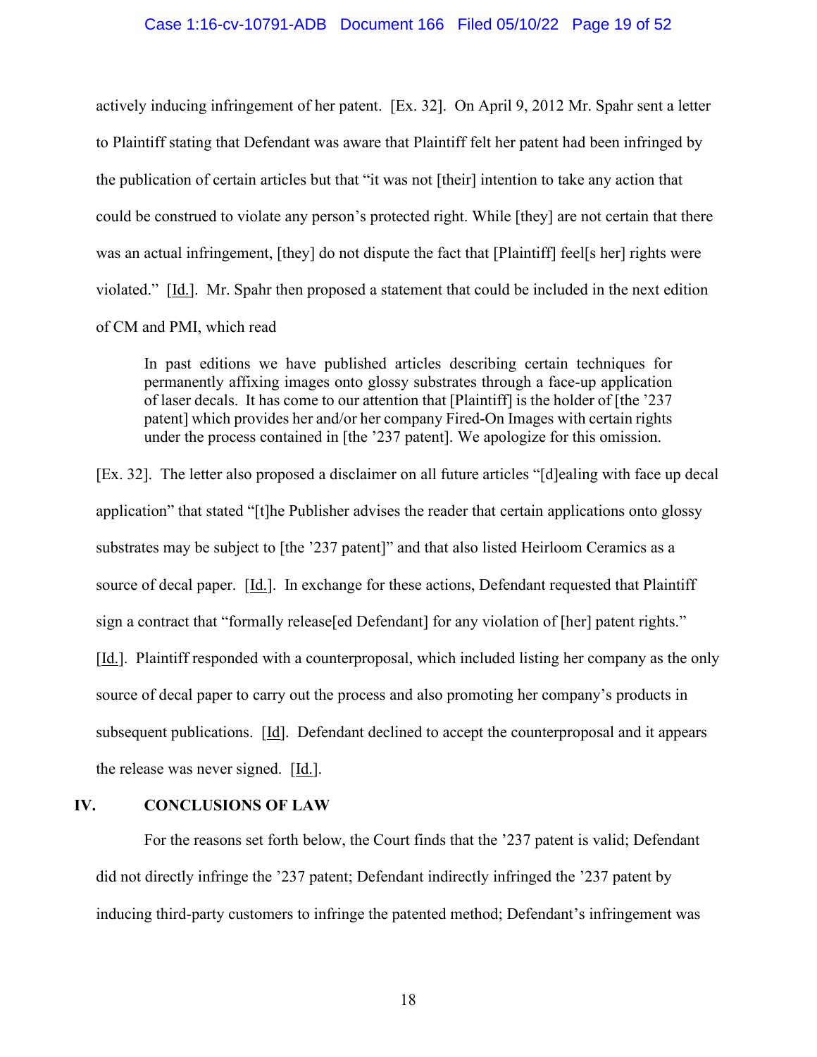actively inducing infringement of her patent. [Ex. 32]. On April 9, 2012 Mr. Spahr sent a letter to Plaintiff stating that Defendant was aware that Plaintiff felt her patent had been infringed by the publication of certain articles but that "it was not [their] intention to take any action that could be construed to violate any person's protected right. While [they] are not certain that there was an actual infringement, [they] do not dispute the fact that [Plaintiff] feel[s her] rights were violated." [Id.]. Mr. Spahr then proposed a statement that could be included in the next edition of CM and PMI, which read

> In past editions we have published articles describing certain techniques for permanently affixing images onto glossy substrates through a face-up application of laser decals. It has come to our attention that [Plaintiff] is the holder of [the '237 patent] which provides her and/or her company Fired-On Images with certain rights under the process contained in [the '237 patent]. We apologize for this omission.

[Ex. 32]. The letter also proposed a disclaimer on all future articles "[d]ealing with face up decal application" that stated "[t]he Publisher advises the reader that certain applications onto glossy substrates may be subject to [the '237 patent]" and that also listed Heirloom Ceramics as a source of decal paper. [Id.]. In exchange for these actions, Defendant requested that Plaintiff sign a contract that "formally release[ed Defendant] for any violation of [her] patent rights." [Id.]. Plaintiff responded with a counterproposal, which included listing her company as the only source of decal paper to carry out the process and also promoting her company's products in subsequent publications. [Id]. Defendant declined to accept the counterproposal and it appears the release was never signed. [Id.].

## IV. CONCLUSIONS OF LAW

For the reasons set forth below, the Court finds that the '237 patent is valid; Defendant did not directly infringe the '237 patent; Defendant indirectly infringed the '237 patent by inducing third-party customers to infringe the patented method; Defendant's infringement was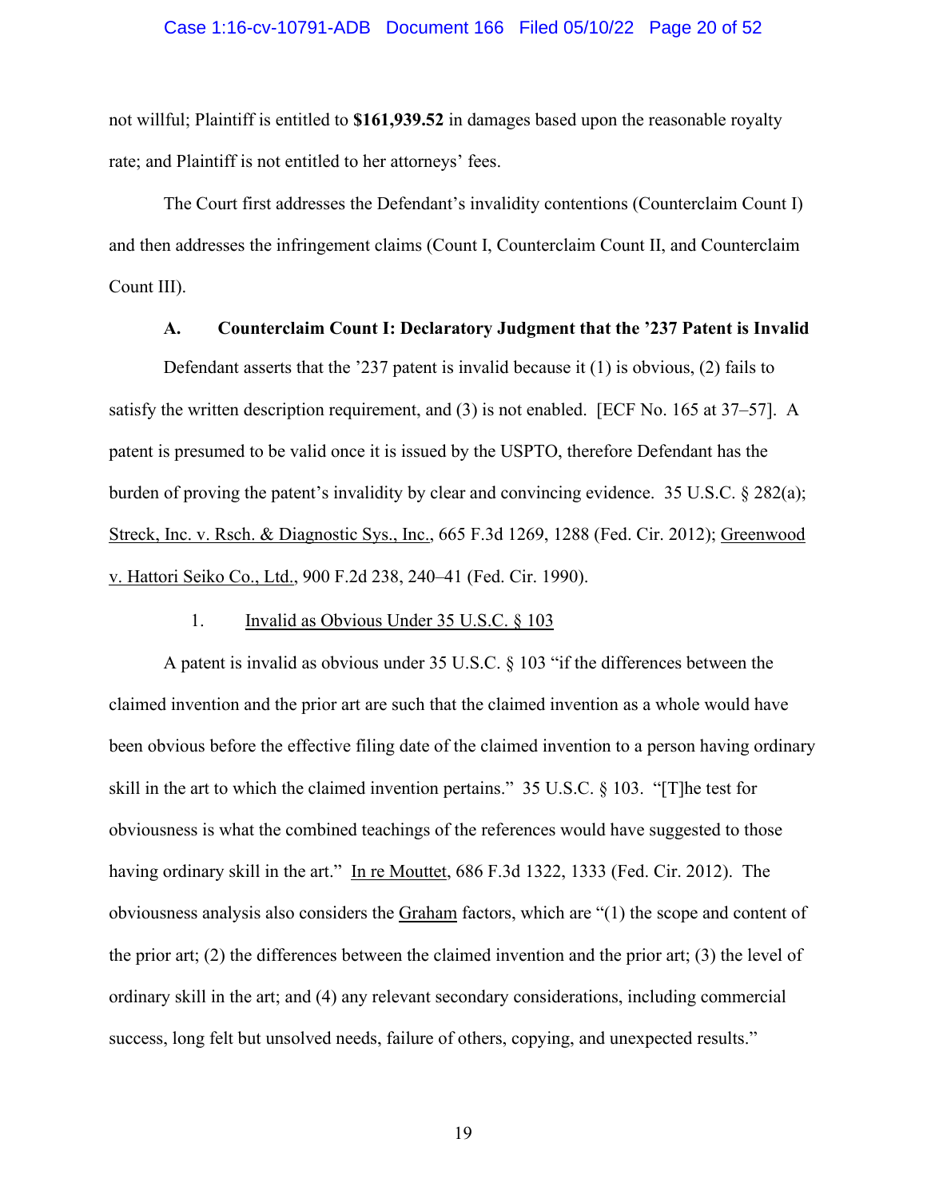not willful; Plaintiff is entitled to **$161,939.52** in damages based upon the reasonable royalty rate; and Plaintiff is not entitled to her attorneys' fees.

The Court first addresses the Defendant's invalidity contentions (Counterclaim Count I) and then addresses the infringement claims (Count I, Counterclaim Count II, and Counterclaim Count III).

### A. Counterclaim Count I: Declaratory Judgment that the '237 Patent is Invalid

Defendant asserts that the '237 patent is invalid because it (1) is obvious, (2) fails to satisfy the written description requirement, and (3) is not enabled. [ECF No. 165 at 37–57]. A patent is presumed to be valid once it is issued by the USPTO, therefore Defendant has the burden of proving the patent's invalidity by clear and convincing evidence. 35 U.S.C. § 282(a); Streck, Inc. v. Rsch. & Diagnostic Sys., Inc., 665 F.3d 1269, 1288 (Fed. Cir. 2012); Greenwood v. Hattori Seiko Co., Ltd., 900 F.2d 238, 240–41 (Fed. Cir. 1990).

#### 1. Invalid as Obvious Under 35 U.S.C. § 103

A patent is invalid as obvious under 35 U.S.C. § 103 "if the differences between the claimed invention and the prior art are such that the claimed invention as a whole would have been obvious before the effective filing date of the claimed invention to a person having ordinary skill in the art to which the claimed invention pertains." 35 U.S.C. § 103. "[T]he test for obviousness is what the combined teachings of the references would have suggested to those having ordinary skill in the art." In re Mouttet, 686 F.3d 1322, 1333 (Fed. Cir. 2012). The obviousness analysis also considers the Graham factors, which are "(1) the scope and content of the prior art; (2) the differences between the claimed invention and the prior art; (3) the level of ordinary skill in the art; and (4) any relevant secondary considerations, including commercial success, long felt but unsolved needs, failure of others, copying, and unexpected results."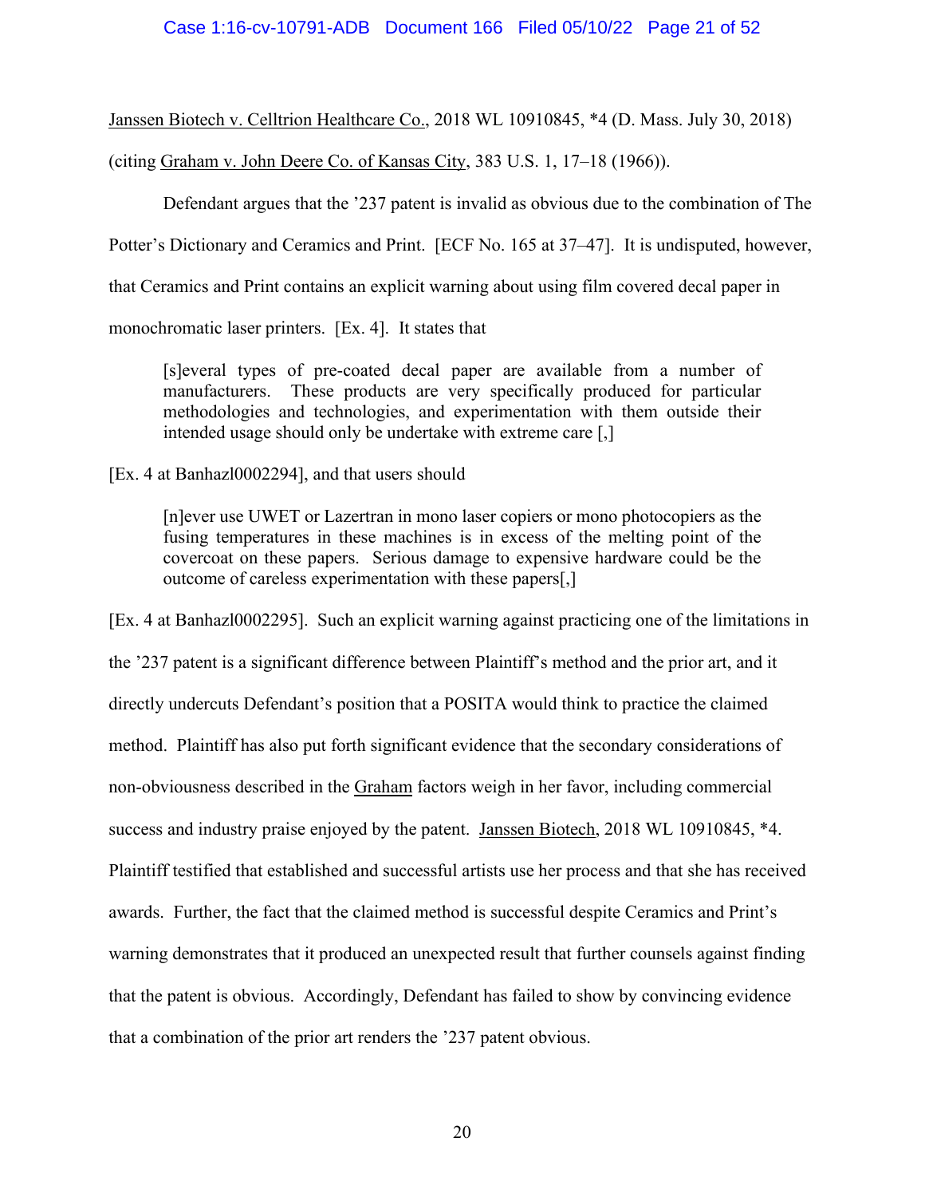Janssen Biotech v. Celltrion Healthcare Co., 2018 WL 10910845, *4 (D. Mass. July 30, 2018) (citing Graham v. John Deere Co. of Kansas City, 383 U.S. 1, 17–18 (1966)).

Defendant argues that the '237 patent is invalid as obvious due to the combination of The Potter's Dictionary and Ceramics and Print. [ECF No. 165 at 37–47]. It is undisputed, however, that Ceramics and Print contains an explicit warning about using film covered decal paper in monochromatic laser printers. [Ex. 4]. It states that

> [s]everal types of pre-coated decal paper are available from a number of manufacturers. These products are very specifically produced for particular methodologies and technologies, and experimentation with them outside their intended usage should only be undertake with extreme care [,]

[Ex. 4 at Banhazl0002294], and that users should

> [n]ever use UWET or Lazertran in mono laser copiers or mono photocopiers as the fusing temperatures in these machines is in excess of the melting point of the covercoat on these papers. Serious damage to expensive hardware could be the outcome of careless experimentation with these papers[,]

[Ex. 4 at Banhazl0002295]. Such an explicit warning against practicing one of the limitations in the '237 patent is a significant difference between Plaintiff's method and the prior art, and it directly undercuts Defendant's position that a POSITA would think to practice the claimed method. Plaintiff has also put forth significant evidence that the secondary considerations of non-obviousness described in the Graham factors weigh in her favor, including commercial success and industry praise enjoyed by the patent. Janssen Biotech, 2018 WL 10910845, *4. Plaintiff testified that established and successful artists use her process and that she has received awards. Further, the fact that the claimed method is successful despite Ceramics and Print's warning demonstrates that it produced an unexpected result that further counsels against finding that the patent is obvious. Accordingly, Defendant has failed to show by convincing evidence that a combination of the prior art renders the '237 patent obvious.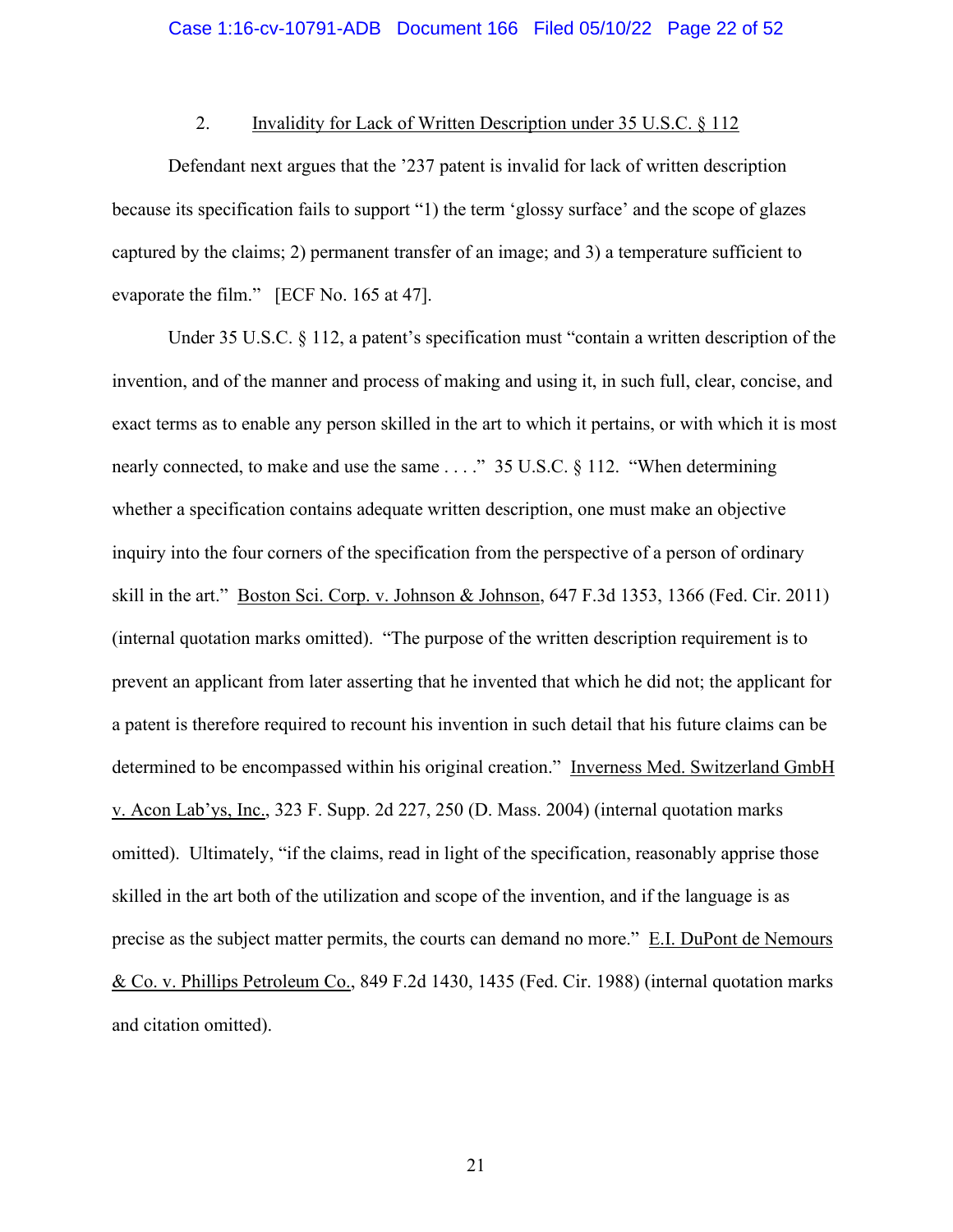### 2. Invalidity for Lack of Written Description under 35 U.S.C. § 112

Defendant next argues that the '237 patent is invalid for lack of written description because its specification fails to support "1) the term 'glossy surface' and the scope of glazes captured by the claims; 2) permanent transfer of an image; and 3) a temperature sufficient to evaporate the film." [ECF No. 165 at 47].

Under 35 U.S.C. § 112, a patent's specification must "contain a written description of the invention, and of the manner and process of making and using it, in such full, clear, concise, and exact terms as to enable any person skilled in the art to which it pertains, or with which it is most nearly connected, to make and use the same . . . ." 35 U.S.C. § 112. "When determining whether a specification contains adequate written description, one must make an objective inquiry into the four corners of the specification from the perspective of a person of ordinary skill in the art." Boston Sci. Corp. v. Johnson & Johnson, 647 F.3d 1353, 1366 (Fed. Cir. 2011) (internal quotation marks omitted). "The purpose of the written description requirement is to prevent an applicant from later asserting that he invented that which he did not; the applicant for a patent is therefore required to recount his invention in such detail that his future claims can be determined to be encompassed within his original creation." Inverness Med. Switzerland GmbH v. Acon Lab'ys, Inc., 323 F. Supp. 2d 227, 250 (D. Mass. 2004) (internal quotation marks omitted). Ultimately, "if the claims, read in light of the specification, reasonably apprise those skilled in the art both of the utilization and scope of the invention, and if the language is as precise as the subject matter permits, the courts can demand no more." E.I. DuPont de Nemours & Co. v. Phillips Petroleum Co., 849 F.2d 1430, 1435 (Fed. Cir. 1988) (internal quotation marks and citation omitted).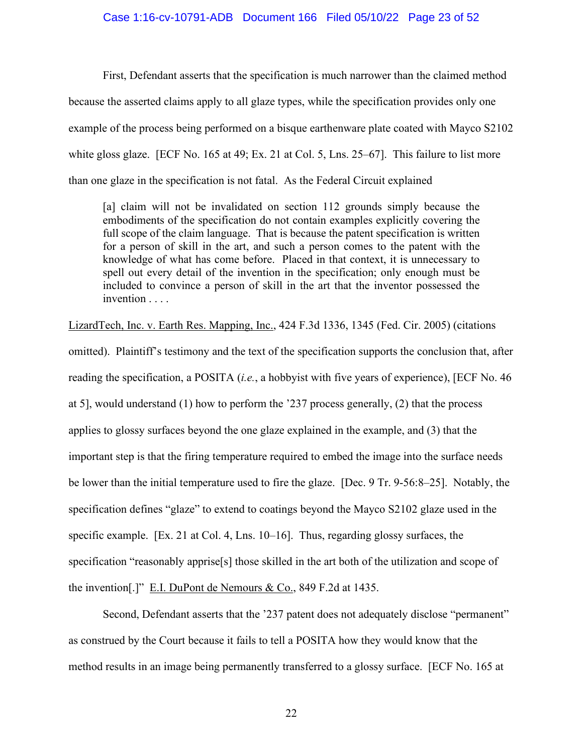First, Defendant asserts that the specification is much narrower than the claimed method because the asserted claims apply to all glaze types, while the specification provides only one example of the process being performed on a bisque earthenware plate coated with Mayco S2102 white gloss glaze. [ECF No. 165 at 49; Ex. 21 at Col. 5, Lns. 25–67]. This failure to list more than one glaze in the specification is not fatal. As the Federal Circuit explained

> [a] claim will not be invalidated on section 112 grounds simply because the embodiments of the specification do not contain examples explicitly covering the full scope of the claim language. That is because the patent specification is written for a person of skill in the art, and such a person comes to the patent with the knowledge of what has come before. Placed in that context, it is unnecessary to spell out every detail of the invention in the specification; only enough must be included to convince a person of skill in the art that the inventor possessed the invention . . . .

LizardTech, Inc. v. Earth Res. Mapping, Inc., 424 F.3d 1336, 1345 (Fed. Cir. 2005) (citations omitted). Plaintiff's testimony and the text of the specification supports the conclusion that, after reading the specification, a POSITA (*i.e.*, a hobbyist with five years of experience), [ECF No. 46 at 5], would understand (1) how to perform the '237 process generally, (2) that the process applies to glossy surfaces beyond the one glaze explained in the example, and (3) that the important step is that the firing temperature required to embed the image into the surface needs be lower than the initial temperature used to fire the glaze. [Dec. 9 Tr. 9-56:8–25]. Notably, the specification defines "glaze" to extend to coatings beyond the Mayco S2102 glaze used in the specific example. [Ex. 21 at Col. 4, Lns. 10–16]. Thus, regarding glossy surfaces, the specification "reasonably apprise[s] those skilled in the art both of the utilization and scope of the invention[.]" E.I. DuPont de Nemours & Co., 849 F.2d at 1435.

Second, Defendant asserts that the '237 patent does not adequately disclose "permanent" as construed by the Court because it fails to tell a POSITA how they would know that the method results in an image being permanently transferred to a glossy surface. [ECF No. 165 at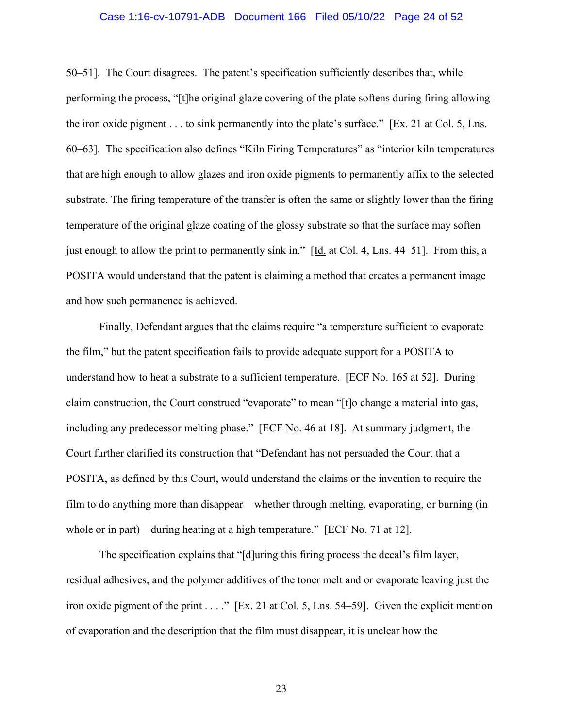50–51]. The Court disagrees. The patent's specification sufficiently describes that, while performing the process, "[t]he original glaze covering of the plate softens during firing allowing the iron oxide pigment . . . to sink permanently into the plate's surface." [Ex. 21 at Col. 5, Lns. 60–63]. The specification also defines "Kiln Firing Temperatures" as "interior kiln temperatures that are high enough to allow glazes and iron oxide pigments to permanently affix to the selected substrate. The firing temperature of the transfer is often the same or slightly lower than the firing temperature of the original glaze coating of the glossy substrate so that the surface may soften just enough to allow the print to permanently sink in." [Id. at Col. 4, Lns. 44–51]. From this, a POSITA would understand that the patent is claiming a method that creates a permanent image and how such permanence is achieved.

Finally, Defendant argues that the claims require "a temperature sufficient to evaporate the film," but the patent specification fails to provide adequate support for a POSITA to understand how to heat a substrate to a sufficient temperature. [ECF No. 165 at 52]. During claim construction, the Court construed "evaporate" to mean "[t]o change a material into gas, including any predecessor melting phase." [ECF No. 46 at 18]. At summary judgment, the Court further clarified its construction that "Defendant has not persuaded the Court that a POSITA, as defined by this Court, would understand the claims or the invention to require the film to do anything more than disappear—whether through melting, evaporating, or burning (in whole or in part)—during heating at a high temperature." [ECF No. 71 at 12].

The specification explains that "[d]uring this firing process the decal's film layer, residual adhesives, and the polymer additives of the toner melt and or evaporate leaving just the iron oxide pigment of the print . . . ." [Ex. 21 at Col. 5, Lns. 54–59]. Given the explicit mention of evaporation and the description that the film must disappear, it is unclear how the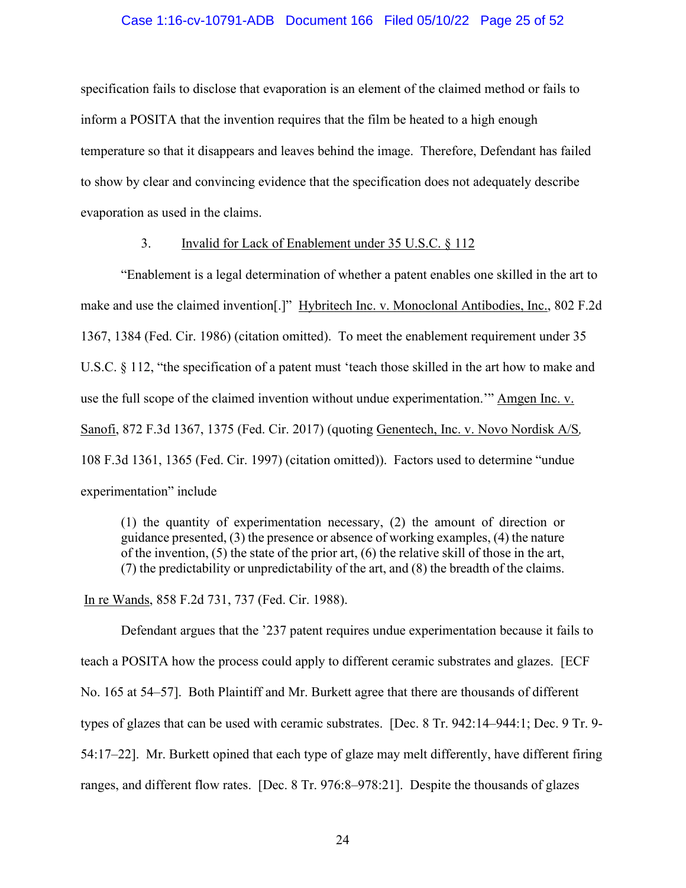specification fails to disclose that evaporation is an element of the claimed method or fails to inform a POSITA that the invention requires that the film be heated to a high enough temperature so that it disappears and leaves behind the image. Therefore, Defendant has failed to show by clear and convincing evidence that the specification does not adequately describe evaporation as used in the claims.

3. Invalid for Lack of Enablement under 35 U.S.C. § 112

"Enablement is a legal determination of whether a patent enables one skilled in the art to make and use the claimed invention[.]" Hybritech Inc. v. Monoclonal Antibodies, Inc., 802 F.2d 1367, 1384 (Fed. Cir. 1986) (citation omitted). To meet the enablement requirement under 35 U.S.C. § 112, "the specification of a patent must 'teach those skilled in the art how to make and use the full scope of the claimed invention without undue experimentation.'" Amgen Inc. v. Sanofi, 872 F.3d 1367, 1375 (Fed. Cir. 2017) (quoting Genentech, Inc. v. Novo Nordisk A/S, 108 F.3d 1361, 1365 (Fed. Cir. 1997) (citation omitted)). Factors used to determine "undue experimentation" include

> (1) the quantity of experimentation necessary, (2) the amount of direction or guidance presented, (3) the presence or absence of working examples, (4) the nature of the invention, (5) the state of the prior art, (6) the relative skill of those in the art, (7) the predictability or unpredictability of the art, and (8) the breadth of the claims.

In re Wands, 858 F.2d 731, 737 (Fed. Cir. 1988).

Defendant argues that the '237 patent requires undue experimentation because it fails to teach a POSITA how the process could apply to different ceramic substrates and glazes. [ECF No. 165 at 54–57]. Both Plaintiff and Mr. Burkett agree that there are thousands of different types of glazes that can be used with ceramic substrates. [Dec. 8 Tr. 942:14–944:1; Dec. 9 Tr. 9-54:17–22]. Mr. Burkett opined that each type of glaze may melt differently, have different firing ranges, and different flow rates. [Dec. 8 Tr. 976:8–978:21]. Despite the thousands of glazes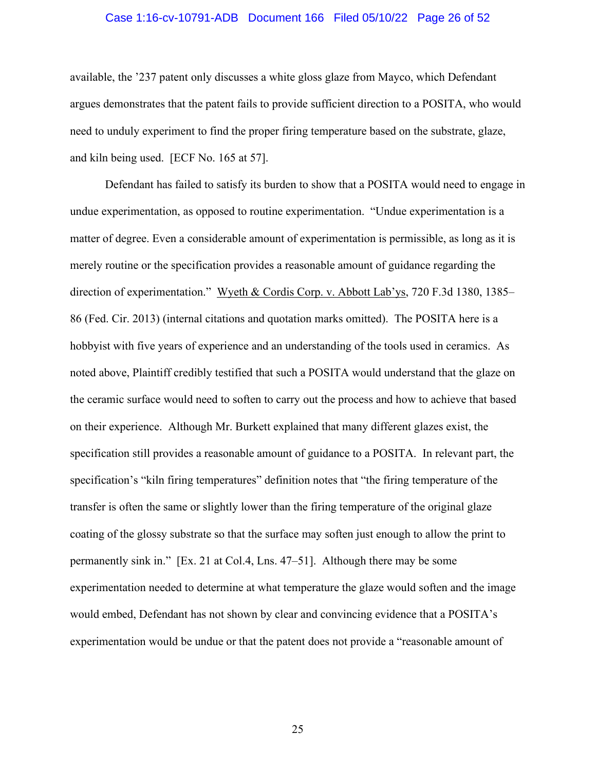available, the '237 patent only discusses a white gloss glaze from Mayco, which Defendant argues demonstrates that the patent fails to provide sufficient direction to a POSITA, who would need to unduly experiment to find the proper firing temperature based on the substrate, glaze, and kiln being used. [ECF No. 165 at 57].

Defendant has failed to satisfy its burden to show that a POSITA would need to engage in undue experimentation, as opposed to routine experimentation. "Undue experimentation is a matter of degree. Even a considerable amount of experimentation is permissible, as long as it is merely routine or the specification provides a reasonable amount of guidance regarding the direction of experimentation." Wyeth & Cordis Corp. v. Abbott Lab'ys, 720 F.3d 1380, 1385–86 (Fed. Cir. 2013) (internal citations and quotation marks omitted). The POSITA here is a hobbyist with five years of experience and an understanding of the tools used in ceramics. As noted above, Plaintiff credibly testified that such a POSITA would understand that the glaze on the ceramic surface would need to soften to carry out the process and how to achieve that based on their experience. Although Mr. Burkett explained that many different glazes exist, the specification still provides a reasonable amount of guidance to a POSITA. In relevant part, the specification's "kiln firing temperatures" definition notes that "the firing temperature of the transfer is often the same or slightly lower than the firing temperature of the original glaze coating of the glossy substrate so that the surface may soften just enough to allow the print to permanently sink in." [Ex. 21 at Col.4, Lns. 47–51]. Although there may be some experimentation needed to determine at what temperature the glaze would soften and the image would embed, Defendant has not shown by clear and convincing evidence that a POSITA's experimentation would be undue or that the patent does not provide a "reasonable amount of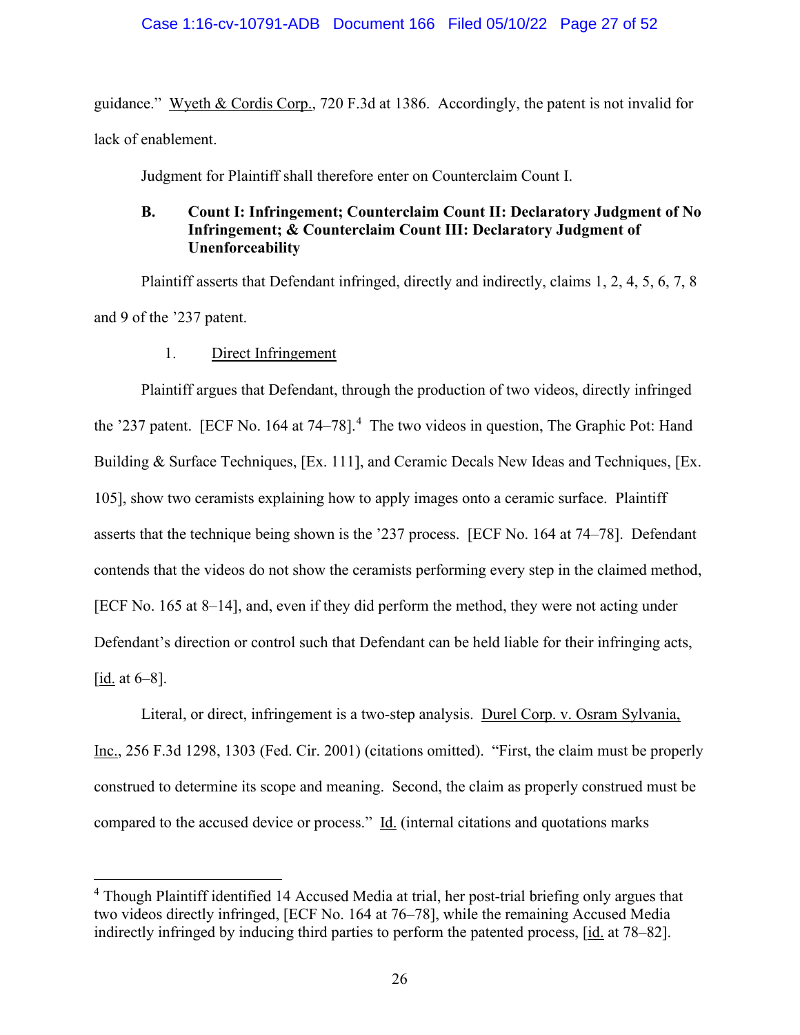guidance." Wyeth & Cordis Corp., 720 F.3d at 1386. Accordingly, the patent is not invalid for lack of enablement.

Judgment for Plaintiff shall therefore enter on Counterclaim Count I.

### B. Count I: Infringement; Counterclaim Count II: Declaratory Judgment of No Infringement; & Counterclaim Count III: Declaratory Judgment of Unenforceability

Plaintiff asserts that Defendant infringed, directly and indirectly, claims 1, 2, 4, 5, 6, 7, 8 and 9 of the '237 patent.

#### 1. Direct Infringement

Plaintiff argues that Defendant, through the production of two videos, directly infringed the '237 patent. [ECF No. 164 at 74–78].[4] The two videos in question, The Graphic Pot: Hand Building & Surface Techniques, [Ex. 111], and Ceramic Decals New Ideas and Techniques, [Ex. 105], show two ceramists explaining how to apply images onto a ceramic surface. Plaintiff asserts that the technique being shown is the '237 process. [ECF No. 164 at 74–78]. Defendant contends that the videos do not show the ceramists performing every step in the claimed method, [ECF No. 165 at 8–14], and, even if they did perform the method, they were not acting under Defendant's direction or control such that Defendant can be held liable for their infringing acts, [id. at 6–8].

Literal, or direct, infringement is a two-step analysis. Durel Corp. v. Osram Sylvania, Inc., 256 F.3d 1298, 1303 (Fed. Cir. 2001) (citations omitted). "First, the claim must be properly construed to determine its scope and meaning. Second, the claim as properly construed must be compared to the accused device or process." Id. (internal citations and quotations marks

[4] Though Plaintiff identified 14 Accused Media at trial, her post-trial briefing only argues that two videos directly infringed, [ECF No. 164 at 76–78], while the remaining Accused Media indirectly infringed by inducing third parties to perform the patented process, [id. at 78–82].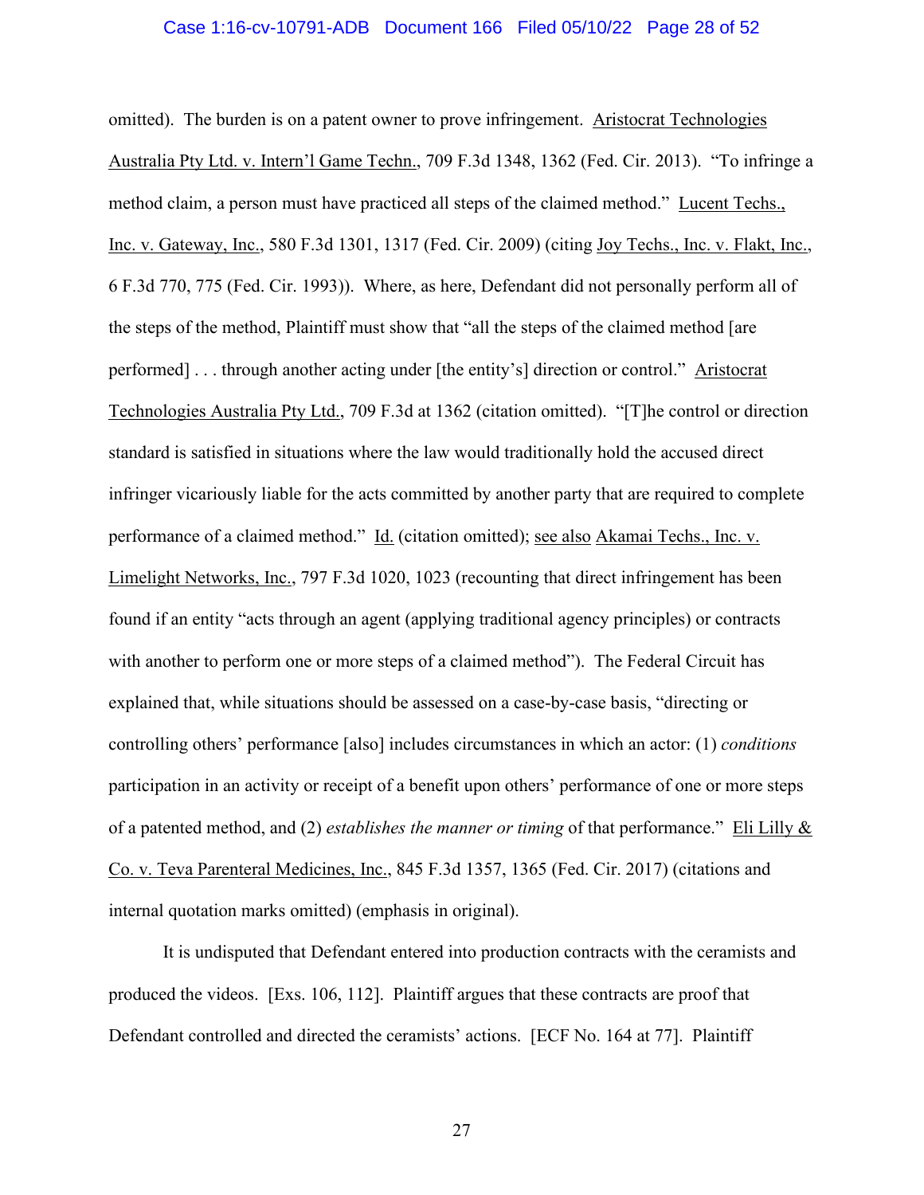omitted). The burden is on a patent owner to prove infringement. Aristocrat Technologies Australia Pty Ltd. v. Intern'l Game Techn., 709 F.3d 1348, 1362 (Fed. Cir. 2013). "To infringe a method claim, a person must have practiced all steps of the claimed method." Lucent Techs., Inc. v. Gateway, Inc., 580 F.3d 1301, 1317 (Fed. Cir. 2009) (citing Joy Techs., Inc. v. Flakt, Inc., 6 F.3d 770, 775 (Fed. Cir. 1993)). Where, as here, Defendant did not personally perform all of the steps of the method, Plaintiff must show that "all the steps of the claimed method [are performed] . . . through another acting under [the entity's] direction or control." Aristocrat Technologies Australia Pty Ltd., 709 F.3d at 1362 (citation omitted). "[T]he control or direction standard is satisfied in situations where the law would traditionally hold the accused direct infringer vicariously liable for the acts committed by another party that are required to complete performance of a claimed method." Id. (citation omitted); see also Akamai Techs., Inc. v. Limelight Networks, Inc., 797 F.3d 1020, 1023 (recounting that direct infringement has been found if an entity "acts through an agent (applying traditional agency principles) or contracts with another to perform one or more steps of a claimed method"). The Federal Circuit has explained that, while situations should be assessed on a case-by-case basis, "directing or controlling others' performance [also] includes circumstances in which an actor: (1) *conditions* participation in an activity or receipt of a benefit upon others' performance of one or more steps of a patented method, and (2) *establishes the manner or timing* of that performance." Eli Lilly & Co. v. Teva Parenteral Medicines, Inc., 845 F.3d 1357, 1365 (Fed. Cir. 2017) (citations and internal quotation marks omitted) (emphasis in original).

It is undisputed that Defendant entered into production contracts with the ceramists and produced the videos. [Exs. 106, 112]. Plaintiff argues that these contracts are proof that Defendant controlled and directed the ceramists' actions. [ECF No. 164 at 77]. Plaintiff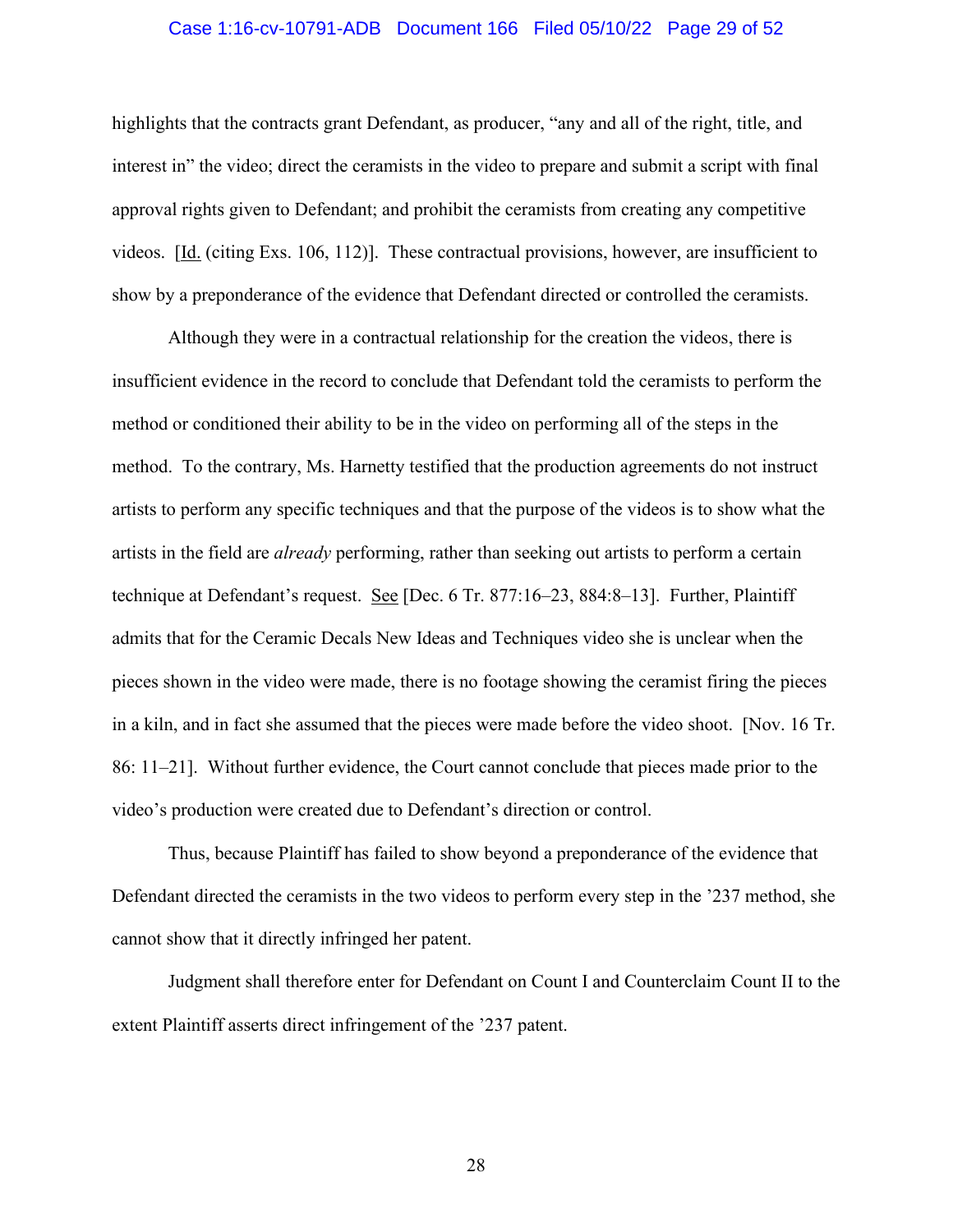highlights that the contracts grant Defendant, as producer, "any and all of the right, title, and interest in" the video; direct the ceramists in the video to prepare and submit a script with final approval rights given to Defendant; and prohibit the ceramists from creating any competitive videos. [Id. (citing Exs. 106, 112)]. These contractual provisions, however, are insufficient to show by a preponderance of the evidence that Defendant directed or controlled the ceramists.

Although they were in a contractual relationship for the creation the videos, there is insufficient evidence in the record to conclude that Defendant told the ceramists to perform the method or conditioned their ability to be in the video on performing all of the steps in the method. To the contrary, Ms. Harnetty testified that the production agreements do not instruct artists to perform any specific techniques and that the purpose of the videos is to show what the artists in the field are *already* performing, rather than seeking out artists to perform a certain technique at Defendant's request. See [Dec. 6 Tr. 877:16–23, 884:8–13]. Further, Plaintiff admits that for the Ceramic Decals New Ideas and Techniques video she is unclear when the pieces shown in the video were made, there is no footage showing the ceramist firing the pieces in a kiln, and in fact she assumed that the pieces were made before the video shoot. [Nov. 16 Tr. 86: 11–21]. Without further evidence, the Court cannot conclude that pieces made prior to the video's production were created due to Defendant's direction or control.

Thus, because Plaintiff has failed to show beyond a preponderance of the evidence that Defendant directed the ceramists in the two videos to perform every step in the '237 method, she cannot show that it directly infringed her patent.

Judgment shall therefore enter for Defendant on Count I and Counterclaim Count II to the extent Plaintiff asserts direct infringement of the '237 patent.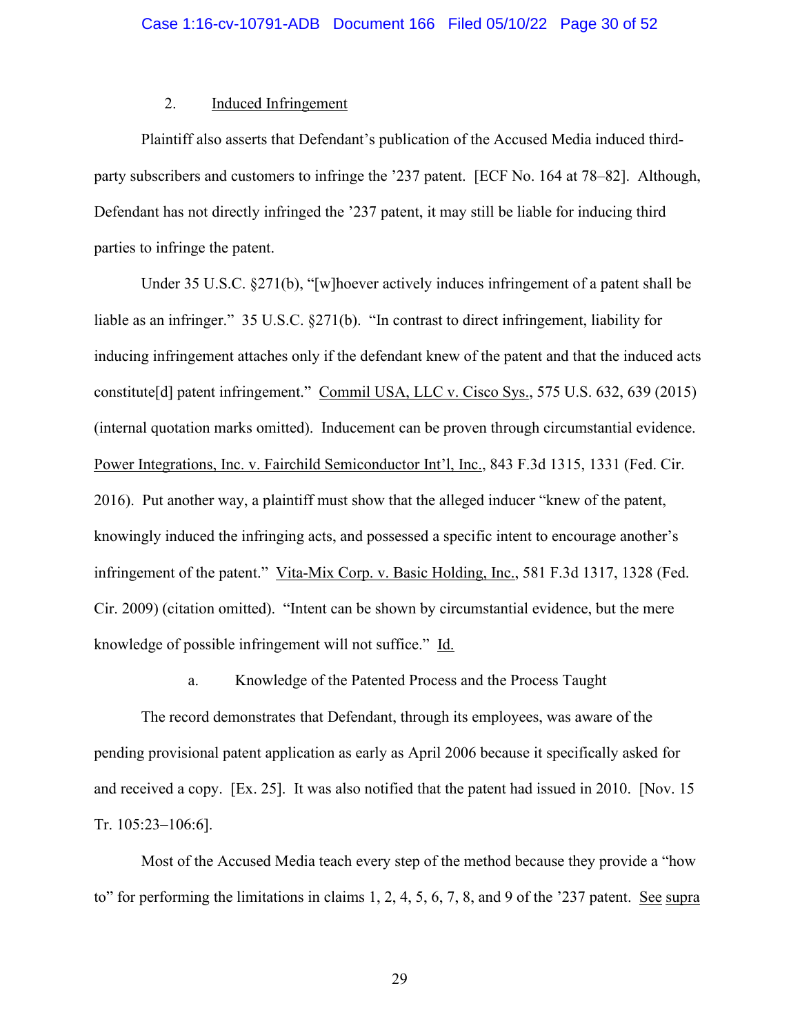### 2. Induced Infringement

Plaintiff also asserts that Defendant's publication of the Accused Media induced third-party subscribers and customers to infringe the '237 patent. [ECF No. 164 at 78–82]. Although, Defendant has not directly infringed the '237 patent, it may still be liable for inducing third parties to infringe the patent.

Under 35 U.S.C. §271(b), "[w]hoever actively induces infringement of a patent shall be liable as an infringer." 35 U.S.C. §271(b). "In contrast to direct infringement, liability for inducing infringement attaches only if the defendant knew of the patent and that the induced acts constitute[d] patent infringement." Commil USA, LLC v. Cisco Sys., 575 U.S. 632, 639 (2015) (internal quotation marks omitted). Inducement can be proven through circumstantial evidence. Power Integrations, Inc. v. Fairchild Semiconductor Int'l, Inc., 843 F.3d 1315, 1331 (Fed. Cir. 2016). Put another way, a plaintiff must show that the alleged inducer "knew of the patent, knowingly induced the infringing acts, and possessed a specific intent to encourage another's infringement of the patent." Vita-Mix Corp. v. Basic Holding, Inc., 581 F.3d 1317, 1328 (Fed. Cir. 2009) (citation omitted). "Intent can be shown by circumstantial evidence, but the mere knowledge of possible infringement will not suffice." Id.

#### a. Knowledge of the Patented Process and the Process Taught

The record demonstrates that Defendant, through its employees, was aware of the pending provisional patent application as early as April 2006 because it specifically asked for and received a copy. [Ex. 25]. It was also notified that the patent had issued in 2010. [Nov. 15 Tr. 105:23–106:6].

Most of the Accused Media teach every step of the method because they provide a "how to" for performing the limitations in claims 1, 2, 4, 5, 6, 7, 8, and 9 of the '237 patent. See supra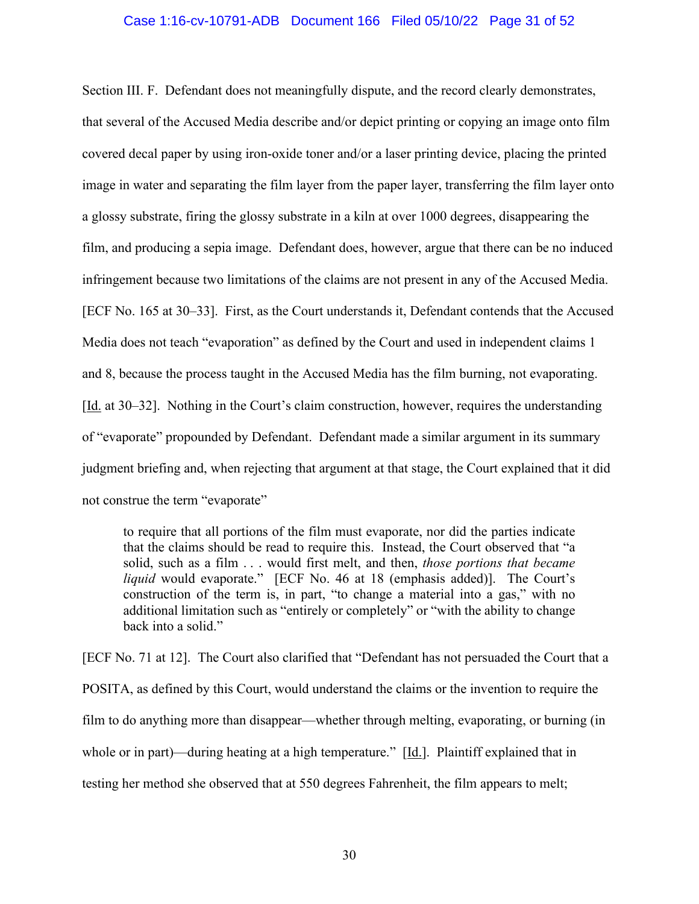Section III. F. Defendant does not meaningfully dispute, and the record clearly demonstrates, that several of the Accused Media describe and/or depict printing or copying an image onto film covered decal paper by using iron-oxide toner and/or a laser printing device, placing the printed image in water and separating the film layer from the paper layer, transferring the film layer onto a glossy substrate, firing the glossy substrate in a kiln at over 1000 degrees, disappearing the film, and producing a sepia image. Defendant does, however, argue that there can be no induced infringement because two limitations of the claims are not present in any of the Accused Media. [ECF No. 165 at 30–33]. First, as the Court understands it, Defendant contends that the Accused Media does not teach "evaporation" as defined by the Court and used in independent claims 1 and 8, because the process taught in the Accused Media has the film burning, not evaporating. [Id. at 30–32]. Nothing in the Court's claim construction, however, requires the understanding of "evaporate" propounded by Defendant. Defendant made a similar argument in its summary judgment briefing and, when rejecting that argument at that stage, the Court explained that it did not construe the term "evaporate"

> to require that all portions of the film must evaporate, nor did the parties indicate that the claims should be read to require this. Instead, the Court observed that "a solid, such as a film . . . would first melt, and then, *those portions that became liquid* would evaporate." [ECF No. 46 at 18 (emphasis added)]. The Court's construction of the term is, in part, "to change a material into a gas," with no additional limitation such as "entirely or completely" or "with the ability to change back into a solid."

[ECF No. 71 at 12]. The Court also clarified that "Defendant has not persuaded the Court that a POSITA, as defined by this Court, would understand the claims or the invention to require the film to do anything more than disappear—whether through melting, evaporating, or burning (in whole or in part)—during heating at a high temperature." [Id.]. Plaintiff explained that in testing her method she observed that at 550 degrees Fahrenheit, the film appears to melt;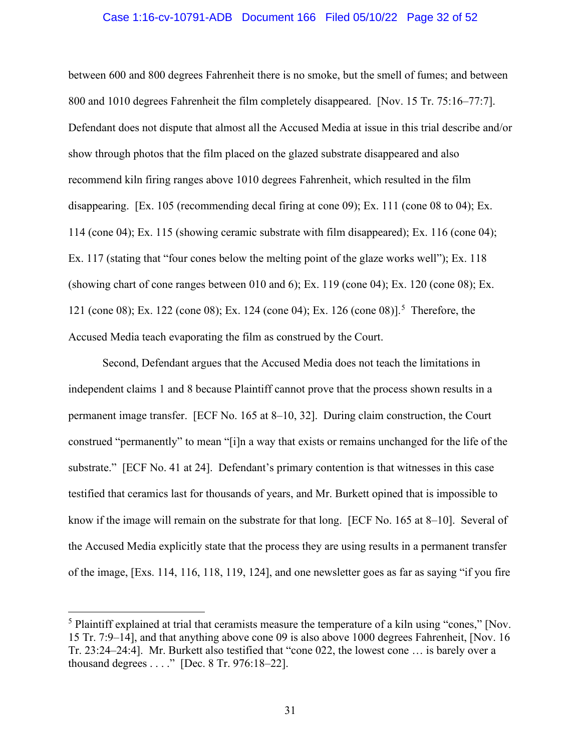between 600 and 800 degrees Fahrenheit there is no smoke, but the smell of fumes; and between 800 and 1010 degrees Fahrenheit the film completely disappeared. [Nov. 15 Tr. 75:16–77:7]. Defendant does not dispute that almost all the Accused Media at issue in this trial describe and/or show through photos that the film placed on the glazed substrate disappeared and also recommend kiln firing ranges above 1010 degrees Fahrenheit, which resulted in the film disappearing. [Ex. 105 (recommending decal firing at cone 09); Ex. 111 (cone 08 to 04); Ex. 114 (cone 04); Ex. 115 (showing ceramic substrate with film disappeared); Ex. 116 (cone 04); Ex. 117 (stating that "four cones below the melting point of the glaze works well"); Ex. 118 (showing chart of cone ranges between 010 and 6); Ex. 119 (cone 04); Ex. 120 (cone 08); Ex. 121 (cone 08); Ex. 122 (cone 08); Ex. 124 (cone 04); Ex. 126 (cone 08)].[5] Therefore, the Accused Media teach evaporating the film as construed by the Court.

Second, Defendant argues that the Accused Media does not teach the limitations in independent claims 1 and 8 because Plaintiff cannot prove that the process shown results in a permanent image transfer. [ECF No. 165 at 8–10, 32]. During claim construction, the Court construed "permanently" to mean "[i]n a way that exists or remains unchanged for the life of the substrate." [ECF No. 41 at 24]. Defendant's primary contention is that witnesses in this case testified that ceramics last for thousands of years, and Mr. Burkett opined that is impossible to know if the image will remain on the substrate for that long. [ECF No. 165 at 8–10]. Several of the Accused Media explicitly state that the process they are using results in a permanent transfer of the image, [Exs. 114, 116, 118, 119, 124], and one newsletter goes as far as saying "if you fire

[5] Plaintiff explained at trial that ceramists measure the temperature of a kiln using "cones," [Nov. 15 Tr. 7:9–14], and that anything above cone 09 is also above 1000 degrees Fahrenheit, [Nov. 16 Tr. 23:24–24:4]. Mr. Burkett also testified that "cone 022, the lowest cone … is barely over a thousand degrees . . . ." [Dec. 8 Tr. 976:18–22].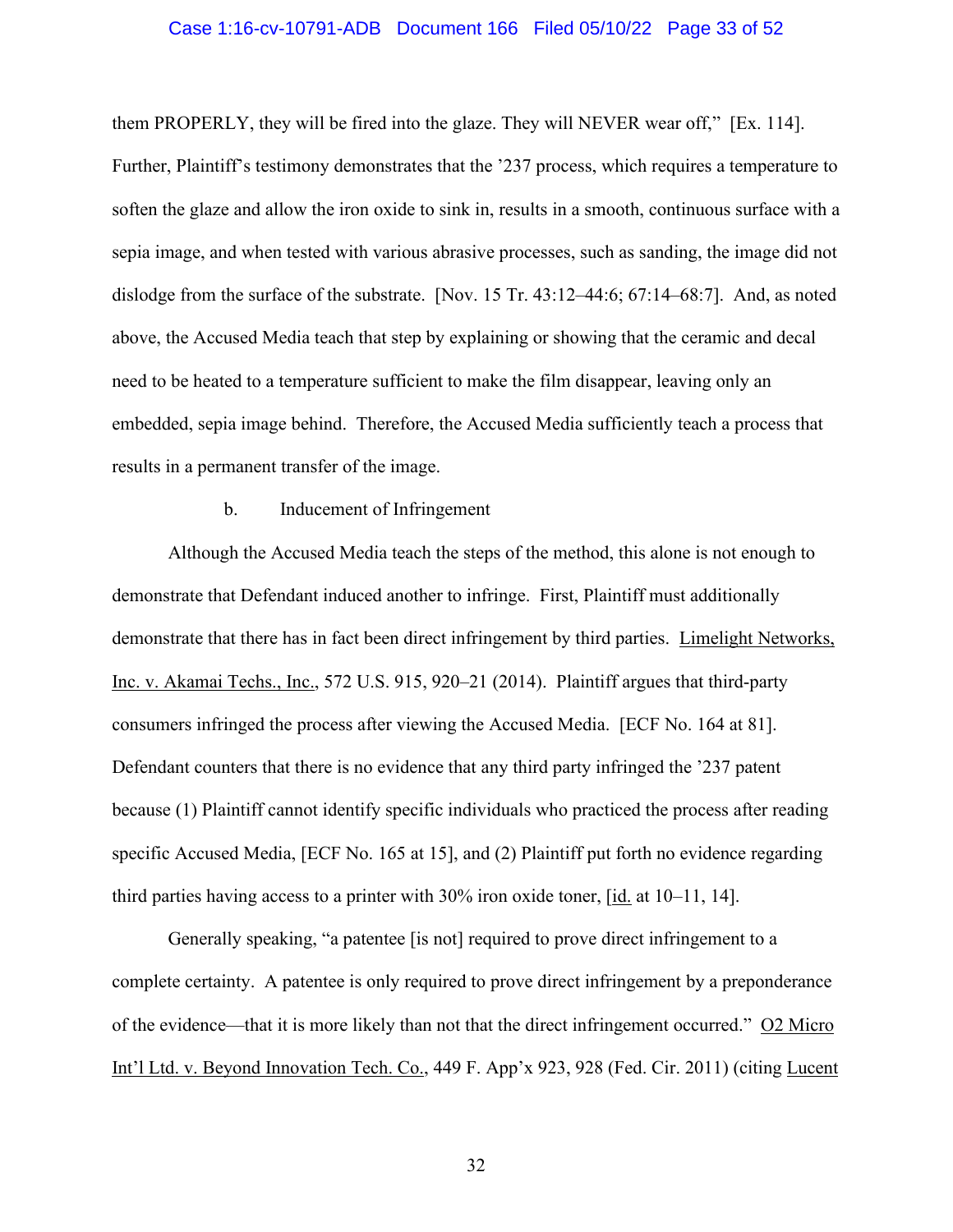them PROPERLY, they will be fired into the glaze. They will NEVER wear off," [Ex. 114]. Further, Plaintiff's testimony demonstrates that the '237 process, which requires a temperature to soften the glaze and allow the iron oxide to sink in, results in a smooth, continuous surface with a sepia image, and when tested with various abrasive processes, such as sanding, the image did not dislodge from the surface of the substrate. [Nov. 15 Tr. 43:12–44:6; 67:14–68:7]. And, as noted above, the Accused Media teach that step by explaining or showing that the ceramic and decal need to be heated to a temperature sufficient to make the film disappear, leaving only an embedded, sepia image behind. Therefore, the Accused Media sufficiently teach a process that results in a permanent transfer of the image.

b. Inducement of Infringement

Although the Accused Media teach the steps of the method, this alone is not enough to demonstrate that Defendant induced another to infringe. First, Plaintiff must additionally demonstrate that there has in fact been direct infringement by third parties. Limelight Networks, Inc. v. Akamai Techs., Inc., 572 U.S. 915, 920–21 (2014). Plaintiff argues that third-party consumers infringed the process after viewing the Accused Media. [ECF No. 164 at 81]. Defendant counters that there is no evidence that any third party infringed the '237 patent because (1) Plaintiff cannot identify specific individuals who practiced the process after reading specific Accused Media, [ECF No. 165 at 15], and (2) Plaintiff put forth no evidence regarding third parties having access to a printer with 30% iron oxide toner, [id. at 10–11, 14].

Generally speaking, "a patentee [is not] required to prove direct infringement to a complete certainty. A patentee is only required to prove direct infringement by a preponderance of the evidence—that it is more likely than not that the direct infringement occurred." O2 Micro Int'l Ltd. v. Beyond Innovation Tech. Co., 449 F. App'x 923, 928 (Fed. Cir. 2011) (citing Lucent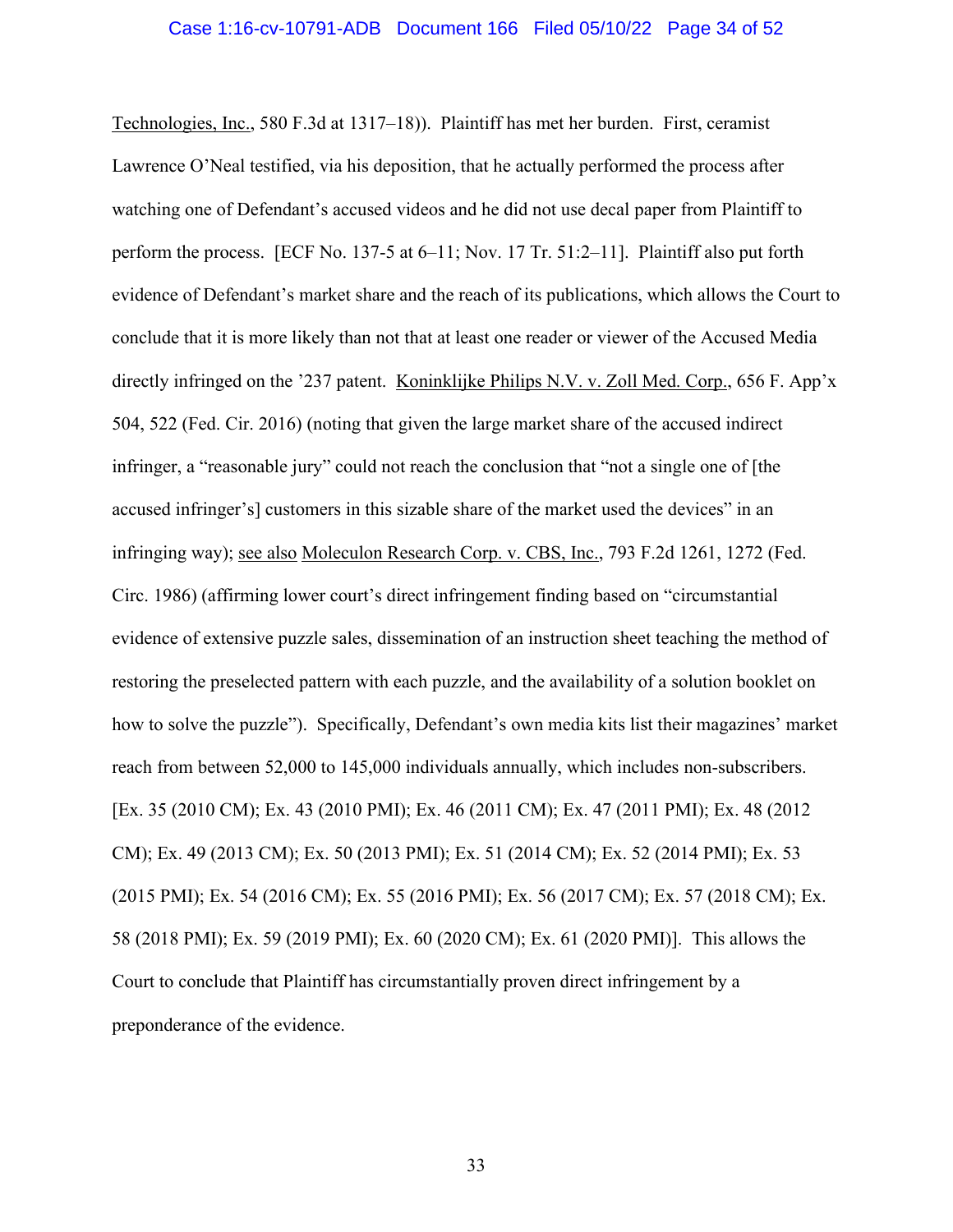Technologies, Inc., 580 F.3d at 1317–18)). Plaintiff has met her burden. First, ceramist Lawrence O'Neal testified, via his deposition, that he actually performed the process after watching one of Defendant's accused videos and he did not use decal paper from Plaintiff to perform the process. [ECF No. 137-5 at 6–11; Nov. 17 Tr. 51:2–11]. Plaintiff also put forth evidence of Defendant's market share and the reach of its publications, which allows the Court to conclude that it is more likely than not that at least one reader or viewer of the Accused Media directly infringed on the '237 patent. Koninklijke Philips N.V. v. Zoll Med. Corp., 656 F. App'x 504, 522 (Fed. Cir. 2016) (noting that given the large market share of the accused indirect infringer, a "reasonable jury" could not reach the conclusion that "not a single one of [the accused infringer's] customers in this sizable share of the market used the devices" in an infringing way); see also Moleculon Research Corp. v. CBS, Inc., 793 F.2d 1261, 1272 (Fed. Circ. 1986) (affirming lower court's direct infringement finding based on "circumstantial evidence of extensive puzzle sales, dissemination of an instruction sheet teaching the method of restoring the preselected pattern with each puzzle, and the availability of a solution booklet on how to solve the puzzle"). Specifically, Defendant's own media kits list their magazines' market reach from between 52,000 to 145,000 individuals annually, which includes non-subscribers. [Ex. 35 (2010 CM); Ex. 43 (2010 PMI); Ex. 46 (2011 CM); Ex. 47 (2011 PMI); Ex. 48 (2012 CM); Ex. 49 (2013 CM); Ex. 50 (2013 PMI); Ex. 51 (2014 CM); Ex. 52 (2014 PMI); Ex. 53 (2015 PMI); Ex. 54 (2016 CM); Ex. 55 (2016 PMI); Ex. 56 (2017 CM); Ex. 57 (2018 CM); Ex. 58 (2018 PMI); Ex. 59 (2019 PMI); Ex. 60 (2020 CM); Ex. 61 (2020 PMI)]. This allows the Court to conclude that Plaintiff has circumstantially proven direct infringement by a preponderance of the evidence.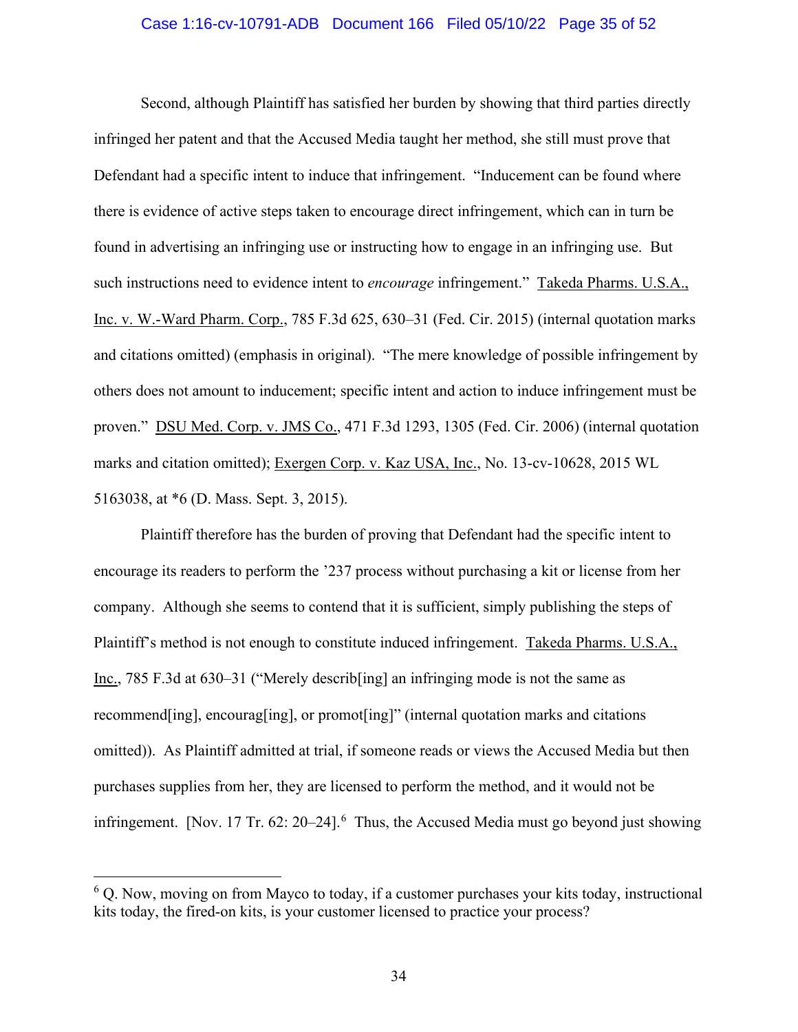Second, although Plaintiff has satisfied her burden by showing that third parties directly infringed her patent and that the Accused Media taught her method, she still must prove that Defendant had a specific intent to induce that infringement. "Inducement can be found where there is evidence of active steps taken to encourage direct infringement, which can in turn be found in advertising an infringing use or instructing how to engage in an infringing use. But such instructions need to evidence intent to *encourage* infringement." Takeda Pharms. U.S.A., Inc. v. W.-Ward Pharm. Corp., 785 F.3d 625, 630–31 (Fed. Cir. 2015) (internal quotation marks and citations omitted) (emphasis in original). "The mere knowledge of possible infringement by others does not amount to inducement; specific intent and action to induce infringement must be proven." DSU Med. Corp. v. JMS Co., 471 F.3d 1293, 1305 (Fed. Cir. 2006) (internal quotation marks and citation omitted); Exergen Corp. v. Kaz USA, Inc., No. 13-cv-10628, 2015 WL 5163038, at *6 (D. Mass. Sept. 3, 2015).

Plaintiff therefore has the burden of proving that Defendant had the specific intent to encourage its readers to perform the '237 process without purchasing a kit or license from her company. Although she seems to contend that it is sufficient, simply publishing the steps of Plaintiff's method is not enough to constitute induced infringement. Takeda Pharms. U.S.A., Inc., 785 F.3d at 630–31 ("Merely describ[ing] an infringing mode is not the same as recommend[ing], encourag[ing], or promot[ing]" (internal quotation marks and citations omitted)). As Plaintiff admitted at trial, if someone reads or views the Accused Media but then purchases supplies from her, they are licensed to perform the method, and it would not be infringement. [Nov. 17 Tr. 62: 20–24].[6] Thus, the Accused Media must go beyond just showing

---

[6] Q. Now, moving on from Mayco to today, if a customer purchases your kits today, instructional kits today, the fired-on kits, is your customer licensed to practice your process?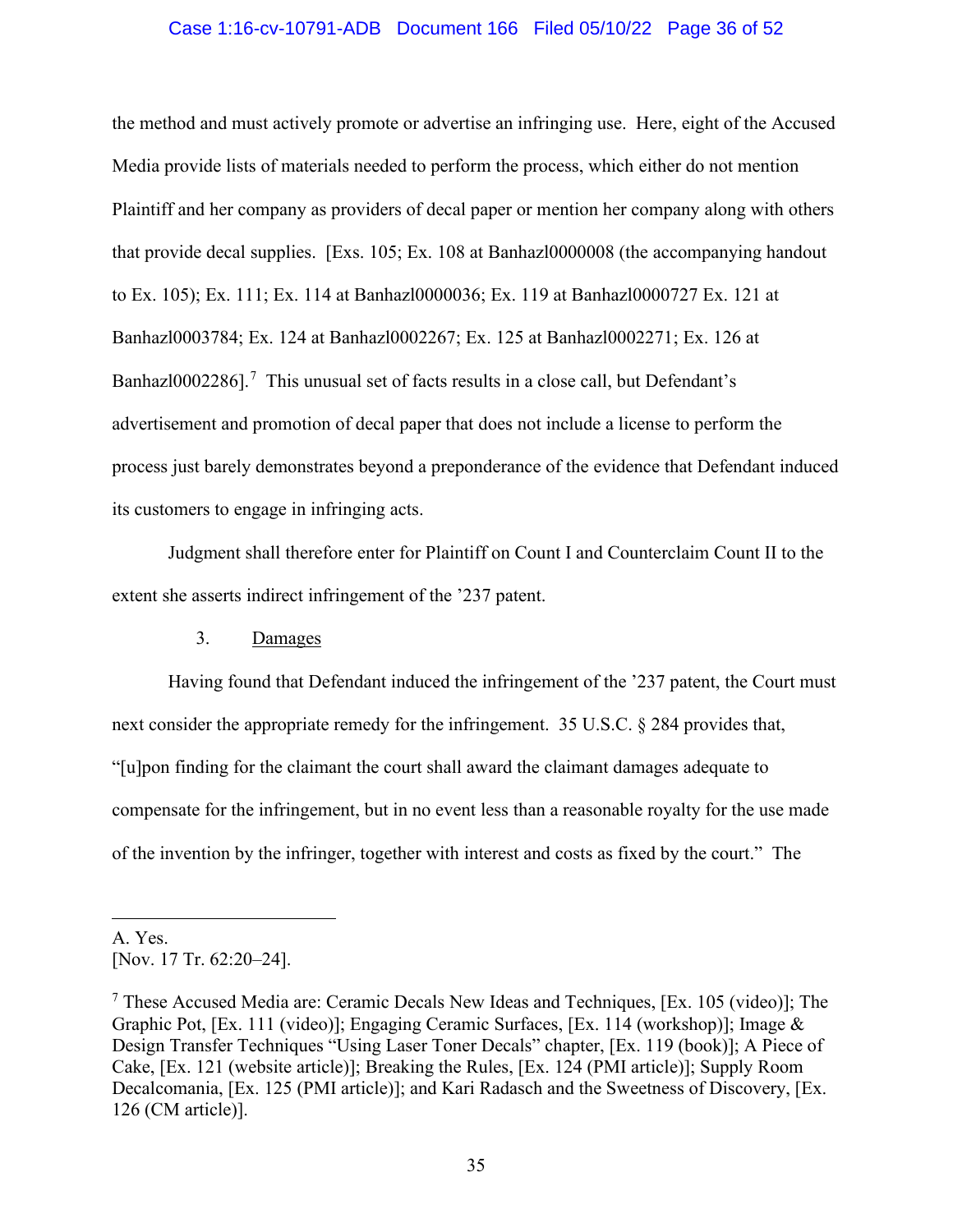the method and must actively promote or advertise an infringing use. Here, eight of the Accused Media provide lists of materials needed to perform the process, which either do not mention Plaintiff and her company as providers of decal paper or mention her company along with others that provide decal supplies. [Exs. 105; Ex. 108 at Banhazl0000008 (the accompanying handout to Ex. 105); Ex. 111; Ex. 114 at Banhazl0000036; Ex. 119 at Banhazl0000727 Ex. 121 at Banhazl0003784; Ex. 124 at Banhazl0002267; Ex. 125 at Banhazl0002271; Ex. 126 at Banhazl0002286].[7] This unusual set of facts results in a close call, but Defendant's advertisement and promotion of decal paper that does not include a license to perform the process just barely demonstrates beyond a preponderance of the evidence that Defendant induced its customers to engage in infringing acts.

Judgment shall therefore enter for Plaintiff on Count I and Counterclaim Count II to the extent she asserts indirect infringement of the '237 patent.

3. Damages

Having found that Defendant induced the infringement of the '237 patent, the Court must next consider the appropriate remedy for the infringement. 35 U.S.C. § 284 provides that, "[u]pon finding for the claimant the court shall award the claimant damages adequate to compensate for the infringement, but in no event less than a reasonable royalty for the use made of the invention by the infringer, together with interest and costs as fixed by the court." The

---

A. Yes.
[Nov. 17 Tr. 62:20–24].

[7] These Accused Media are: Ceramic Decals New Ideas and Techniques, [Ex. 105 (video)]; The Graphic Pot, [Ex. 111 (video)]; Engaging Ceramic Surfaces, [Ex. 114 (workshop)]; Image & Design Transfer Techniques "Using Laser Toner Decals" chapter, [Ex. 119 (book)]; A Piece of Cake, [Ex. 121 (website article)]; Breaking the Rules, [Ex. 124 (PMI article)]; Supply Room Decalcomania, [Ex. 125 (PMI article)]; and Kari Radasch and the Sweetness of Discovery, [Ex. 126 (CM article)].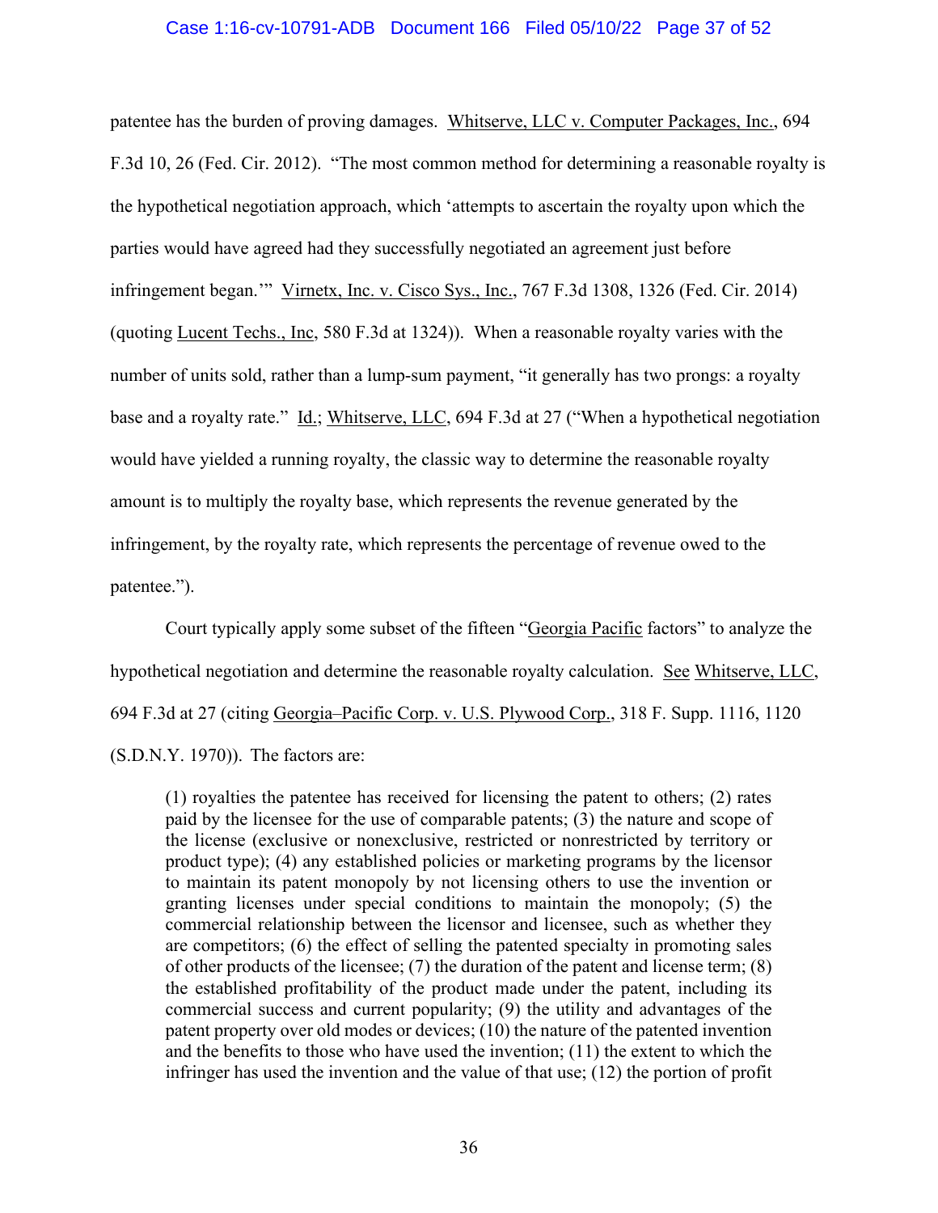patentee has the burden of proving damages. Whitserve, LLC v. Computer Packages, Inc., 694 F.3d 10, 26 (Fed. Cir. 2012). "The most common method for determining a reasonable royalty is the hypothetical negotiation approach, which 'attempts to ascertain the royalty upon which the parties would have agreed had they successfully negotiated an agreement just before infringement began.'" Virnetx, Inc. v. Cisco Sys., Inc., 767 F.3d 1308, 1326 (Fed. Cir. 2014) (quoting Lucent Techs., Inc, 580 F.3d at 1324)). When a reasonable royalty varies with the number of units sold, rather than a lump-sum payment, "it generally has two prongs: a royalty base and a royalty rate." Id.; Whitserve, LLC, 694 F.3d at 27 ("When a hypothetical negotiation would have yielded a running royalty, the classic way to determine the reasonable royalty amount is to multiply the royalty base, which represents the revenue generated by the infringement, by the royalty rate, which represents the percentage of revenue owed to the patentee.").

Court typically apply some subset of the fifteen "Georgia Pacific factors" to analyze the hypothetical negotiation and determine the reasonable royalty calculation. See Whitserve, LLC, 694 F.3d at 27 (citing Georgia–Pacific Corp. v. U.S. Plywood Corp., 318 F. Supp. 1116, 1120 (S.D.N.Y. 1970)). The factors are:

> (1) royalties the patentee has received for licensing the patent to others; (2) rates paid by the licensee for the use of comparable patents; (3) the nature and scope of the license (exclusive or nonexclusive, restricted or nonrestricted by territory or product type); (4) any established policies or marketing programs by the licensor to maintain its patent monopoly by not licensing others to use the invention or granting licenses under special conditions to maintain the monopoly; (5) the commercial relationship between the licensor and licensee, such as whether they are competitors; (6) the effect of selling the patented specialty in promoting sales of other products of the licensee; (7) the duration of the patent and license term; (8) the established profitability of the product made under the patent, including its commercial success and current popularity; (9) the utility and advantages of the patent property over old modes or devices; (10) the nature of the patented invention and the benefits to those who have used the invention; (11) the extent to which the infringer has used the invention and the value of that use; (12) the portion of profit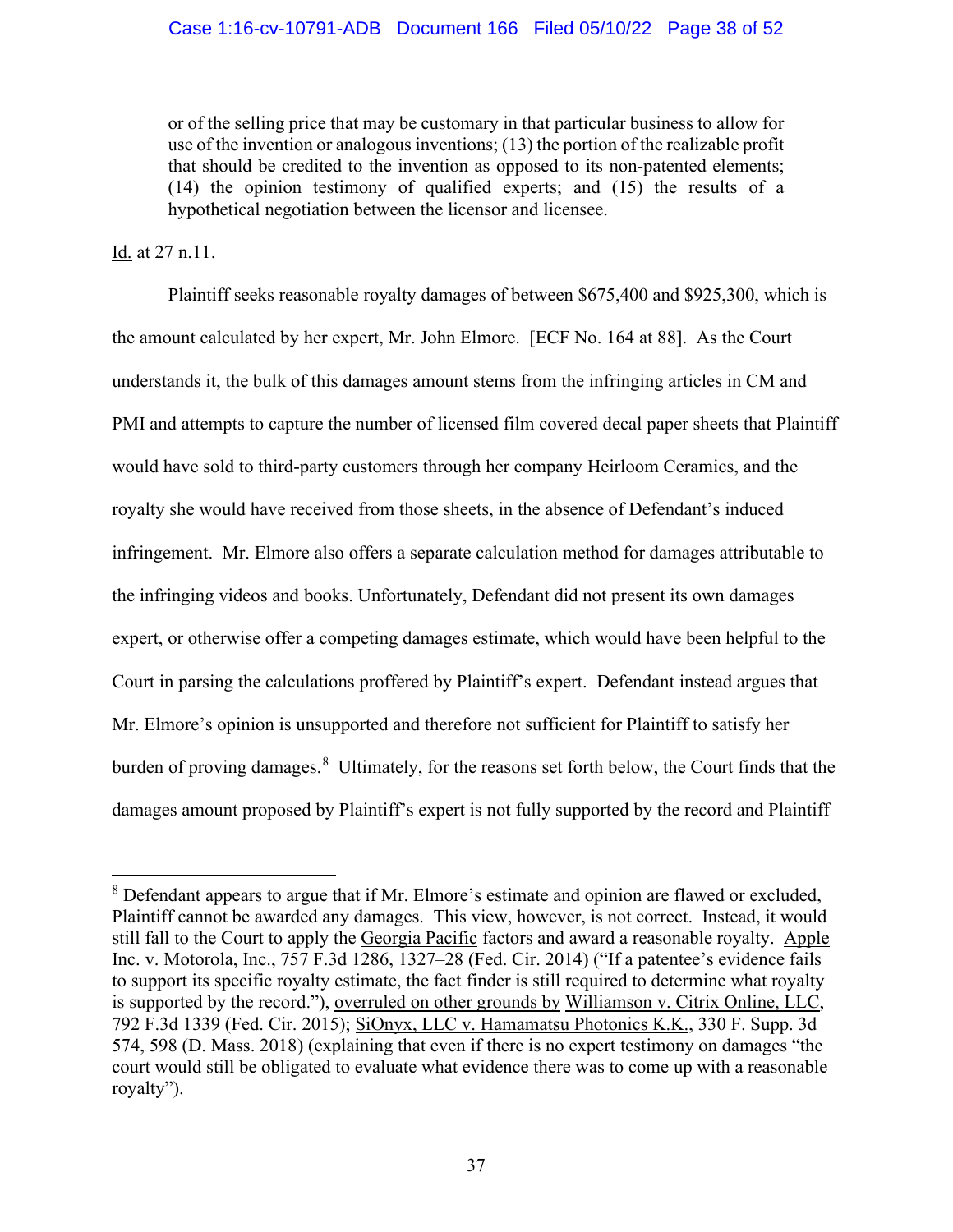> or of the selling price that may be customary in that particular business to allow for use of the invention or analogous inventions; (13) the portion of the realizable profit that should be credited to the invention as opposed to its non-patented elements; (14) the opinion testimony of qualified experts; and (15) the results of a hypothetical negotiation between the licensor and licensee.

Id. at 27 n.11.

Plaintiff seeks reasonable royalty damages of between $675,400 and $925,300, which is the amount calculated by her expert, Mr. John Elmore. [ECF No. 164 at 88]. As the Court understands it, the bulk of this damages amount stems from the infringing articles in CM and PMI and attempts to capture the number of licensed film covered decal paper sheets that Plaintiff would have sold to third-party customers through her company Heirloom Ceramics, and the royalty she would have received from those sheets, in the absence of Defendant's induced infringement. Mr. Elmore also offers a separate calculation method for damages attributable to the infringing videos and books. Unfortunately, Defendant did not present its own damages expert, or otherwise offer a competing damages estimate, which would have been helpful to the Court in parsing the calculations proffered by Plaintiff's expert. Defendant instead argues that Mr. Elmore's opinion is unsupported and therefore not sufficient for Plaintiff to satisfy her burden of proving damages.[8] Ultimately, for the reasons set forth below, the Court finds that the damages amount proposed by Plaintiff's expert is not fully supported by the record and Plaintiff

---

[8] Defendant appears to argue that if Mr. Elmore's estimate and opinion are flawed or excluded, Plaintiff cannot be awarded any damages. This view, however, is not correct. Instead, it would still fall to the Court to apply the Georgia Pacific factors and award a reasonable royalty. Apple Inc. v. Motorola, Inc., 757 F.3d 1286, 1327–28 (Fed. Cir. 2014) ("If a patentee's evidence fails to support its specific royalty estimate, the fact finder is still required to determine what royalty is supported by the record."), overruled on other grounds by Williamson v. Citrix Online, LLC, 792 F.3d 1339 (Fed. Cir. 2015); SiOnyx, LLC v. Hamamatsu Photonics K.K., 330 F. Supp. 3d 574, 598 (D. Mass. 2018) (explaining that even if there is no expert testimony on damages "the court would still be obligated to evaluate what evidence there was to come up with a reasonable royalty").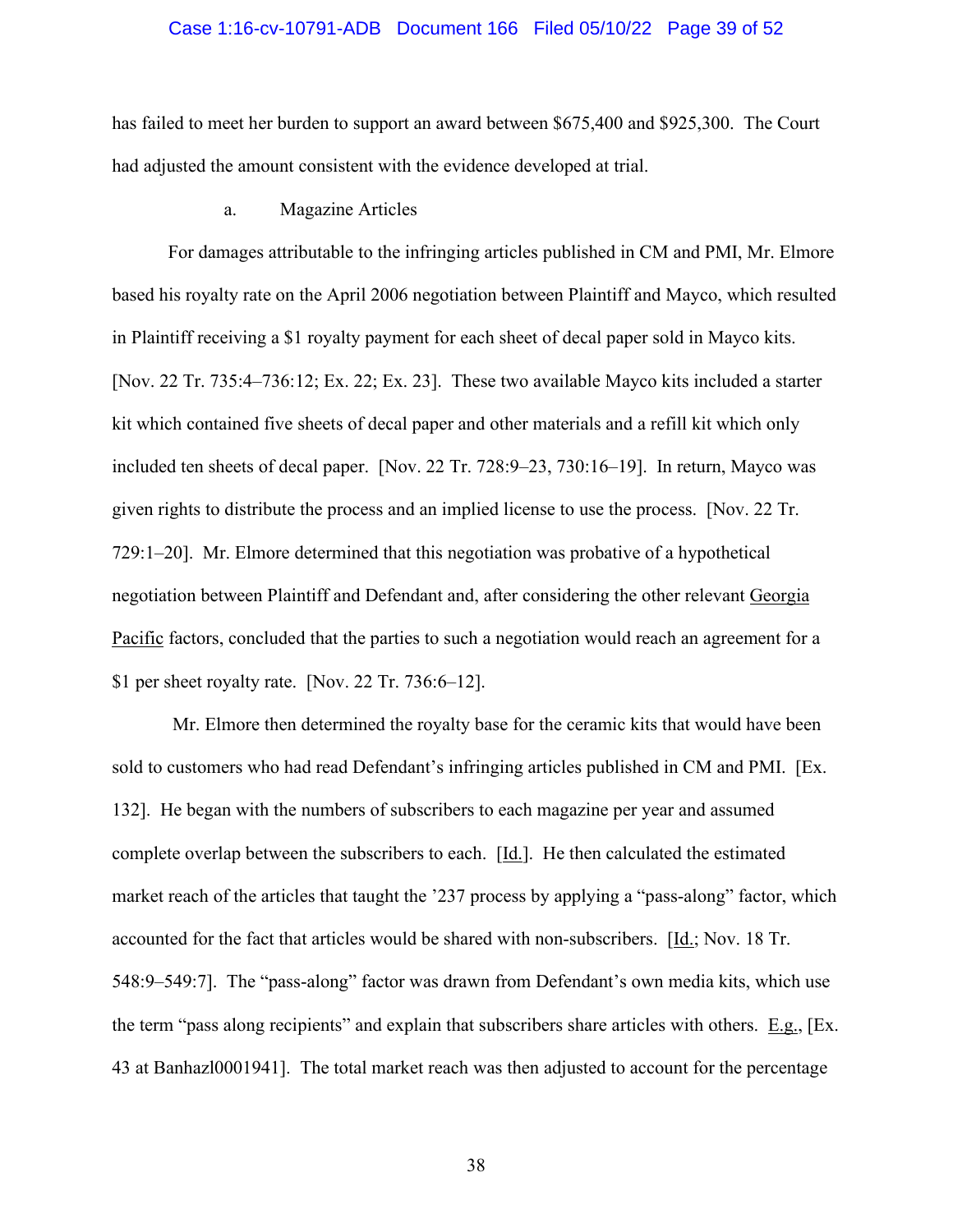has failed to meet her burden to support an award between $675,400 and $925,300. The Court had adjusted the amount consistent with the evidence developed at trial.

a. Magazine Articles

For damages attributable to the infringing articles published in CM and PMI, Mr. Elmore based his royalty rate on the April 2006 negotiation between Plaintiff and Mayco, which resulted in Plaintiff receiving a $1 royalty payment for each sheet of decal paper sold in Mayco kits. [Nov. 22 Tr. 735:4–736:12; Ex. 22; Ex. 23]. These two available Mayco kits included a starter kit which contained five sheets of decal paper and other materials and a refill kit which only included ten sheets of decal paper. [Nov. 22 Tr. 728:9–23, 730:16–19]. In return, Mayco was given rights to distribute the process and an implied license to use the process. [Nov. 22 Tr. 729:1–20]. Mr. Elmore determined that this negotiation was probative of a hypothetical negotiation between Plaintiff and Defendant and, after considering the other relevant Georgia Pacific factors, concluded that the parties to such a negotiation would reach an agreement for a $1 per sheet royalty rate. [Nov. 22 Tr. 736:6–12].

Mr. Elmore then determined the royalty base for the ceramic kits that would have been sold to customers who had read Defendant's infringing articles published in CM and PMI. [Ex. 132]. He began with the numbers of subscribers to each magazine per year and assumed complete overlap between the subscribers to each. [Id.]. He then calculated the estimated market reach of the articles that taught the '237 process by applying a "pass-along" factor, which accounted for the fact that articles would be shared with non-subscribers. [Id.; Nov. 18 Tr. 548:9–549:7]. The "pass-along" factor was drawn from Defendant's own media kits, which use the term "pass along recipients" and explain that subscribers share articles with others. E.g., [Ex. 43 at Banhazl0001941]. The total market reach was then adjusted to account for the percentage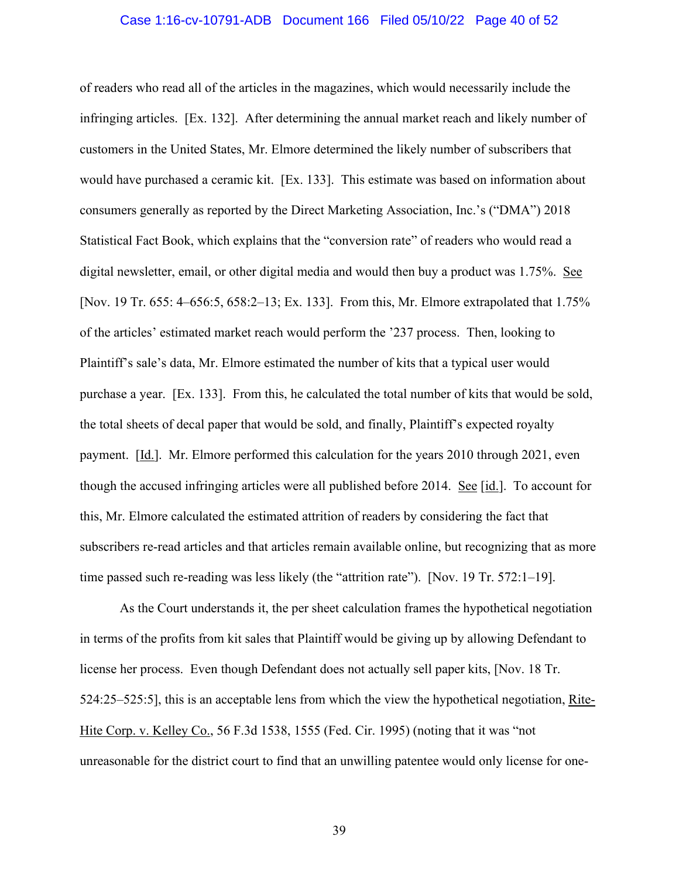of readers who read all of the articles in the magazines, which would necessarily include the infringing articles. [Ex. 132]. After determining the annual market reach and likely number of customers in the United States, Mr. Elmore determined the likely number of subscribers that would have purchased a ceramic kit. [Ex. 133]. This estimate was based on information about consumers generally as reported by the Direct Marketing Association, Inc.'s ("DMA") 2018 Statistical Fact Book, which explains that the "conversion rate" of readers who would read a digital newsletter, email, or other digital media and would then buy a product was 1.75%. See [Nov. 19 Tr. 655: 4–656:5, 658:2–13; Ex. 133]. From this, Mr. Elmore extrapolated that 1.75% of the articles' estimated market reach would perform the '237 process. Then, looking to Plaintiff's sale's data, Mr. Elmore estimated the number of kits that a typical user would purchase a year. [Ex. 133]. From this, he calculated the total number of kits that would be sold, the total sheets of decal paper that would be sold, and finally, Plaintiff's expected royalty payment. [Id.]. Mr. Elmore performed this calculation for the years 2010 through 2021, even though the accused infringing articles were all published before 2014. See [id.]. To account for this, Mr. Elmore calculated the estimated attrition of readers by considering the fact that subscribers re-read articles and that articles remain available online, but recognizing that as more time passed such re-reading was less likely (the "attrition rate"). [Nov. 19 Tr. 572:1–19].

As the Court understands it, the per sheet calculation frames the hypothetical negotiation in terms of the profits from kit sales that Plaintiff would be giving up by allowing Defendant to license her process. Even though Defendant does not actually sell paper kits, [Nov. 18 Tr. 524:25–525:5], this is an acceptable lens from which the view the hypothetical negotiation, Rite-Hite Corp. v. Kelley Co., 56 F.3d 1538, 1555 (Fed. Cir. 1995) (noting that it was "not unreasonable for the district court to find that an unwilling patentee would only license for one-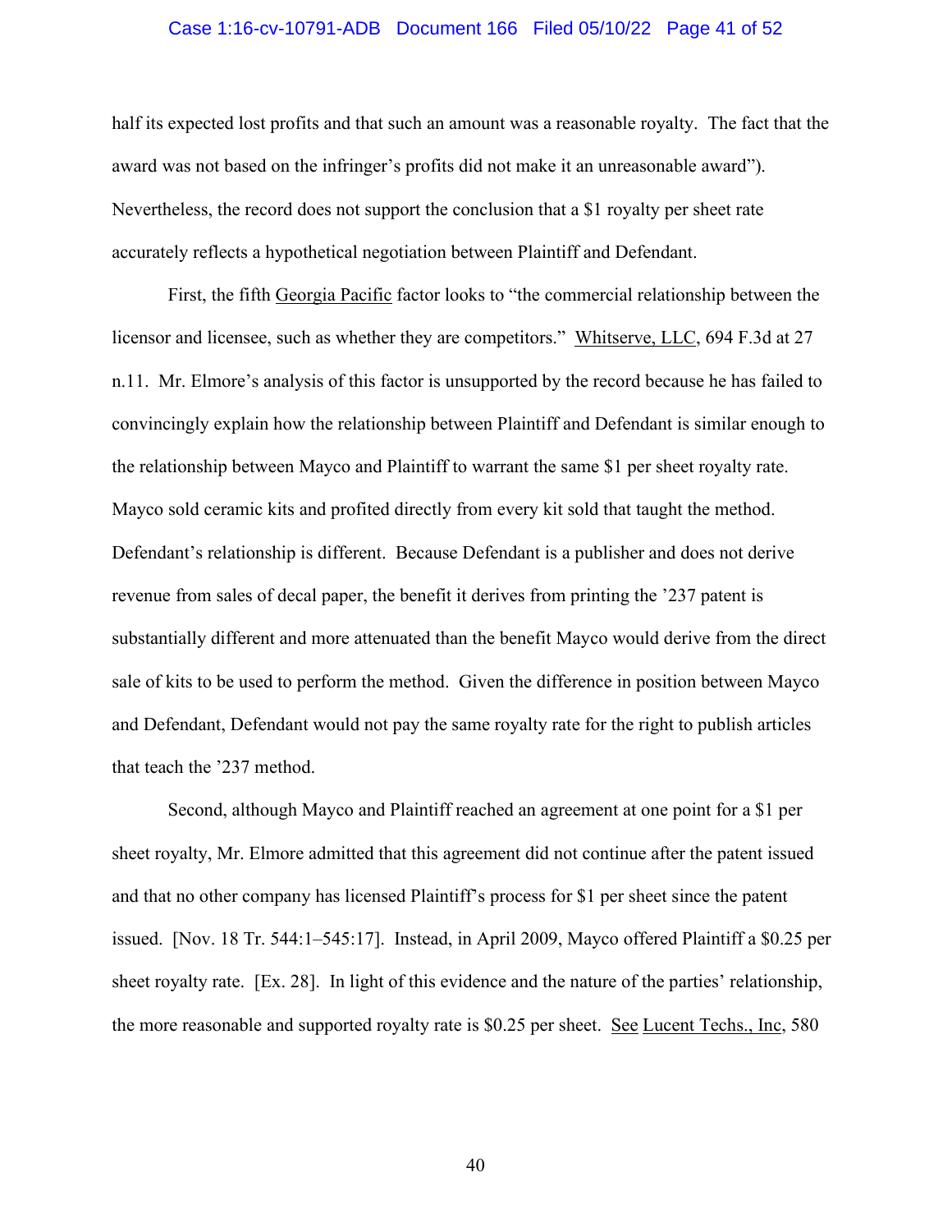half its expected lost profits and that such an amount was a reasonable royalty. The fact that the award was not based on the infringer's profits did not make it an unreasonable award"). Nevertheless, the record does not support the conclusion that a $1 royalty per sheet rate accurately reflects a hypothetical negotiation between Plaintiff and Defendant.

First, the fifth Georgia Pacific factor looks to "the commercial relationship between the licensor and licensee, such as whether they are competitors." Whitserve, LLC, 694 F.3d at 27 n.11. Mr. Elmore's analysis of this factor is unsupported by the record because he has failed to convincingly explain how the relationship between Plaintiff and Defendant is similar enough to the relationship between Mayco and Plaintiff to warrant the same $1 per sheet royalty rate. Mayco sold ceramic kits and profited directly from every kit sold that taught the method. Defendant's relationship is different. Because Defendant is a publisher and does not derive revenue from sales of decal paper, the benefit it derives from printing the '237 patent is substantially different and more attenuated than the benefit Mayco would derive from the direct sale of kits to be used to perform the method. Given the difference in position between Mayco and Defendant, Defendant would not pay the same royalty rate for the right to publish articles that teach the '237 method.

Second, although Mayco and Plaintiff reached an agreement at one point for a $1 per sheet royalty, Mr. Elmore admitted that this agreement did not continue after the patent issued and that no other company has licensed Plaintiff's process for $1 per sheet since the patent issued. [Nov. 18 Tr. 544:1–545:17]. Instead, in April 2009, Mayco offered Plaintiff a $0.25 per sheet royalty rate. [Ex. 28]. In light of this evidence and the nature of the parties' relationship, the more reasonable and supported royalty rate is $0.25 per sheet. See Lucent Techs., Inc, 580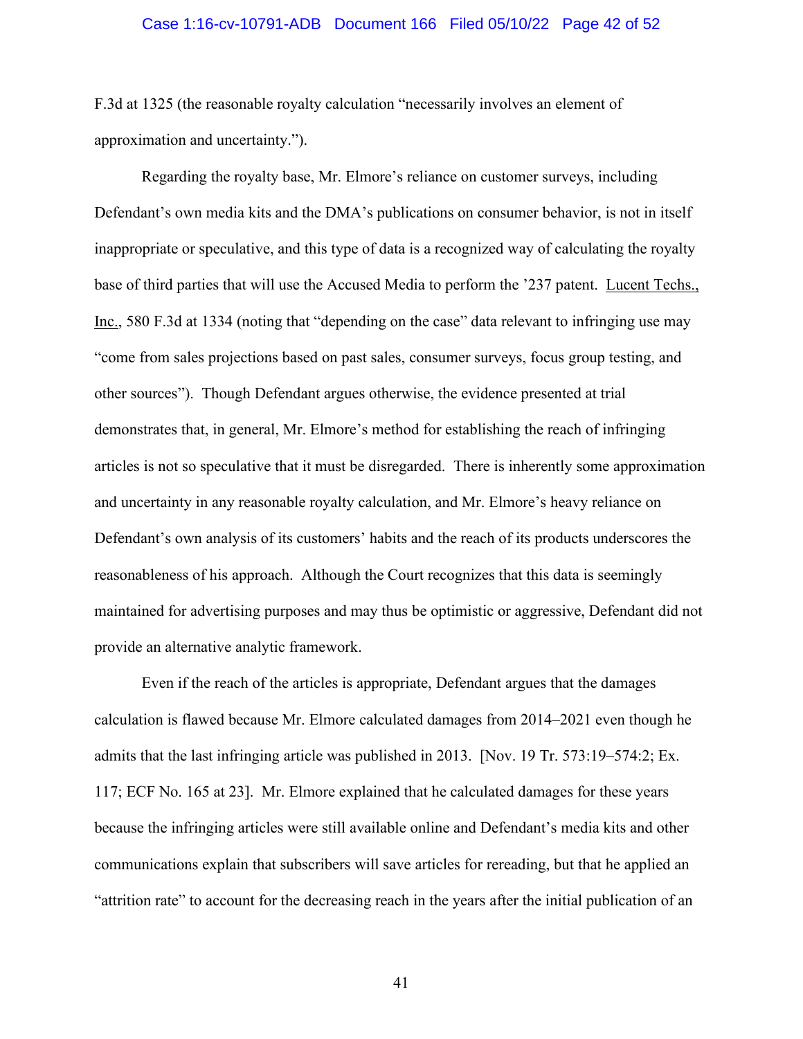F.3d at 1325 (the reasonable royalty calculation "necessarily involves an element of approximation and uncertainty.").

Regarding the royalty base, Mr. Elmore's reliance on customer surveys, including Defendant's own media kits and the DMA's publications on consumer behavior, is not in itself inappropriate or speculative, and this type of data is a recognized way of calculating the royalty base of third parties that will use the Accused Media to perform the '237 patent. Lucent Techs., Inc., 580 F.3d at 1334 (noting that "depending on the case" data relevant to infringing use may "come from sales projections based on past sales, consumer surveys, focus group testing, and other sources"). Though Defendant argues otherwise, the evidence presented at trial demonstrates that, in general, Mr. Elmore's method for establishing the reach of infringing articles is not so speculative that it must be disregarded. There is inherently some approximation and uncertainty in any reasonable royalty calculation, and Mr. Elmore's heavy reliance on Defendant's own analysis of its customers' habits and the reach of its products underscores the reasonableness of his approach. Although the Court recognizes that this data is seemingly maintained for advertising purposes and may thus be optimistic or aggressive, Defendant did not provide an alternative analytic framework.

Even if the reach of the articles is appropriate, Defendant argues that the damages calculation is flawed because Mr. Elmore calculated damages from 2014–2021 even though he admits that the last infringing article was published in 2013. [Nov. 19 Tr. 573:19–574:2; Ex. 117; ECF No. 165 at 23]. Mr. Elmore explained that he calculated damages for these years because the infringing articles were still available online and Defendant's media kits and other communications explain that subscribers will save articles for rereading, but that he applied an "attrition rate" to account for the decreasing reach in the years after the initial publication of an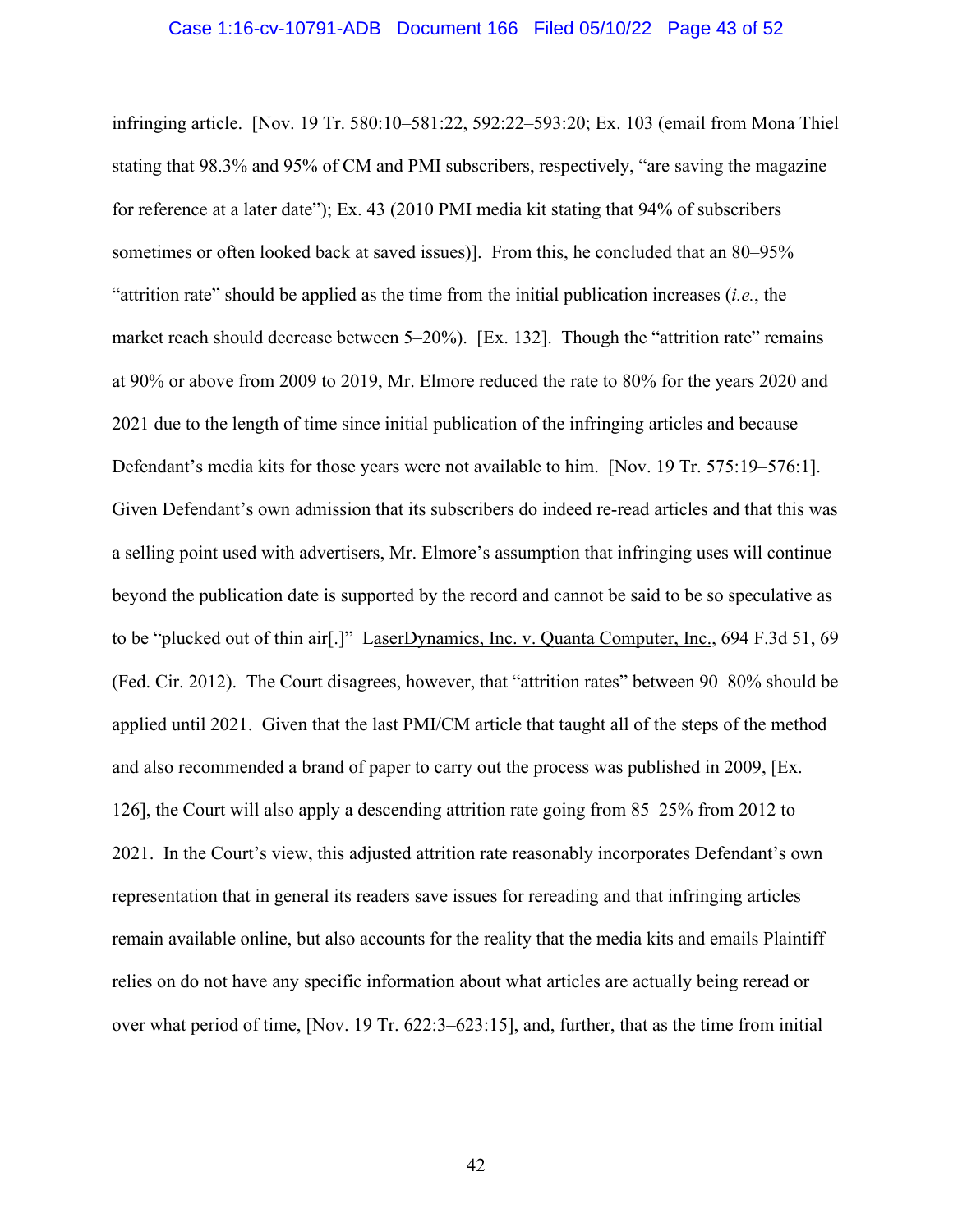infringing article. [Nov. 19 Tr. 580:10–581:22, 592:22–593:20; Ex. 103 (email from Mona Thiel stating that 98.3% and 95% of CM and PMI subscribers, respectively, "are saving the magazine for reference at a later date"); Ex. 43 (2010 PMI media kit stating that 94% of subscribers sometimes or often looked back at saved issues)]. From this, he concluded that an 80–95% "attrition rate" should be applied as the time from the initial publication increases (*i.e.*, the market reach should decrease between 5–20%). [Ex. 132]. Though the "attrition rate" remains at 90% or above from 2009 to 2019, Mr. Elmore reduced the rate to 80% for the years 2020 and 2021 due to the length of time since initial publication of the infringing articles and because Defendant's media kits for those years were not available to him. [Nov. 19 Tr. 575:19–576:1]. Given Defendant's own admission that its subscribers do indeed re-read articles and that this was a selling point used with advertisers, Mr. Elmore's assumption that infringing uses will continue beyond the publication date is supported by the record and cannot be said to be so speculative as to be "plucked out of thin air[.]" LaserDynamics, Inc. v. Quanta Computer, Inc., 694 F.3d 51, 69 (Fed. Cir. 2012). The Court disagrees, however, that "attrition rates" between 90–80% should be applied until 2021. Given that the last PMI/CM article that taught all of the steps of the method and also recommended a brand of paper to carry out the process was published in 2009, [Ex. 126], the Court will also apply a descending attrition rate going from 85–25% from 2012 to 2021. In the Court's view, this adjusted attrition rate reasonably incorporates Defendant's own representation that in general its readers save issues for rereading and that infringing articles remain available online, but also accounts for the reality that the media kits and emails Plaintiff relies on do not have any specific information about what articles are actually being reread or over what period of time, [Nov. 19 Tr. 622:3–623:15], and, further, that as the time from initial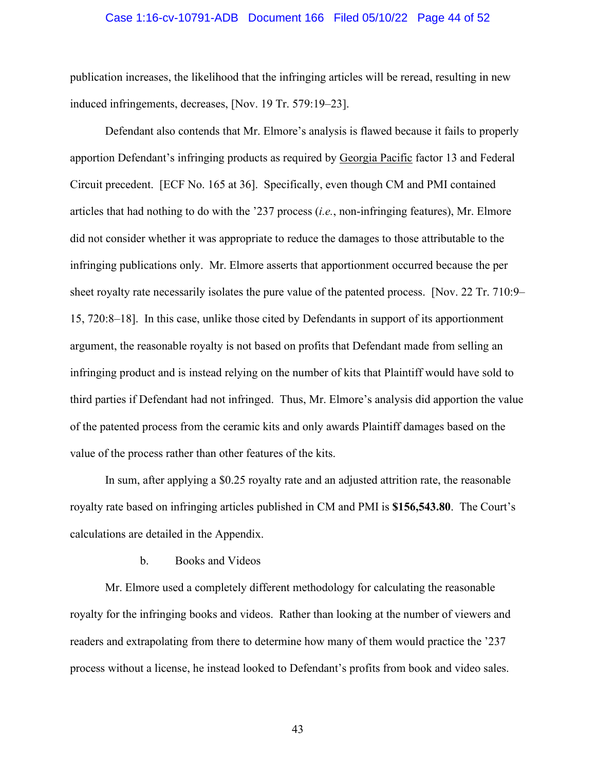publication increases, the likelihood that the infringing articles will be reread, resulting in new induced infringements, decreases, [Nov. 19 Tr. 579:19–23].

Defendant also contends that Mr. Elmore's analysis is flawed because it fails to properly apportion Defendant's infringing products as required by Georgia Pacific factor 13 and Federal Circuit precedent. [ECF No. 165 at 36]. Specifically, even though CM and PMI contained articles that had nothing to do with the '237 process (*i.e.*, non-infringing features), Mr. Elmore did not consider whether it was appropriate to reduce the damages to those attributable to the infringing publications only. Mr. Elmore asserts that apportionment occurred because the per sheet royalty rate necessarily isolates the pure value of the patented process. [Nov. 22 Tr. 710:9–15, 720:8–18]. In this case, unlike those cited by Defendants in support of its apportionment argument, the reasonable royalty is not based on profits that Defendant made from selling an infringing product and is instead relying on the number of kits that Plaintiff would have sold to third parties if Defendant had not infringed. Thus, Mr. Elmore's analysis did apportion the value of the patented process from the ceramic kits and only awards Plaintiff damages based on the value of the process rather than other features of the kits.

In sum, after applying a $0.25 royalty rate and an adjusted attrition rate, the reasonable royalty rate based on infringing articles published in CM and PMI is **$156,543.80**. The Court's calculations are detailed in the Appendix.

b. Books and Videos

Mr. Elmore used a completely different methodology for calculating the reasonable royalty for the infringing books and videos. Rather than looking at the number of viewers and readers and extrapolating from there to determine how many of them would practice the '237 process without a license, he instead looked to Defendant's profits from book and video sales.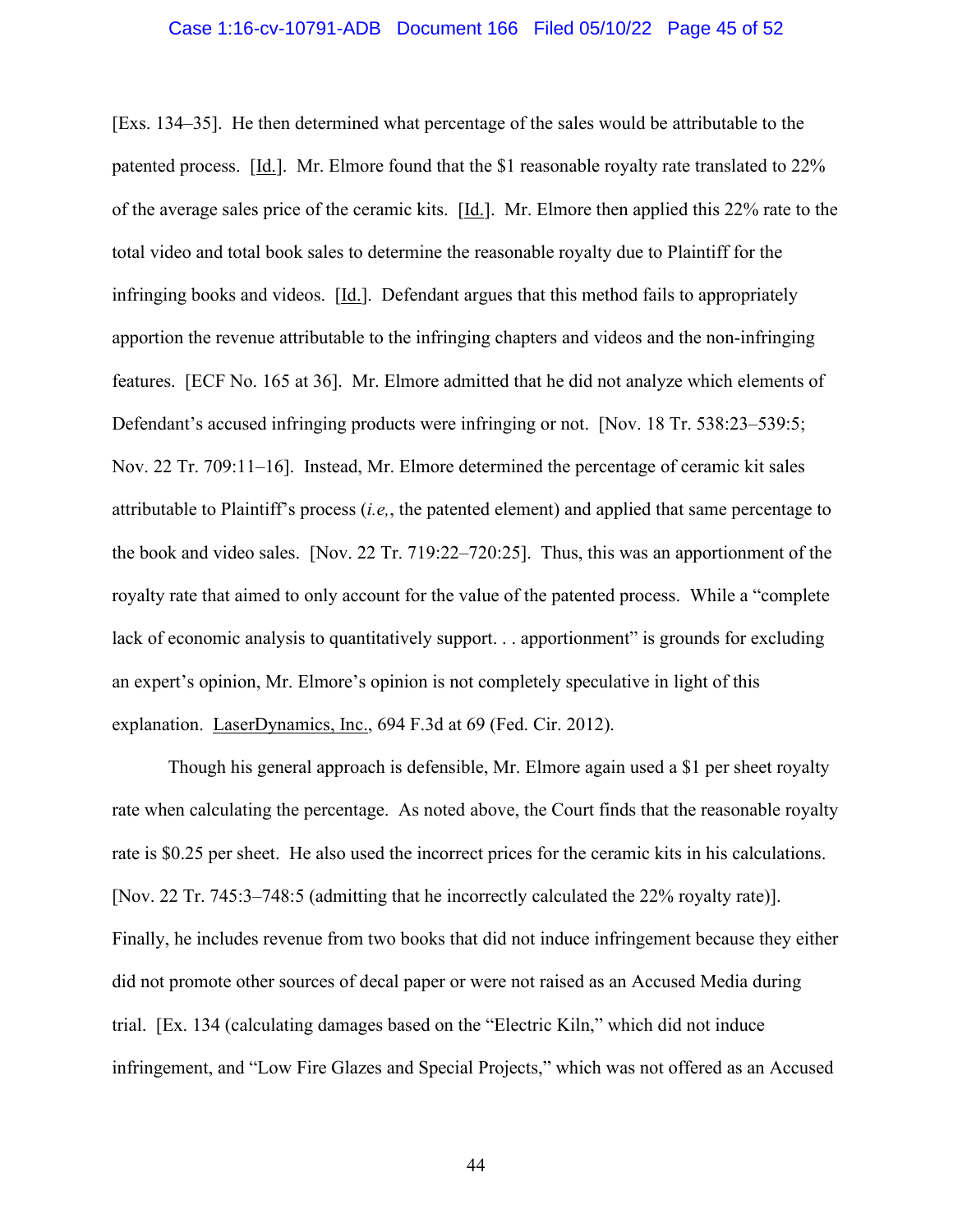[Exs. 134–35]. He then determined what percentage of the sales would be attributable to the patented process. [Id.]. Mr. Elmore found that the $1 reasonable royalty rate translated to 22% of the average sales price of the ceramic kits. [Id.]. Mr. Elmore then applied this 22% rate to the total video and total book sales to determine the reasonable royalty due to Plaintiff for the infringing books and videos. [Id.]. Defendant argues that this method fails to appropriately apportion the revenue attributable to the infringing chapters and videos and the non-infringing features. [ECF No. 165 at 36]. Mr. Elmore admitted that he did not analyze which elements of Defendant's accused infringing products were infringing or not. [Nov. 18 Tr. 538:23–539:5; Nov. 22 Tr. 709:11–16]. Instead, Mr. Elmore determined the percentage of ceramic kit sales attributable to Plaintiff's process (*i.e,*, the patented element) and applied that same percentage to the book and video sales. [Nov. 22 Tr. 719:22–720:25]. Thus, this was an apportionment of the royalty rate that aimed to only account for the value of the patented process. While a "complete lack of economic analysis to quantitatively support. . . apportionment" is grounds for excluding an expert's opinion, Mr. Elmore's opinion is not completely speculative in light of this explanation. LaserDynamics, Inc., 694 F.3d at 69 (Fed. Cir. 2012).

Though his general approach is defensible, Mr. Elmore again used a $1 per sheet royalty rate when calculating the percentage. As noted above, the Court finds that the reasonable royalty rate is $0.25 per sheet. He also used the incorrect prices for the ceramic kits in his calculations. [Nov. 22 Tr. 745:3–748:5 (admitting that he incorrectly calculated the 22% royalty rate)]. Finally, he includes revenue from two books that did not induce infringement because they either did not promote other sources of decal paper or were not raised as an Accused Media during trial. [Ex. 134 (calculating damages based on the "Electric Kiln," which did not induce infringement, and "Low Fire Glazes and Special Projects," which was not offered as an Accused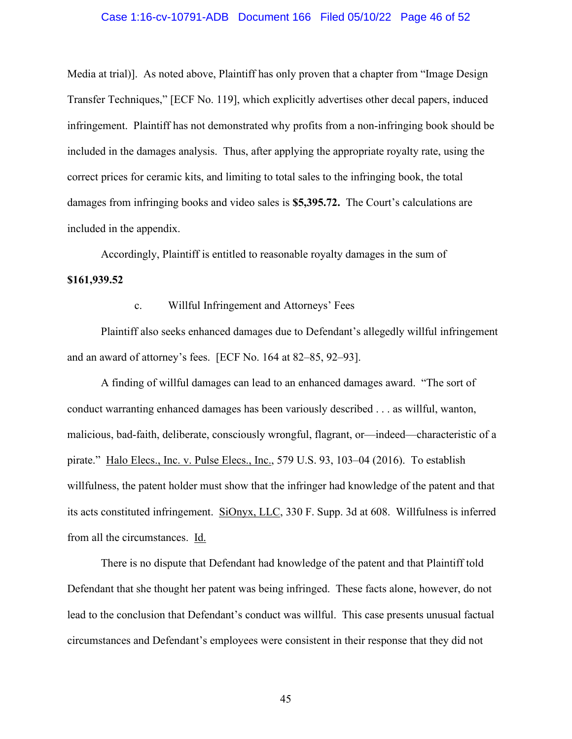Media at trial)]. As noted above, Plaintiff has only proven that a chapter from "Image Design Transfer Techniques," [ECF No. 119], which explicitly advertises other decal papers, induced infringement. Plaintiff has not demonstrated why profits from a non-infringing book should be included in the damages analysis. Thus, after applying the appropriate royalty rate, using the correct prices for ceramic kits, and limiting to total sales to the infringing book, the total damages from infringing books and video sales is **$5,395.72.** The Court's calculations are included in the appendix.

Accordingly, Plaintiff is entitled to reasonable royalty damages in the sum of **$161,939.52**

c. Willful Infringement and Attorneys' Fees

Plaintiff also seeks enhanced damages due to Defendant's allegedly willful infringement and an award of attorney's fees. [ECF No. 164 at 82–85, 92–93].

A finding of willful damages can lead to an enhanced damages award. "The sort of conduct warranting enhanced damages has been variously described . . . as willful, wanton, malicious, bad-faith, deliberate, consciously wrongful, flagrant, or—indeed—characteristic of a pirate." Halo Elecs., Inc. v. Pulse Elecs., Inc., 579 U.S. 93, 103–04 (2016). To establish willfulness, the patent holder must show that the infringer had knowledge of the patent and that its acts constituted infringement. SiOnyx, LLC, 330 F. Supp. 3d at 608. Willfulness is inferred from all the circumstances. Id.

There is no dispute that Defendant had knowledge of the patent and that Plaintiff told Defendant that she thought her patent was being infringed. These facts alone, however, do not lead to the conclusion that Defendant's conduct was willful. This case presents unusual factual circumstances and Defendant's employees were consistent in their response that they did not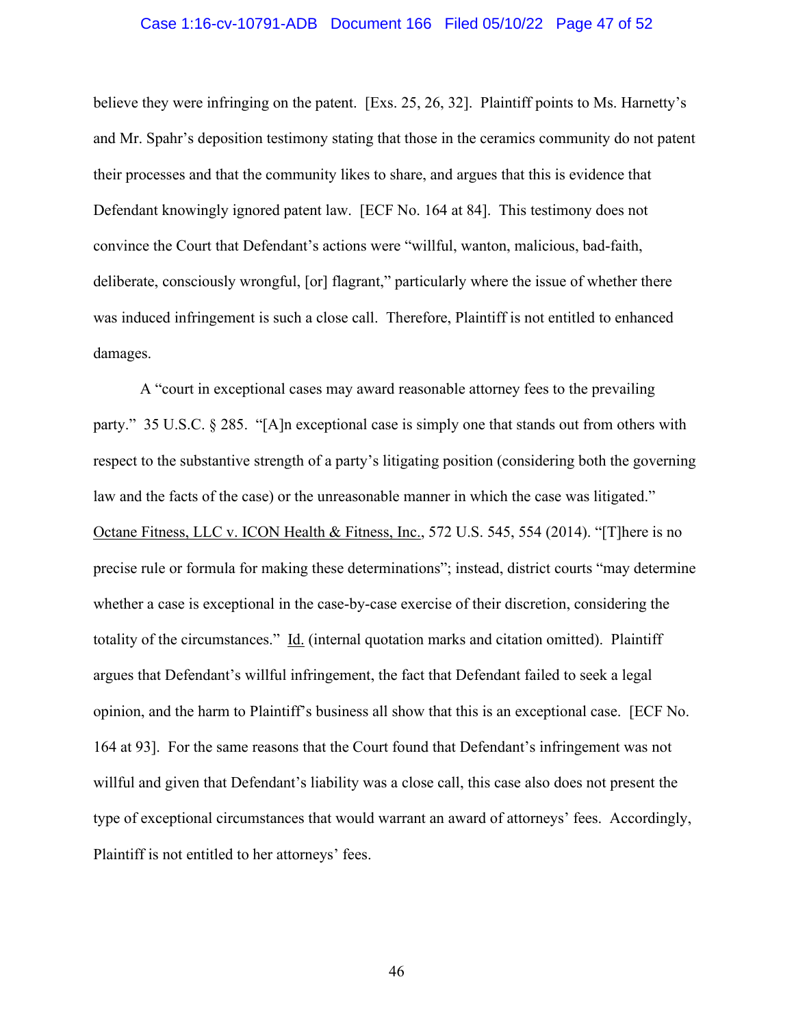believe they were infringing on the patent. [Exs. 25, 26, 32]. Plaintiff points to Ms. Harnetty's and Mr. Spahr's deposition testimony stating that those in the ceramics community do not patent their processes and that the community likes to share, and argues that this is evidence that Defendant knowingly ignored patent law. [ECF No. 164 at 84]. This testimony does not convince the Court that Defendant's actions were "willful, wanton, malicious, bad-faith, deliberate, consciously wrongful, [or] flagrant," particularly where the issue of whether there was induced infringement is such a close call. Therefore, Plaintiff is not entitled to enhanced damages.

A "court in exceptional cases may award reasonable attorney fees to the prevailing party." 35 U.S.C. § 285. "[A]n exceptional case is simply one that stands out from others with respect to the substantive strength of a party's litigating position (considering both the governing law and the facts of the case) or the unreasonable manner in which the case was litigated." Octane Fitness, LLC v. ICON Health & Fitness, Inc., 572 U.S. 545, 554 (2014). "[T]here is no precise rule or formula for making these determinations"; instead, district courts "may determine whether a case is exceptional in the case-by-case exercise of their discretion, considering the totality of the circumstances." Id. (internal quotation marks and citation omitted). Plaintiff argues that Defendant's willful infringement, the fact that Defendant failed to seek a legal opinion, and the harm to Plaintiff's business all show that this is an exceptional case. [ECF No. 164 at 93]. For the same reasons that the Court found that Defendant's infringement was not willful and given that Defendant's liability was a close call, this case also does not present the type of exceptional circumstances that would warrant an award of attorneys' fees. Accordingly, Plaintiff is not entitled to her attorneys' fees.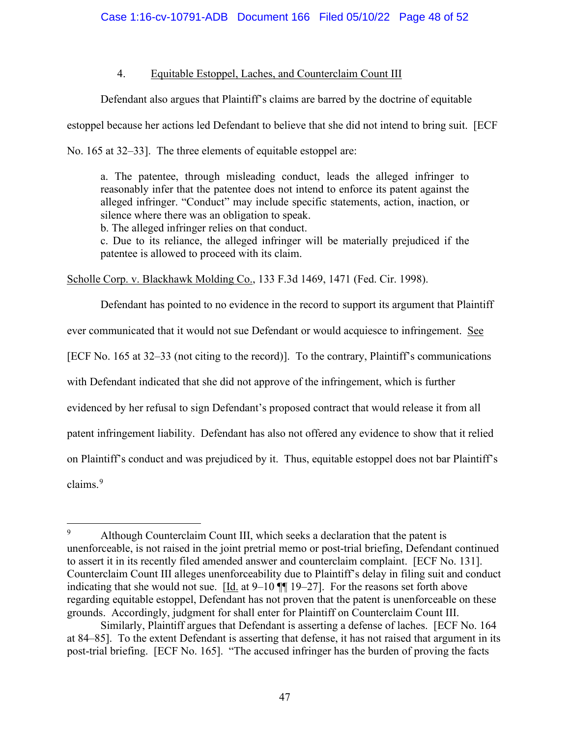4. Equitable Estoppel, Laches, and Counterclaim Count III

Defendant also argues that Plaintiff's claims are barred by the doctrine of equitable estoppel because her actions led Defendant to believe that she did not intend to bring suit. [ECF No. 165 at 32–33]. The three elements of equitable estoppel are:

> a. The patentee, through misleading conduct, leads the alleged infringer to reasonably infer that the patentee does not intend to enforce its patent against the alleged infringer. "Conduct" may include specific statements, action, inaction, or silence where there was an obligation to speak.
> b. The alleged infringer relies on that conduct.
> c. Due to its reliance, the alleged infringer will be materially prejudiced if the patentee is allowed to proceed with its claim.

Scholle Corp. v. Blackhawk Molding Co., 133 F.3d 1469, 1471 (Fed. Cir. 1998).

Defendant has pointed to no evidence in the record to support its argument that Plaintiff ever communicated that it would not sue Defendant or would acquiesce to infringement. See [ECF No. 165 at 32–33 (not citing to the record)]. To the contrary, Plaintiff's communications with Defendant indicated that she did not approve of the infringement, which is further evidenced by her refusal to sign Defendant's proposed contract that would release it from all patent infringement liability. Defendant has also not offered any evidence to show that it relied on Plaintiff's conduct and was prejudiced by it. Thus, equitable estoppel does not bar Plaintiff's claims.[9]

---

[9] Although Counterclaim Count III, which seeks a declaration that the patent is unenforceable, is not raised in the joint pretrial memo or post-trial briefing, Defendant continued to assert it in its recently filed amended answer and counterclaim complaint. [ECF No. 131]. Counterclaim Count III alleges unenforceability due to Plaintiff's delay in filing suit and conduct indicating that she would not sue. [Id. at 9–10 ¶¶ 19–27]. For the reasons set forth above regarding equitable estoppel, Defendant has not proven that the patent is unenforceable on these grounds. Accordingly, judgment for shall enter for Plaintiff on Counterclaim Count III.

Similarly, Plaintiff argues that Defendant is asserting a defense of laches. [ECF No. 164 at 84–85]. To the extent Defendant is asserting that defense, it has not raised that argument in its post-trial briefing. [ECF No. 165]. "The accused infringer has the burden of proving the facts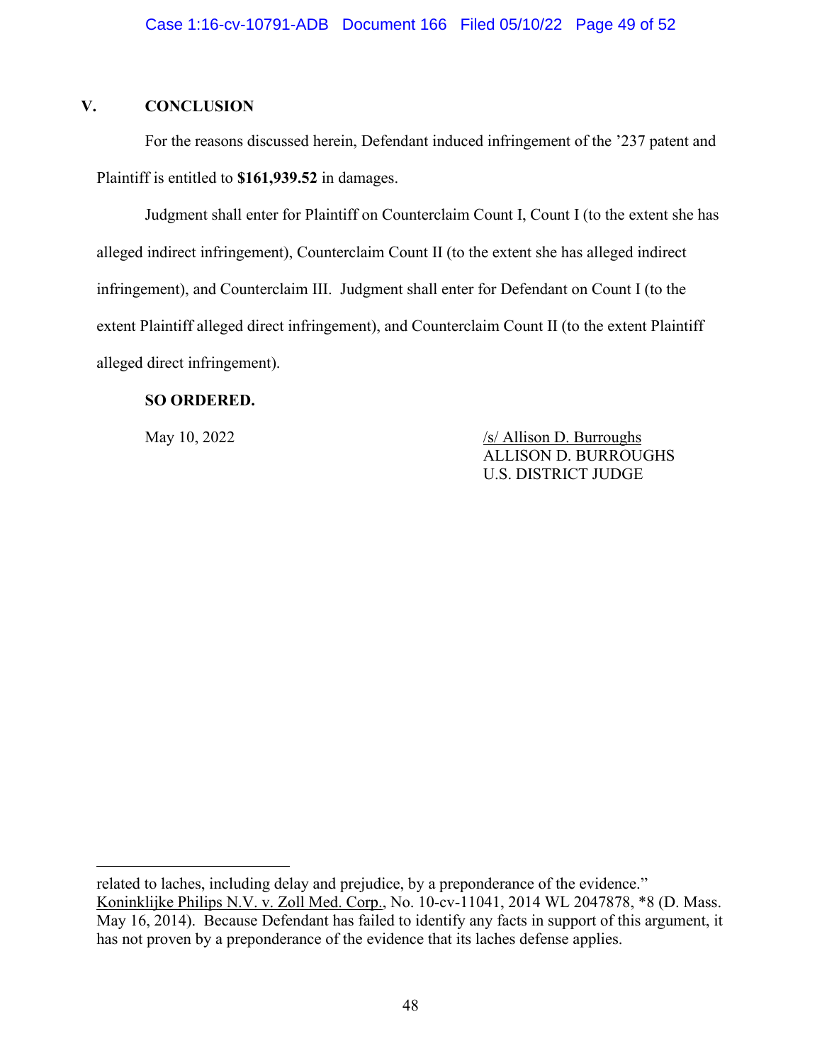## V. CONCLUSION

For the reasons discussed herein, Defendant induced infringement of the '237 patent and Plaintiff is entitled to **$161,939.52** in damages.

Judgment shall enter for Plaintiff on Counterclaim Count I, Count I (to the extent she has alleged indirect infringement), Counterclaim Count II (to the extent she has alleged indirect infringement), and Counterclaim III. Judgment shall enter for Defendant on Count I (to the extent Plaintiff alleged direct infringement), and Counterclaim Count II (to the extent Plaintiff alleged direct infringement).

**SO ORDERED.**

May 10, 2022

/s/ Allison D. Burroughs
ALLISON D. BURROUGHS
U.S. DISTRICT JUDGE

---

related to laches, including delay and prejudice, by a preponderance of the evidence." Koninklijke Philips N.V. v. Zoll Med. Corp., No. 10-cv-11041, 2014 WL 2047878, *8 (D. Mass. May 16, 2014). Because Defendant has failed to identify any facts in support of this argument, it has not proven by a preponderance of the evidence that its laches defense applies.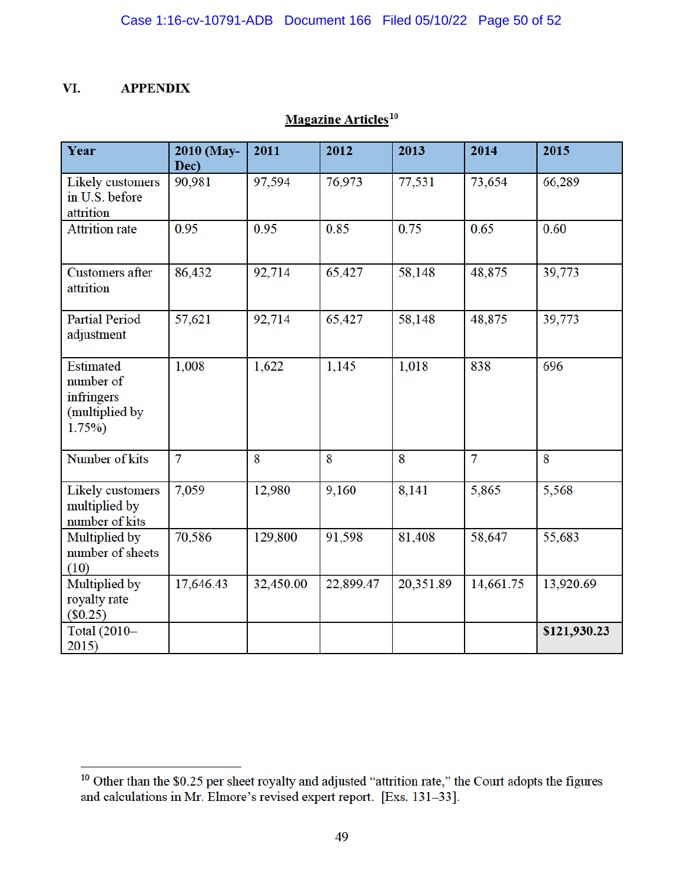## VI. APPENDIX

**Magazine Articles**[10]

| Year | 2010 (May-Dec) | 2011 | 2012 | 2013 | 2014 | 2015 |
|---|---|---|---|---|---|---|
| Likely customers in U.S. before attrition | 90,981 | 97,594 | 76,973 | 77,531 | 73,654 | 66,289 |
| Attrition rate | 0.95 | 0.95 | 0.85 | 0.75 | 0.65 | 0.60 |
| Customers after attrition | 86,432 | 92,714 | 65,427 | 58,148 | 48,875 | 39,773 |
| Partial Period adjustment | 57,621 | 92,714 | 65,427 | 58,148 | 48,875 | 39,773 |
| Estimated number of infringers (multiplied by 1.75%) | 1,008 | 1,622 | 1,145 | 1,018 | 838 | 696 |
| Number of kits | 7 | 8 | 8 | 8 | 7 | 8 |
| Likely customers multiplied by number of kits | 7,059 | 12,980 | 9,160 | 8,141 | 5,865 | 5,568 |
| Multiplied by number of sheets (10) | 70,586 | 129,800 | 91,598 | 81,408 | 58,647 | 55,683 |
| Multiplied by royalty rate ($0.25) | 17,646.43 | 32,450.00 | 22,899.47 | 20,351.89 | 14,661.75 | 13,920.69 |
| Total (2010–2015) | | | | | | **$121,930.23** |

---

[10] Other than the $0.25 per sheet royalty and adjusted "attrition rate," the Court adopts the figures and calculations in Mr. Elmore's revised expert report. [Exs. 131–33].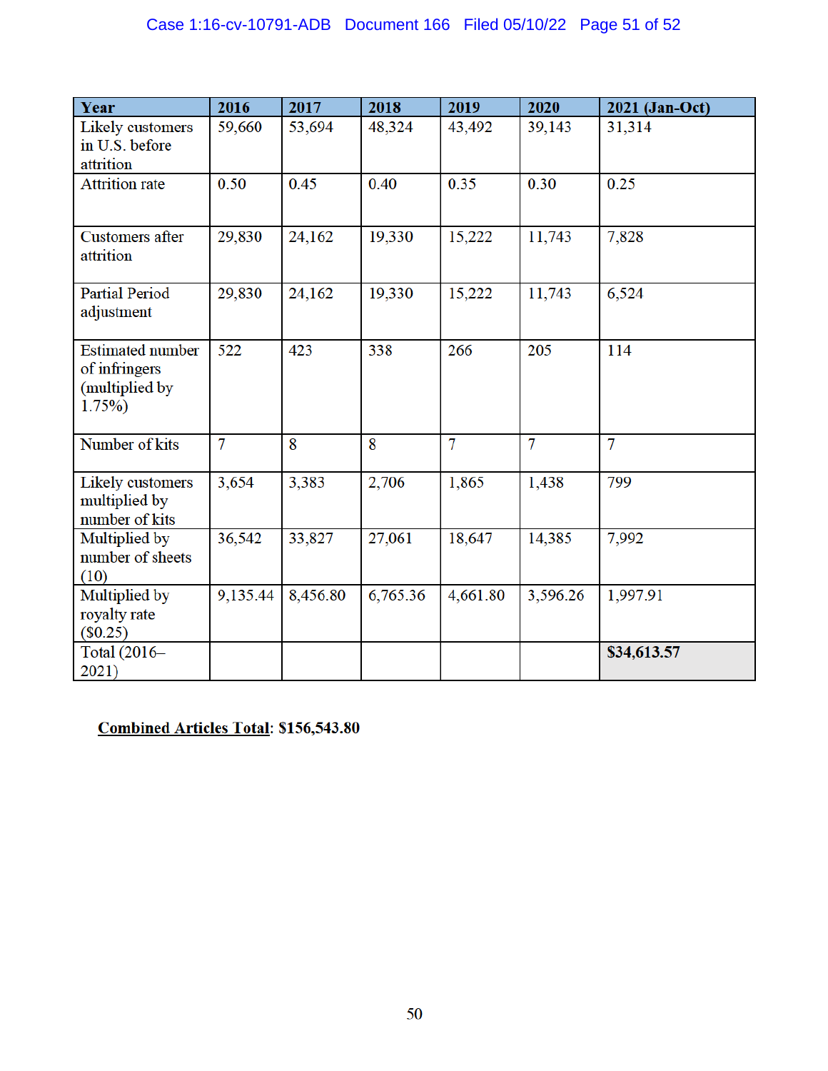| Year | 2016 | 2017 | 2018 | 2019 | 2020 | 2021 (Jan-Oct) |
|---|---|---|---|---|---|---|
| Likely customers in U.S. before attrition | 59,660 | 53,694 | 48,324 | 43,492 | 39,143 | 31,314 |
| Attrition rate | 0.50 | 0.45 | 0.40 | 0.35 | 0.30 | 0.25 |
| Customers after attrition | 29,830 | 24,162 | 19,330 | 15,222 | 11,743 | 7,828 |
| Partial Period adjustment | 29,830 | 24,162 | 19,330 | 15,222 | 11,743 | 6,524 |
| Estimated number of infringers (multiplied by 1.75%) | 522 | 423 | 338 | 266 | 205 | 114 |
| Number of kits | 7 | 8 | 8 | 7 | 7 | 7 |
| Likely customers multiplied by number of kits | 3,654 | 3,383 | 2,706 | 1,865 | 1,438 | 799 |
| Multiplied by number of sheets (10) | 36,542 | 33,827 | 27,061 | 18,647 | 14,385 | 7,992 |
| Multiplied by royalty rate ($0.25) | 9,135.44 | 8,456.80 | 6,765.36 | 4,661.80 | 3,596.26 | 1,997.91 |
| Total (2016–2021) | | | | | | **$34,613.57** |

**<u>Combined Articles Total</u>: $156,543.80**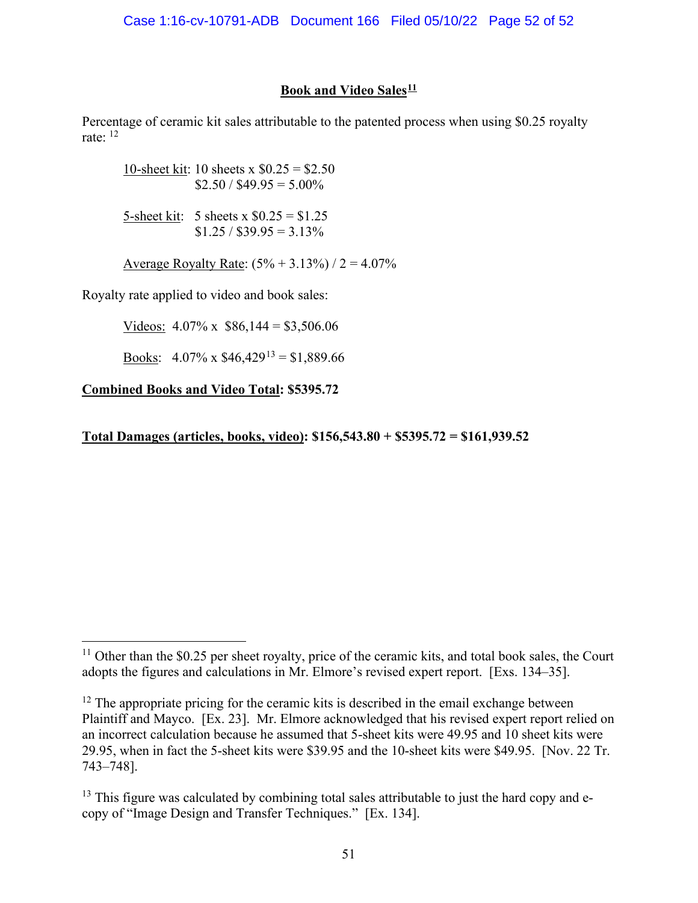## Book and Video Sales[11]

Percentage of ceramic kit sales attributable to the patented process when using $0.25 royalty rate: [12]

> <u>10-sheet kit</u>: 10 sheets x $0.25 = $2.50
> $2.50 / $49.95 = 5.00%
>
> <u>5-sheet kit</u>: 5 sheets x $0.25 = $1.25
> $1.25 / $39.95 = 3.13%
>
> <u>Average Royalty Rate</u>: (5% + 3.13%) / 2 = 4.07%

Royalty rate applied to video and book sales:

> <u>Videos:</u> 4.07% x $86,144 = $3,506.06
>
> <u>Books</u>: 4.07% x $46,429[13] = $1,889.66

**<u>Combined Books and Video Total</u>: $5395.72**

**<u>Total Damages (articles, books, video)</u>: $156,543.80 + $5395.72 = $161,939.52**

---

[11] Other than the $0.25 per sheet royalty, price of the ceramic kits, and total book sales, the Court adopts the figures and calculations in Mr. Elmore's revised expert report. [Exs. 134–35].

[12] The appropriate pricing for the ceramic kits is described in the email exchange between Plaintiff and Mayco. [Ex. 23]. Mr. Elmore acknowledged that his revised expert report relied on an incorrect calculation because he assumed that 5-sheet kits were 49.95 and 10 sheet kits were 29.95, when in fact the 5-sheet kits were $39.95 and the 10-sheet kits were $49.95. [Nov. 22 Tr. 743–748].

[13] This figure was calculated by combining total sales attributable to just the hard copy and e-copy of "Image Design and Transfer Techniques." [Ex. 134].